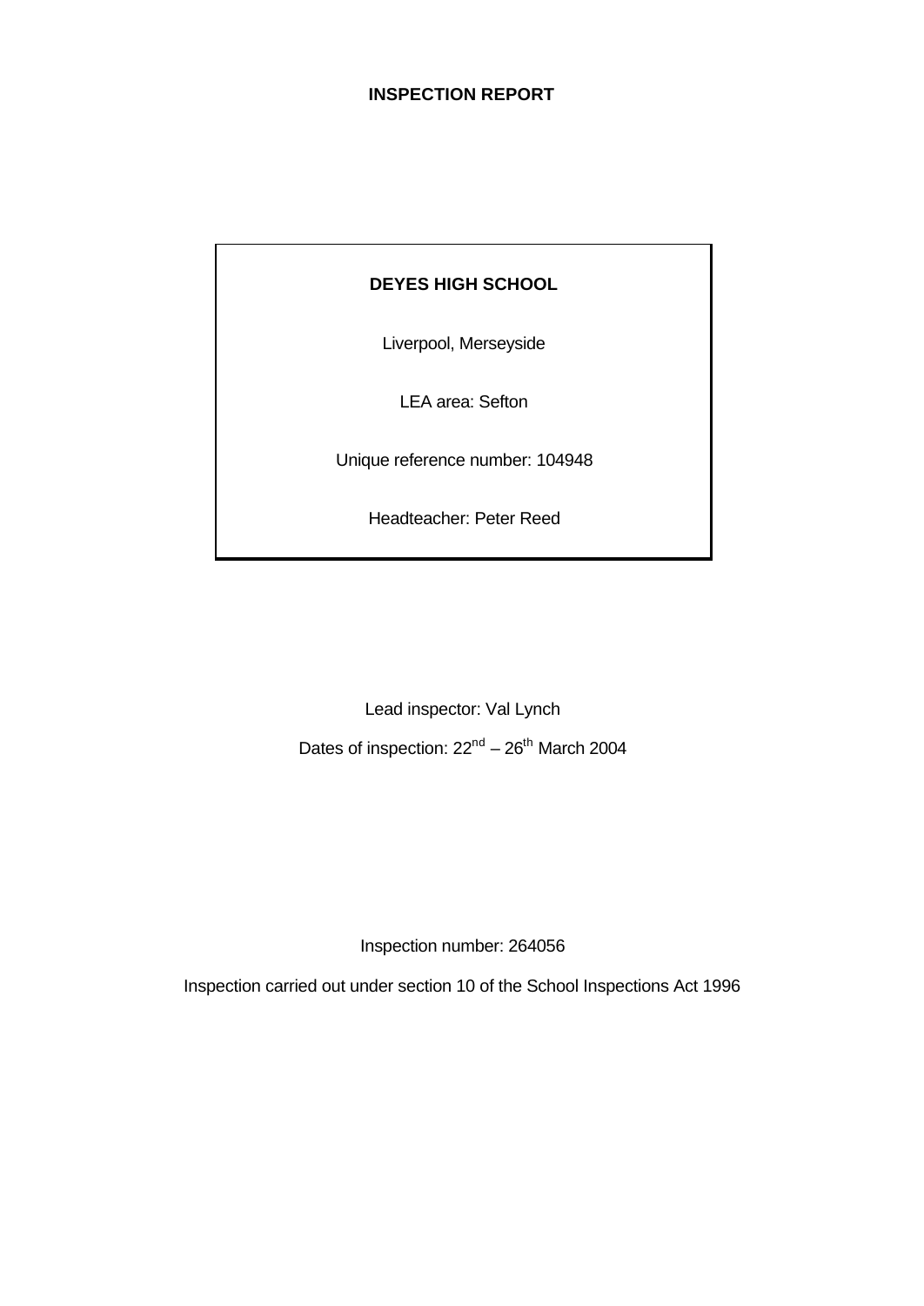# INSPECTION REPORT

**DEYES HIGH SCHOOL**

Liverpool, Merseyside

LEA area: Sefton

Unique reference number: 104948

Headteacher: Peter Reed

Lead inspector: Val Lynch

Dates of inspection: 22nd – 26th March 2004

Inspection number: 264056

Inspection carried out under section 10 of the School Inspections Act 1996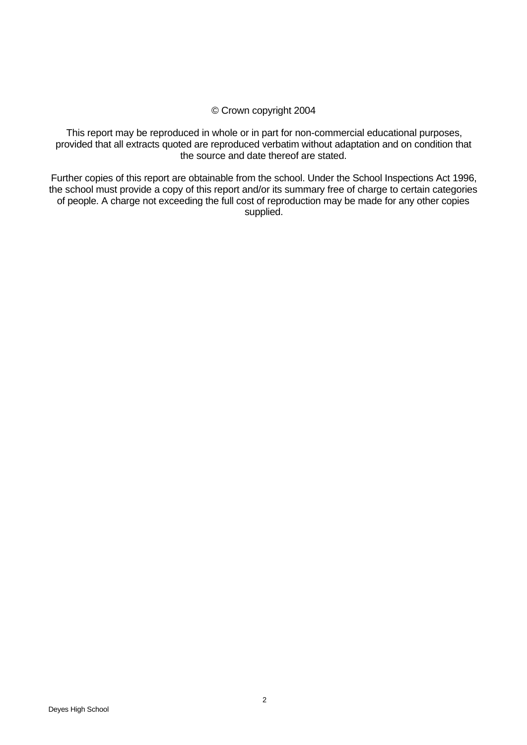© Crown copyright 2004

This report may be reproduced in whole or in part for non-commercial educational purposes, provided that all extracts quoted are reproduced verbatim without adaptation and on condition that the source and date thereof are stated.

Further copies of this report are obtainable from the school. Under the School Inspections Act 1996, the school must provide a copy of this report and/or its summary free of charge to certain categories of people. A charge not exceeding the full cost of reproduction may be made for any other copies supplied.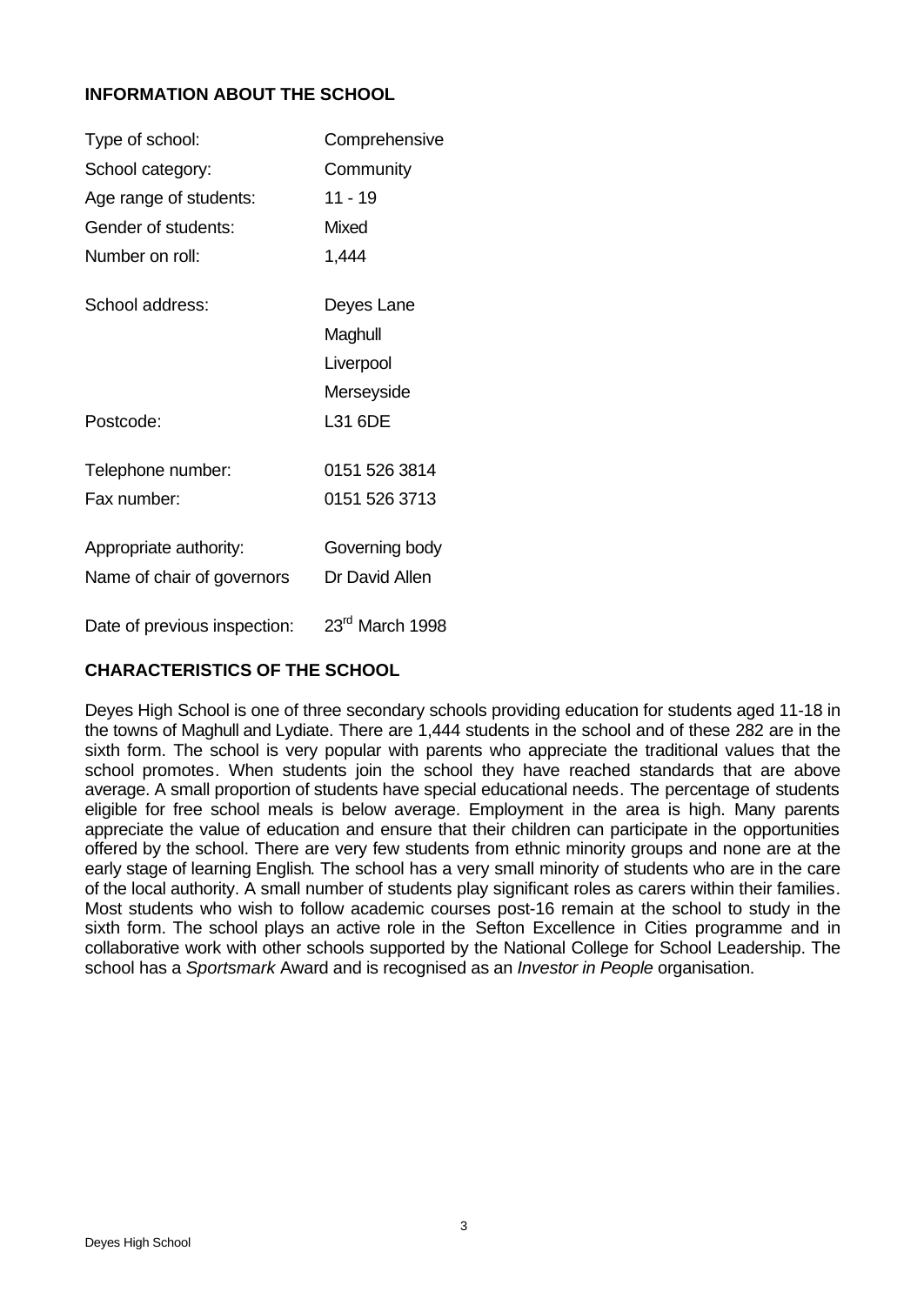## INFORMATION ABOUT THE SCHOOL

| | |
|---|---|
| Type of school: | Comprehensive |
| School category: | Community |
| Age range of students: | 11 - 19 |
| Gender of students: | Mixed |
| Number on roll: | 1,444 |
| School address: | Deyes Lane<br>Maghull<br>Liverpool<br>Merseyside |
| Postcode: | L31 6DE |
| Telephone number: | 0151 526 3814 |
| Fax number: | 0151 526 3713 |
| Appropriate authority: | Governing body |
| Name of chair of governors | Dr David Allen |
| Date of previous inspection: | 23rd March 1998 |

## CHARACTERISTICS OF THE SCHOOL

Deyes High School is one of three secondary schools providing education for students aged 11-18 in the towns of Maghull and Lydiate. There are 1,444 students in the school and of these 282 are in the sixth form. The school is very popular with parents who appreciate the traditional values that the school promotes. When students join the school they have reached standards that are above average. A small proportion of students have special educational needs. The percentage of students eligible for free school meals is below average. Employment in the area is high. Many parents appreciate the value of education and ensure that their children can participate in the opportunities offered by the school. There are very few students from ethnic minority groups and none are at the early stage of learning English. The school has a very small minority of students who are in the care of the local authority. A small number of students play significant roles as carers within their families. Most students who wish to follow academic courses post-16 remain at the school to study in the sixth form. The school plays an active role in the Sefton Excellence in Cities programme and in collaborative work with other schools supported by the National College for School Leadership. The school has a *Sportsmark* Award and is recognised as an *Investor in People* organisation.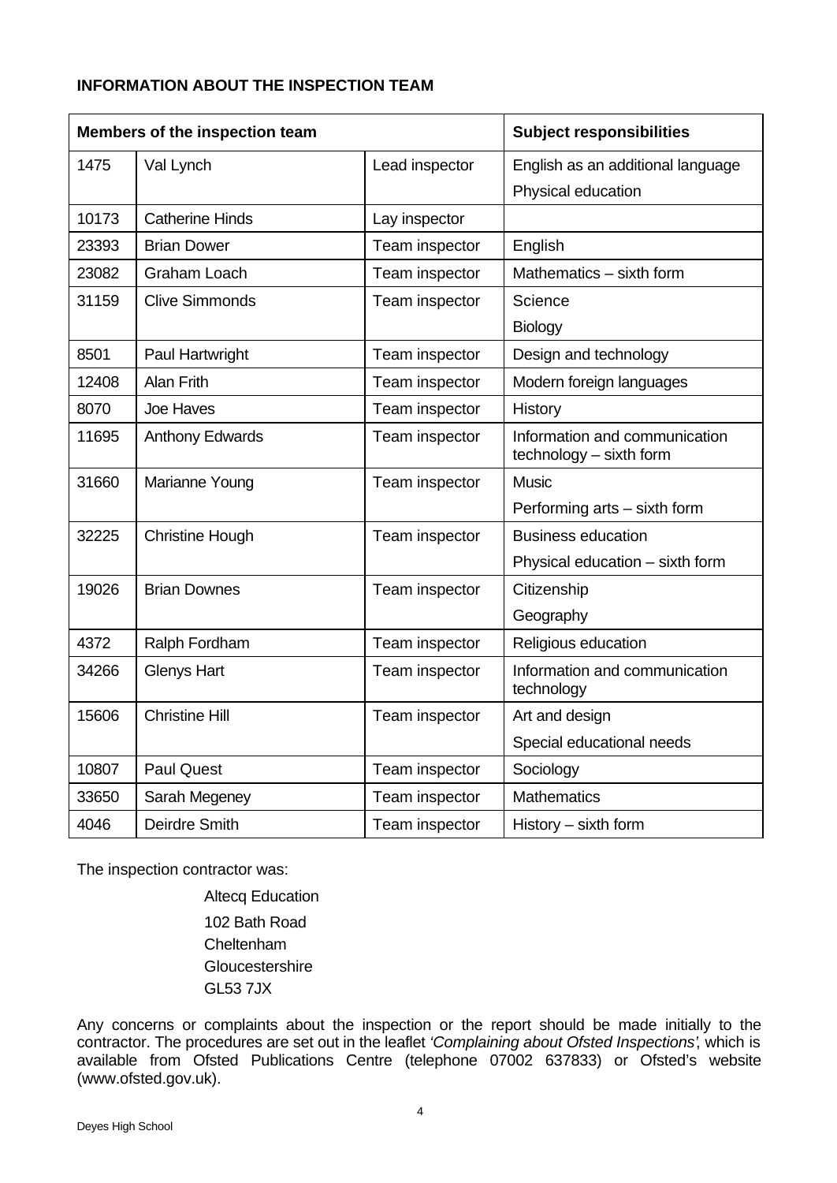**INFORMATION ABOUT THE INSPECTION TEAM**

| Members of the inspection team | | | Subject responsibilities |
|---|---|---|---|
| 1475 | Val Lynch | Lead inspector | English as an additional language<br>Physical education |
| 10173 | Catherine Hinds | Lay inspector | |
| 23393 | Brian Dower | Team inspector | English |
| 23082 | Graham Loach | Team inspector | Mathematics – sixth form |
| 31159 | Clive Simmonds | Team inspector | Science<br>Biology |
| 8501 | Paul Hartwright | Team inspector | Design and technology |
| 12408 | Alan Frith | Team inspector | Modern foreign languages |
| 8070 | Joe Haves | Team inspector | History |
| 11695 | Anthony Edwards | Team inspector | Information and communication technology – sixth form |
| 31660 | Marianne Young | Team inspector | Music<br>Performing arts – sixth form |
| 32225 | Christine Hough | Team inspector | Business education<br>Physical education – sixth form |
| 19026 | Brian Downes | Team inspector | Citizenship<br>Geography |
| 4372 | Ralph Fordham | Team inspector | Religious education |
| 34266 | Glenys Hart | Team inspector | Information and communication technology |
| 15606 | Christine Hill | Team inspector | Art and design<br>Special educational needs |
| 10807 | Paul Quest | Team inspector | Sociology |
| 33650 | Sarah Megeney | Team inspector | Mathematics |
| 4046 | Deirdre Smith | Team inspector | History – sixth form |

The inspection contractor was:

Altecq Education
102 Bath Road
Cheltenham
Gloucestershire
GL53 7JX

Any concerns or complaints about the inspection or the report should be made initially to the contractor. The procedures are set out in the leaflet *'Complaining about Ofsted Inspections'*, which is available from Ofsted Publications Centre (telephone 07002 637833) or Ofsted's website (www.ofsted.gov.uk).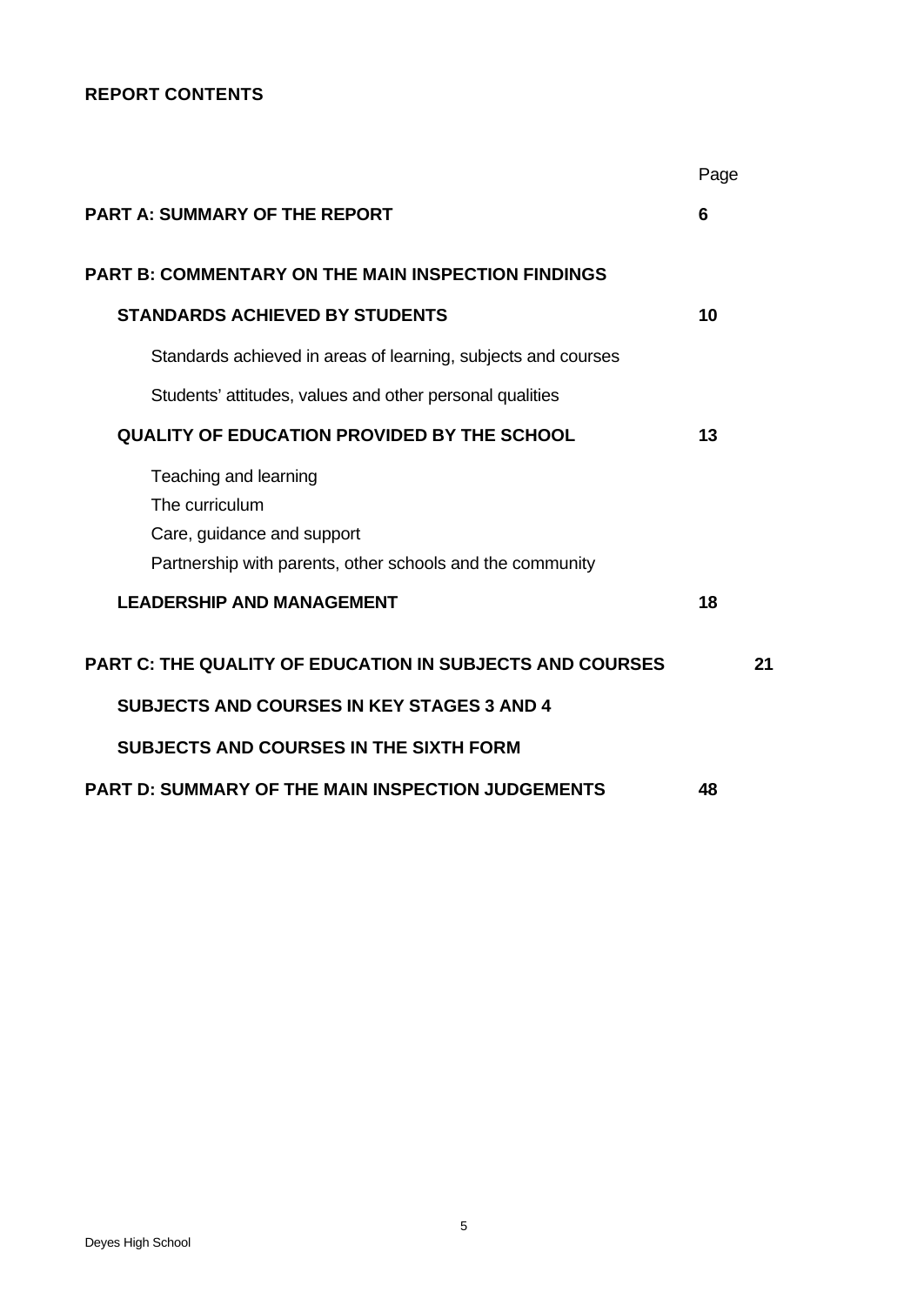## REPORT CONTENTS

| | Page |
|---|---|
| **PART A: SUMMARY OF THE REPORT** | **6** |
| **PART B: COMMENTARY ON THE MAIN INSPECTION FINDINGS** | |
| **STANDARDS ACHIEVED BY STUDENTS** | **10** |
| Standards achieved in areas of learning, subjects and courses | |
| Students' attitudes, values and other personal qualities | |
| **QUALITY OF EDUCATION PROVIDED BY THE SCHOOL** | **13** |
| Teaching and learning<br>The curriculum<br>Care, guidance and support<br>Partnership with parents, other schools and the community | |
| **LEADERSHIP AND MANAGEMENT** | **18** |
| **PART C: THE QUALITY OF EDUCATION IN SUBJECTS AND COURSES** | **21** |
| **SUBJECTS AND COURSES IN KEY STAGES 3 AND 4** | |
| **SUBJECTS AND COURSES IN THE SIXTH FORM** | |
| **PART D: SUMMARY OF THE MAIN INSPECTION JUDGEMENTS** | **48** |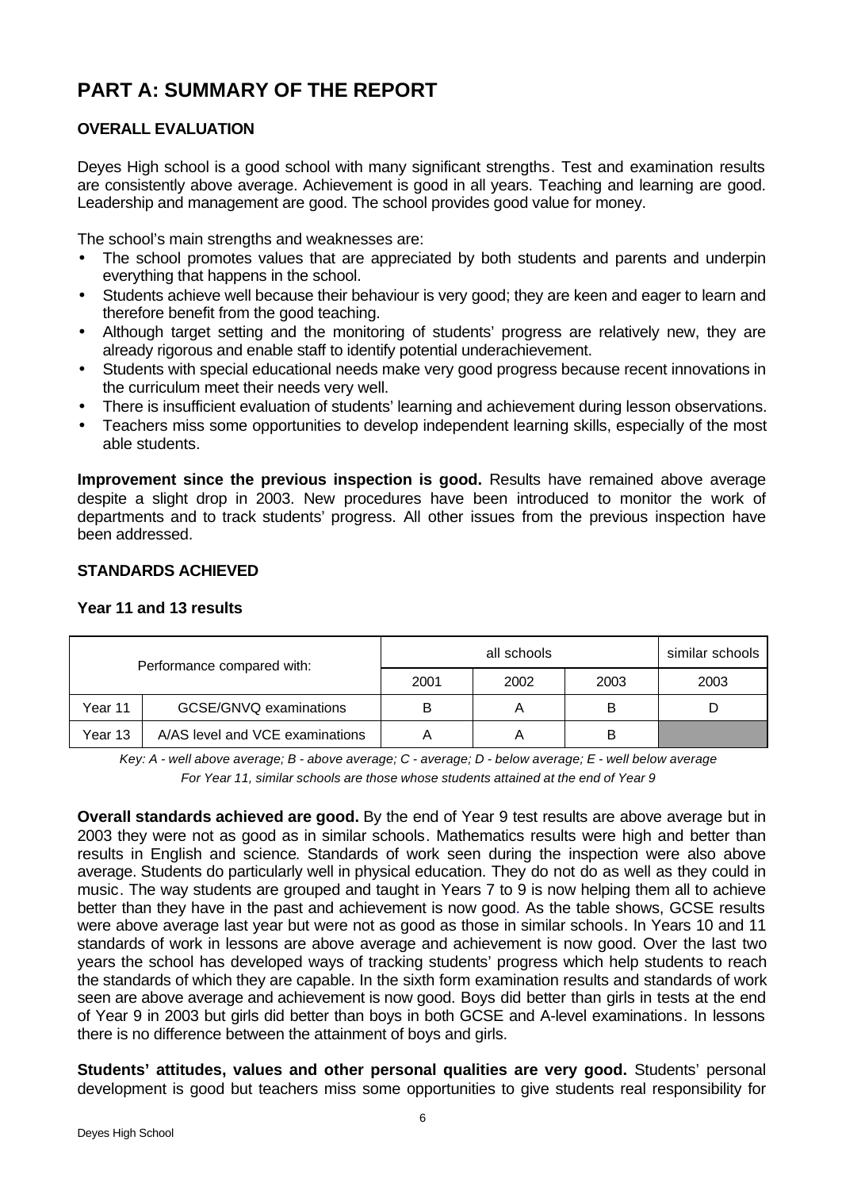# PART A: SUMMARY OF THE REPORT

## OVERALL EVALUATION

Deyes High school is a good school with many significant strengths. Test and examination results are consistently above average. Achievement is good in all years. Teaching and learning are good. Leadership and management are good. The school provides good value for money.

The school's main strengths and weaknesses are:

- The school promotes values that are appreciated by both students and parents and underpin everything that happens in the school.
- Students achieve well because their behaviour is very good; they are keen and eager to learn and therefore benefit from the good teaching.
- Although target setting and the monitoring of students' progress are relatively new, they are already rigorous and enable staff to identify potential underachievement.
- Students with special educational needs make very good progress because recent innovations in the curriculum meet their needs very well.
- There is insufficient evaluation of students' learning and achievement during lesson observations.
- Teachers miss some opportunities to develop independent learning skills, especially of the most able students.

**Improvement since the previous inspection is good.** Results have remained above average despite a slight drop in 2003. New procedures have been introduced to monitor the work of departments and to track students' progress. All other issues from the previous inspection have been addressed.

## STANDARDS ACHIEVED

### Year 11 and 13 results

| Performance compared with: | | all schools | | | similar schools |
|---|---|---|---|---|---|
| | | 2001 | 2002 | 2003 | 2003 |
| Year 11 | GCSE/GNVQ examinations | B | A | B | D |
| Year 13 | A/AS level and VCE examinations | A | A | B | |

*Key: A - well above average; B - above average; C - average; D - below average; E - well below average*
*For Year 11, similar schools are those whose students attained at the end of Year 9*

**Overall standards achieved are good.** By the end of Year 9 test results are above average but in 2003 they were not as good as in similar schools. Mathematics results were high and better than results in English and science. Standards of work seen during the inspection were also above average. Students do particularly well in physical education. They do not do as well as they could in music. The way students are grouped and taught in Years 7 to 9 is now helping them all to achieve better than they have in the past and achievement is now good. As the table shows, GCSE results were above average last year but were not as good as those in similar schools. In Years 10 and 11 standards of work in lessons are above average and achievement is now good. Over the last two years the school has developed ways of tracking students' progress which help students to reach the standards of which they are capable. In the sixth form examination results and standards of work seen are above average and achievement is now good. Boys did better than girls in tests at the end of Year 9 in 2003 but girls did better than boys in both GCSE and A-level examinations. In lessons there is no difference between the attainment of boys and girls.

**Students' attitudes, values and other personal qualities are very good.** Students' personal development is good but teachers miss some opportunities to give students real responsibility for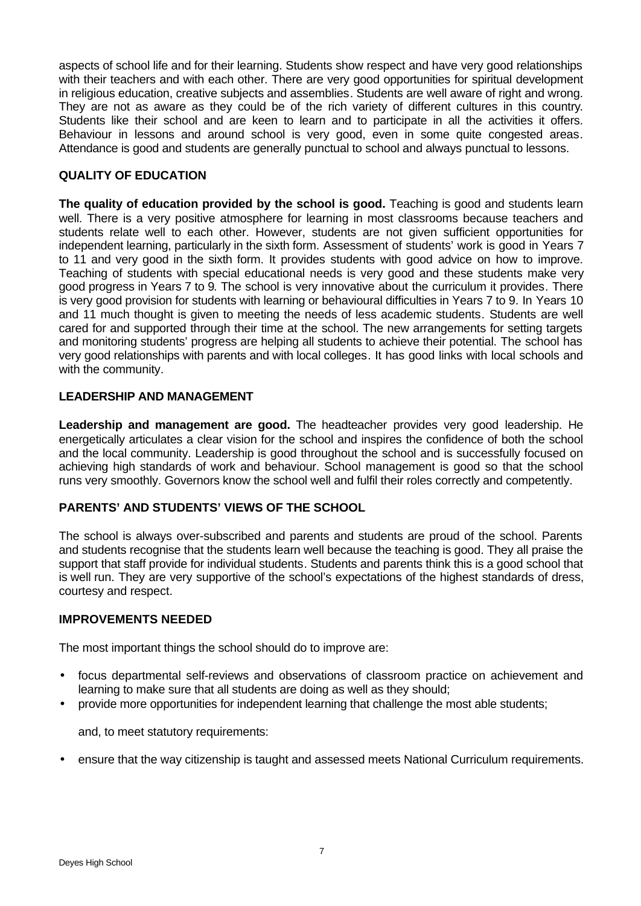aspects of school life and for their learning. Students show respect and have very good relationships with their teachers and with each other. There are very good opportunities for spiritual development in religious education, creative subjects and assemblies. Students are well aware of right and wrong. They are not as aware as they could be of the rich variety of different cultures in this country. Students like their school and are keen to learn and to participate in all the activities it offers. Behaviour in lessons and around school is very good, even in some quite congested areas. Attendance is good and students are generally punctual to school and always punctual to lessons.

## QUALITY OF EDUCATION

**The quality of education provided by the school is good.** Teaching is good and students learn well. There is a very positive atmosphere for learning in most classrooms because teachers and students relate well to each other. However, students are not given sufficient opportunities for independent learning, particularly in the sixth form. Assessment of students' work is good in Years 7 to 11 and very good in the sixth form. It provides students with good advice on how to improve. Teaching of students with special educational needs is very good and these students make very good progress in Years 7 to 9. The school is very innovative about the curriculum it provides. There is very good provision for students with learning or behavioural difficulties in Years 7 to 9. In Years 10 and 11 much thought is given to meeting the needs of less academic students. Students are well cared for and supported through their time at the school. The new arrangements for setting targets and monitoring students' progress are helping all students to achieve their potential. The school has very good relationships with parents and with local colleges. It has good links with local schools and with the community.

## LEADERSHIP AND MANAGEMENT

**Leadership and management are good.** The headteacher provides very good leadership. He energetically articulates a clear vision for the school and inspires the confidence of both the school and the local community. Leadership is good throughout the school and is successfully focused on achieving high standards of work and behaviour. School management is good so that the school runs very smoothly. Governors know the school well and fulfil their roles correctly and competently.

## PARENTS' AND STUDENTS' VIEWS OF THE SCHOOL

The school is always over-subscribed and parents and students are proud of the school. Parents and students recognise that the students learn well because the teaching is good. They all praise the support that staff provide for individual students. Students and parents think this is a good school that is well run. They are very supportive of the school's expectations of the highest standards of dress, courtesy and respect.

## IMPROVEMENTS NEEDED

The most important things the school should do to improve are:

- focus departmental self-reviews and observations of classroom practice on achievement and learning to make sure that all students are doing as well as they should;
- provide more opportunities for independent learning that challenge the most able students;

and, to meet statutory requirements:

- ensure that the way citizenship is taught and assessed meets National Curriculum requirements.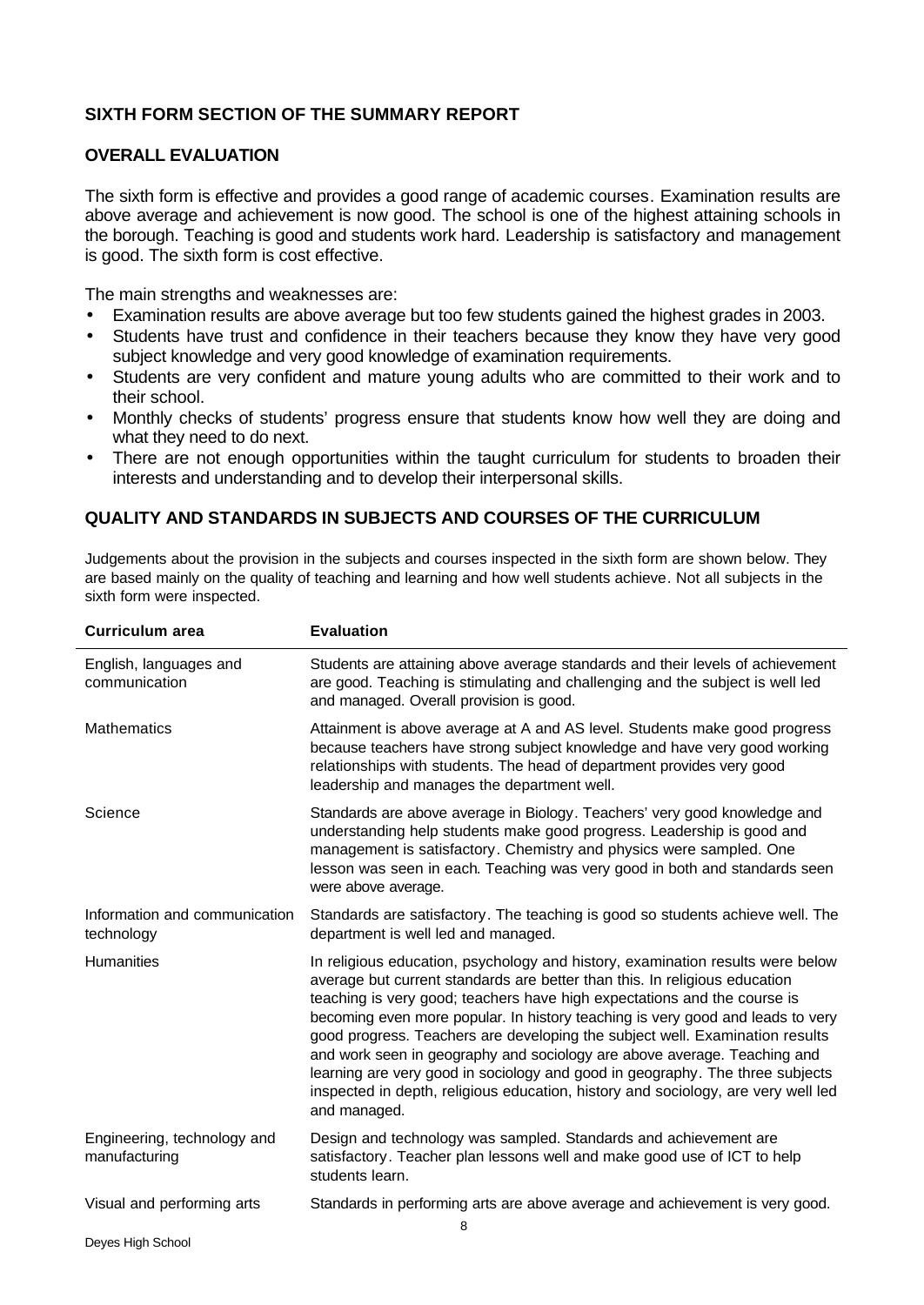## SIXTH FORM SECTION OF THE SUMMARY REPORT

### OVERALL EVALUATION

The sixth form is effective and provides a good range of academic courses. Examination results are above average and achievement is now good. The school is one of the highest attaining schools in the borough. Teaching is good and students work hard. Leadership is satisfactory and management is good. The sixth form is cost effective.

The main strengths and weaknesses are:

- Examination results are above average but too few students gained the highest grades in 2003.
- Students have trust and confidence in their teachers because they know they have very good subject knowledge and very good knowledge of examination requirements.
- Students are very confident and mature young adults who are committed to their work and to their school.
- Monthly checks of students' progress ensure that students know how well they are doing and what they need to do next.
- There are not enough opportunities within the taught curriculum for students to broaden their interests and understanding and to develop their interpersonal skills.

### QUALITY AND STANDARDS IN SUBJECTS AND COURSES OF THE CURRICULUM

Judgements about the provision in the subjects and courses inspected in the sixth form are shown below. They are based mainly on the quality of teaching and learning and how well students achieve. Not all subjects in the sixth form were inspected.

| Curriculum area | Evaluation |
|---|---|
| English, languages and communication | Students are attaining above average standards and their levels of achievement are good. Teaching is stimulating and challenging and the subject is well led and managed. Overall provision is good. |
| Mathematics | Attainment is above average at A and AS level. Students make good progress because teachers have strong subject knowledge and have very good working relationships with students. The head of department provides very good leadership and manages the department well. |
| Science | Standards are above average in Biology. Teachers' very good knowledge and understanding help students make good progress. Leadership is good and management is satisfactory. Chemistry and physics were sampled. One lesson was seen in each. Teaching was very good in both and standards seen were above average. |
| Information and communication technology | Standards are satisfactory. The teaching is good so students achieve well. The department is well led and managed. |
| Humanities | In religious education, psychology and history, examination results were below average but current standards are better than this. In religious education teaching is very good; teachers have high expectations and the course is becoming even more popular. In history teaching is very good and leads to very good progress. Teachers are developing the subject well. Examination results and work seen in geography and sociology are above average. Teaching and learning are very good in sociology and good in geography. The three subjects inspected in depth, religious education, history and sociology, are very well led and managed. |
| Engineering, technology and manufacturing | Design and technology was sampled. Standards and achievement are satisfactory. Teacher plan lessons well and make good use of ICT to help students learn. |
| Visual and performing arts | Standards in performing arts are above average and achievement is very good. |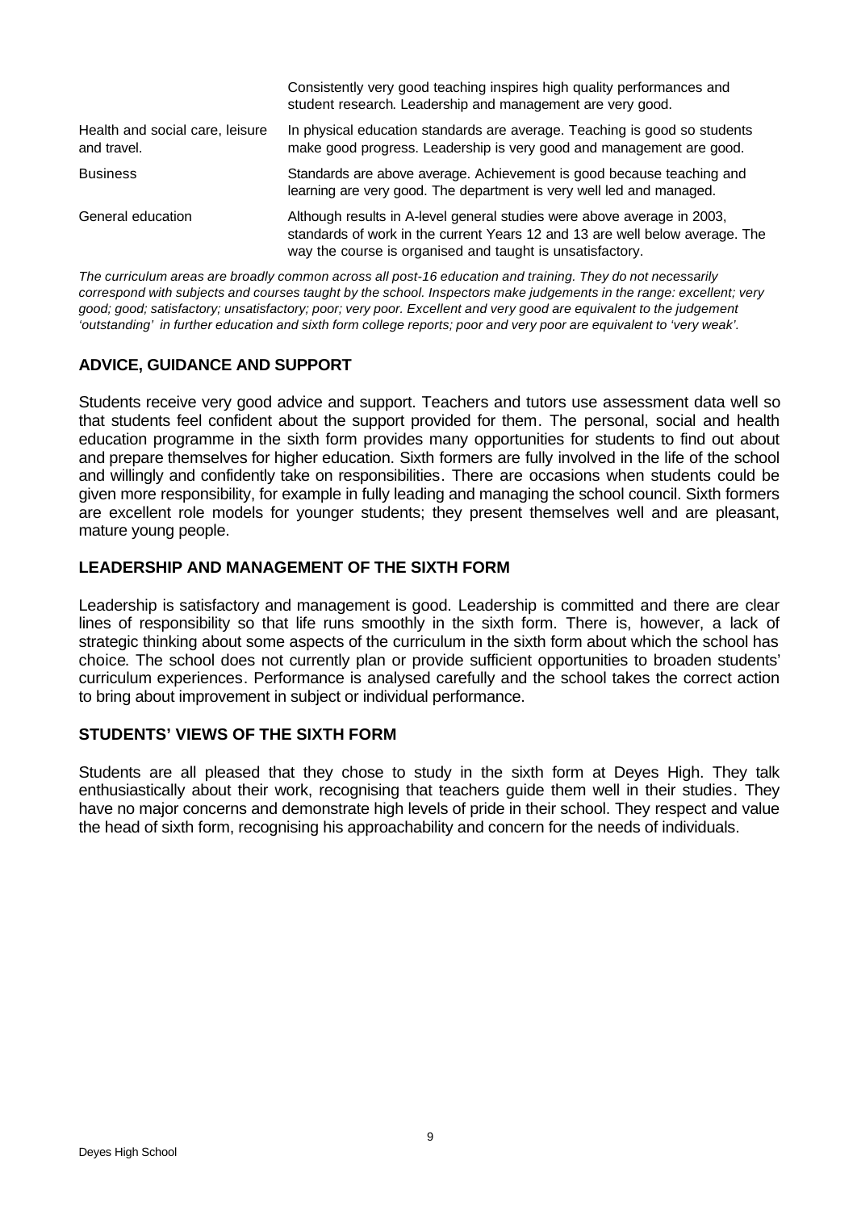| | |
|---|---|
| | Consistently very good teaching inspires high quality performances and student research. Leadership and management are very good. |
| Health and social care, leisure and travel. | In physical education standards are average. Teaching is good so students make good progress. Leadership is very good and management are good. |
| Business | Standards are above average. Achievement is good because teaching and learning are very good. The department is very well led and managed. |
| General education | Although results in A-level general studies were above average in 2003, standards of work in the current Years 12 and 13 are well below average. The way the course is organised and taught is unsatisfactory. |

*The curriculum areas are broadly common across all post-16 education and training. They do not necessarily correspond with subjects and courses taught by the school. Inspectors make judgements in the range: excellent; very good; good; satisfactory; unsatisfactory; poor; very poor. Excellent and very good are equivalent to the judgement 'outstanding' in further education and sixth form college reports; poor and very poor are equivalent to 'very weak'.*

## ADVICE, GUIDANCE AND SUPPORT

Students receive very good advice and support. Teachers and tutors use assessment data well so that students feel confident about the support provided for them. The personal, social and health education programme in the sixth form provides many opportunities for students to find out about and prepare themselves for higher education. Sixth formers are fully involved in the life of the school and willingly and confidently take on responsibilities. There are occasions when students could be given more responsibility, for example in fully leading and managing the school council. Sixth formers are excellent role models for younger students; they present themselves well and are pleasant, mature young people.

## LEADERSHIP AND MANAGEMENT OF THE SIXTH FORM

Leadership is satisfactory and management is good. Leadership is committed and there are clear lines of responsibility so that life runs smoothly in the sixth form. There is, however, a lack of strategic thinking about some aspects of the curriculum in the sixth form about which the school has choice. The school does not currently plan or provide sufficient opportunities to broaden students' curriculum experiences. Performance is analysed carefully and the school takes the correct action to bring about improvement in subject or individual performance.

## STUDENTS' VIEWS OF THE SIXTH FORM

Students are all pleased that they chose to study in the sixth form at Deyes High. They talk enthusiastically about their work, recognising that teachers guide them well in their studies. They have no major concerns and demonstrate high levels of pride in their school. They respect and value the head of sixth form, recognising his approachability and concern for the needs of individuals.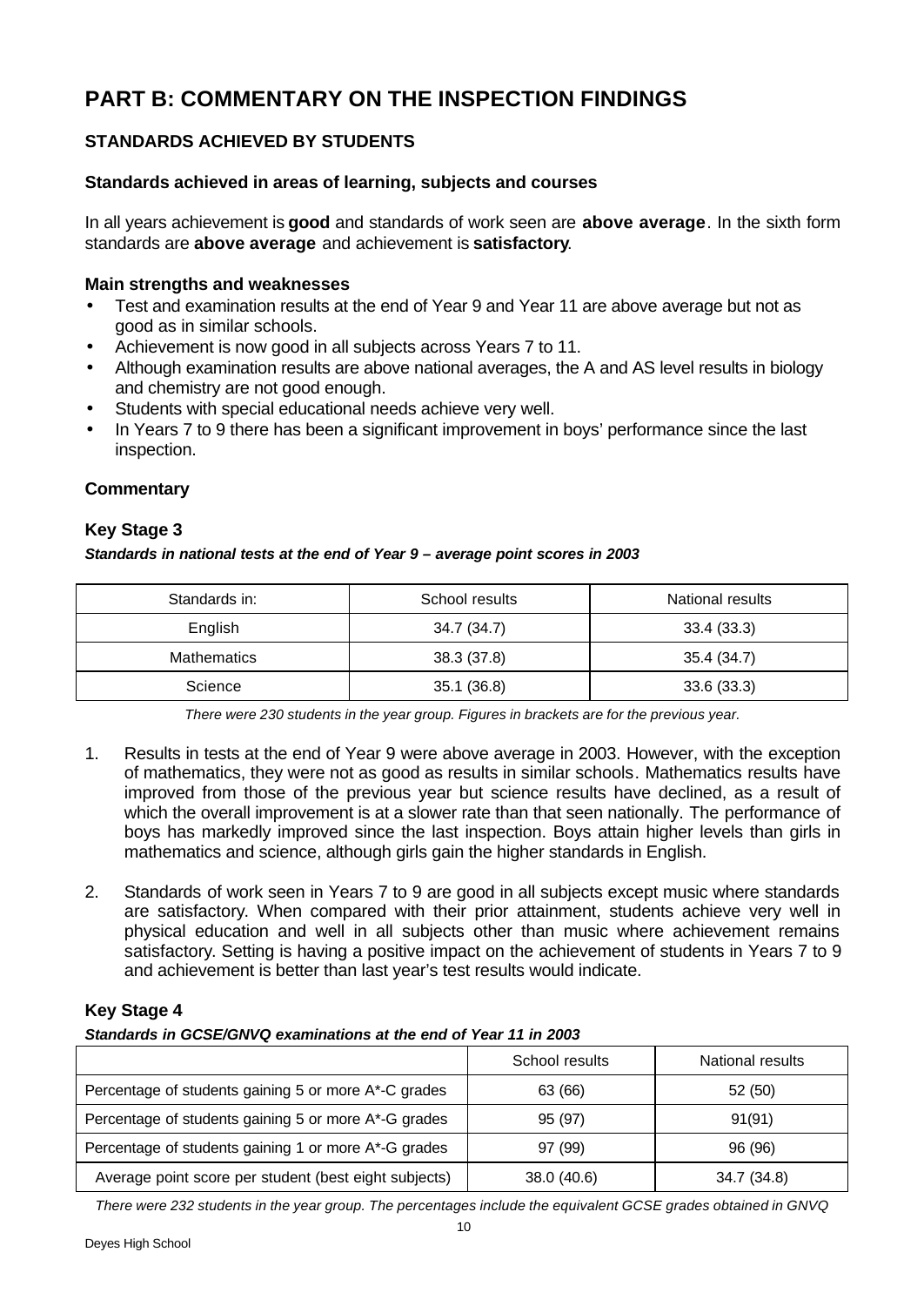# PART B: COMMENTARY ON THE INSPECTION FINDINGS

## STANDARDS ACHIEVED BY STUDENTS

### Standards achieved in areas of learning, subjects and courses

In all years achievement is **good** and standards of work seen are **above average**. In the sixth form standards are **above average** and achievement is **satisfactory**.

### Main strengths and weaknesses

- Test and examination results at the end of Year 9 and Year 11 are above average but not as good as in similar schools.
- Achievement is now good in all subjects across Years 7 to 11.
- Although examination results are above national averages, the A and AS level results in biology and chemistry are not good enough.
- Students with special educational needs achieve very well.
- In Years 7 to 9 there has been a significant improvement in boys' performance since the last inspection.

### Commentary

### Key Stage 3

***Standards in national tests at the end of Year 9 – average point scores in 2003***

| Standards in: | School results | National results |
|---|---|---|
| English | 34.7 (34.7) | 33.4 (33.3) |
| Mathematics | 38.3 (37.8) | 35.4 (34.7) |
| Science | 35.1 (36.8) | 33.6 (33.3) |

*There were 230 students in the year group. Figures in brackets are for the previous year.*

1. Results in tests at the end of Year 9 were above average in 2003. However, with the exception of mathematics, they were not as good as results in similar schools. Mathematics results have improved from those of the previous year but science results have declined, as a result of which the overall improvement is at a slower rate than that seen nationally. The performance of boys has markedly improved since the last inspection. Boys attain higher levels than girls in mathematics and science, although girls gain the higher standards in English.

2. Standards of work seen in Years 7 to 9 are good in all subjects except music where standards are satisfactory. When compared with their prior attainment, students achieve very well in physical education and well in all subjects other than music where achievement remains satisfactory. Setting is having a positive impact on the achievement of students in Years 7 to 9 and achievement is better than last year's test results would indicate.

### Key Stage 4

***Standards in GCSE/GNVQ examinations at the end of Year 11 in 2003***

| | School results | National results |
|---|---|---|
| Percentage of students gaining 5 or more A*-C grades | 63 (66) | 52 (50) |
| Percentage of students gaining 5 or more A*-G grades | 95 (97) | 91(91) |
| Percentage of students gaining 1 or more A*-G grades | 97 (99) | 96 (96) |
| Average point score per student (best eight subjects) | 38.0 (40.6) | 34.7 (34.8) |

*There were 232 students in the year group. The percentages include the equivalent GCSE grades obtained in GNVQ*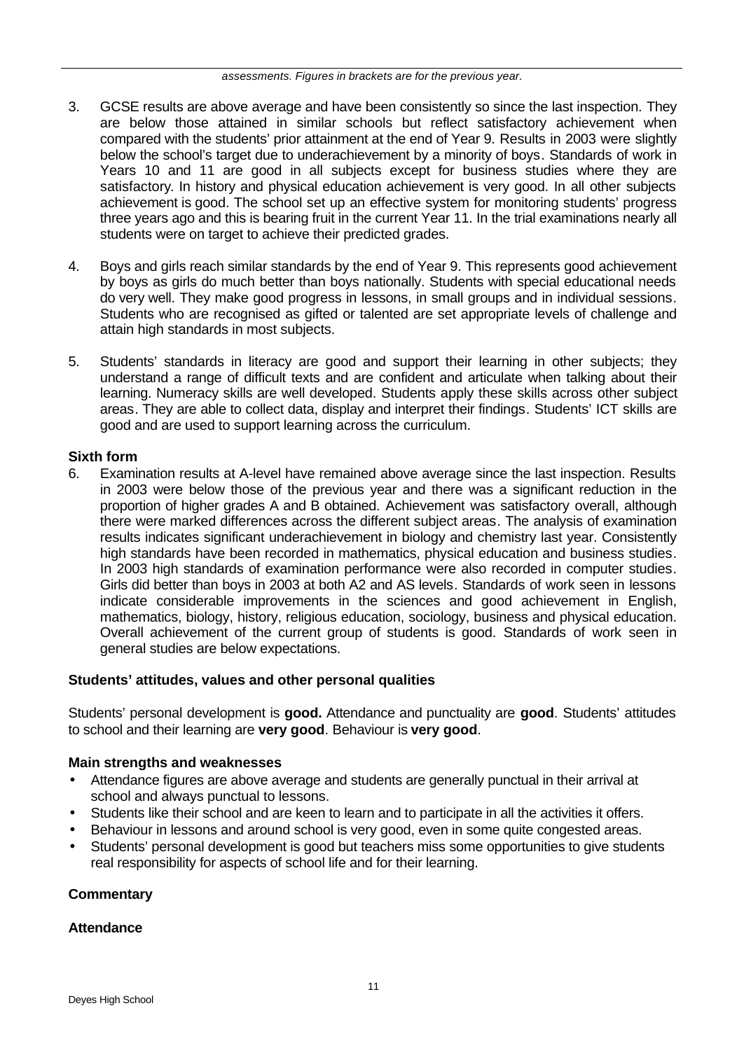*assessments. Figures in brackets are for the previous year.*

3. GCSE results are above average and have been consistently so since the last inspection. They are below those attained in similar schools but reflect satisfactory achievement when compared with the students' prior attainment at the end of Year 9. Results in 2003 were slightly below the school's target due to underachievement by a minority of boys. Standards of work in Years 10 and 11 are good in all subjects except for business studies where they are satisfactory. In history and physical education achievement is very good. In all other subjects achievement is good. The school set up an effective system for monitoring students' progress three years ago and this is bearing fruit in the current Year 11. In the trial examinations nearly all students were on target to achieve their predicted grades.

4. Boys and girls reach similar standards by the end of Year 9. This represents good achievement by boys as girls do much better than boys nationally. Students with special educational needs do very well. They make good progress in lessons, in small groups and in individual sessions. Students who are recognised as gifted or talented are set appropriate levels of challenge and attain high standards in most subjects.

5. Students' standards in literacy are good and support their learning in other subjects; they understand a range of difficult texts and are confident and articulate when talking about their learning. Numeracy skills are well developed. Students apply these skills across other subject areas. They are able to collect data, display and interpret their findings. Students' ICT skills are good and are used to support learning across the curriculum.

**Sixth form**

6. Examination results at A-level have remained above average since the last inspection. Results in 2003 were below those of the previous year and there was a significant reduction in the proportion of higher grades A and B obtained. Achievement was satisfactory overall, although there were marked differences across the different subject areas. The analysis of examination results indicates significant underachievement in biology and chemistry last year. Consistently high standards have been recorded in mathematics, physical education and business studies. In 2003 high standards of examination performance were also recorded in computer studies. Girls did better than boys in 2003 at both A2 and AS levels. Standards of work seen in lessons indicate considerable improvements in the sciences and good achievement in English, mathematics, biology, history, religious education, sociology, business and physical education. Overall achievement of the current group of students is good. Standards of work seen in general studies are below expectations.

### Students' attitudes, values and other personal qualities

Students' personal development is **good.** Attendance and punctuality are **good**. Students' attitudes to school and their learning are **very good**. Behaviour is **very good**.

**Main strengths and weaknesses**

- Attendance figures are above average and students are generally punctual in their arrival at school and always punctual to lessons.
- Students like their school and are keen to learn and to participate in all the activities it offers.
- Behaviour in lessons and around school is very good, even in some quite congested areas.
- Students' personal development is good but teachers miss some opportunities to give students real responsibility for aspects of school life and for their learning.

**Commentary**

**Attendance**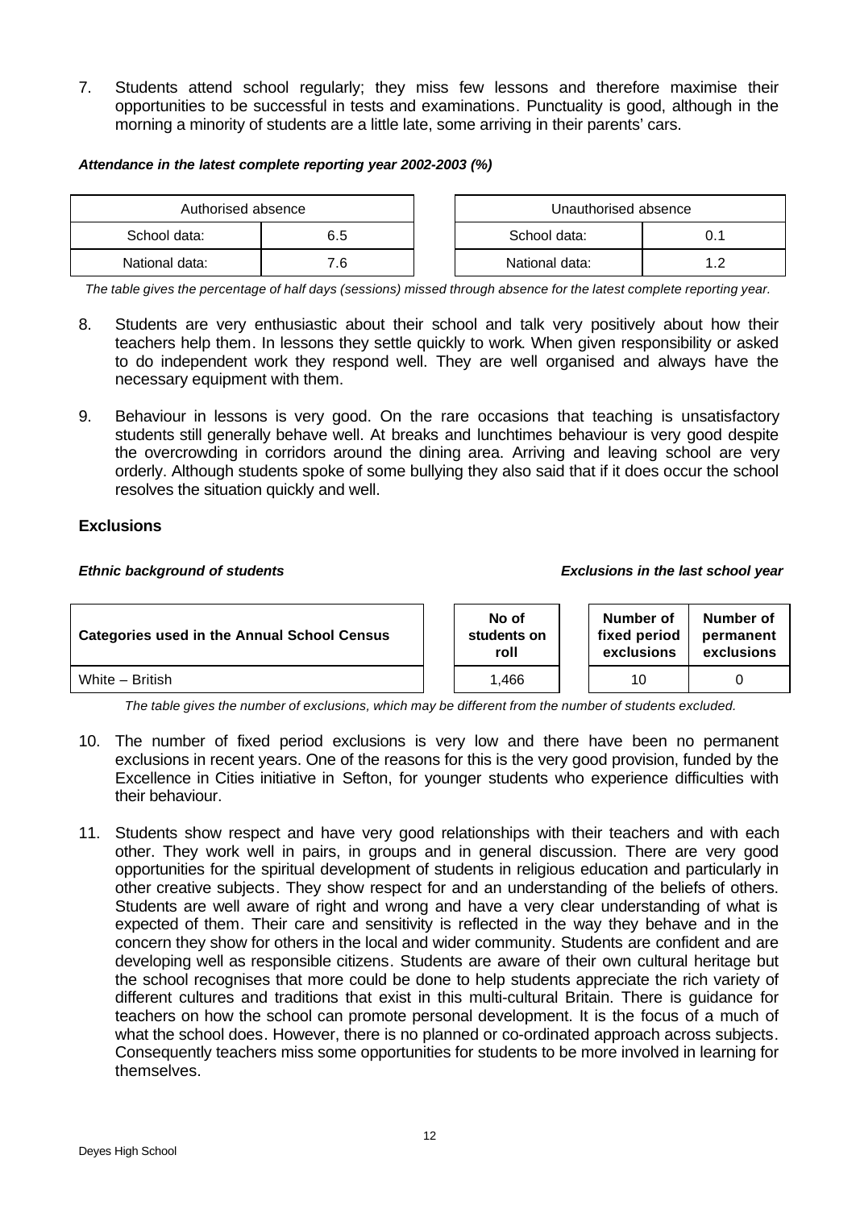7. Students attend school regularly; they miss few lessons and therefore maximise their opportunities to be successful in tests and examinations. Punctuality is good, although in the morning a minority of students are a little late, some arriving in their parents' cars.

***Attendance in the latest complete reporting year 2002-2003 (%)***

| Authorised absence | |
|---|---|
| School data: | 6.5 |
| National data: | 7.6 |

| Unauthorised absence | |
|---|---|
| School data: | 0.1 |
| National data: | 1.2 |

*The table gives the percentage of half days (sessions) missed through absence for the latest complete reporting year.*

8. Students are very enthusiastic about their school and talk very positively about how their teachers help them. In lessons they settle quickly to work. When given responsibility or asked to do independent work they respond well. They are well organised and always have the necessary equipment with them.

9. Behaviour in lessons is very good. On the rare occasions that teaching is unsatisfactory students still generally behave well. At breaks and lunchtimes behaviour is very good despite the overcrowding in corridors around the dining area. Arriving and leaving school are very orderly. Although students spoke of some bullying they also said that if it does occur the school resolves the situation quickly and well.

### Exclusions

***Ethnic background of students*** ***Exclusions in the last school year***

| Categories used in the Annual School Census | No of students on roll | Number of fixed period exclusions | Number of permanent exclusions |
|---|---|---|---|
| White – British | 1,466 | 10 | 0 |

*The table gives the number of exclusions, which may be different from the number of students excluded.*

10. The number of fixed period exclusions is very low and there have been no permanent exclusions in recent years. One of the reasons for this is the very good provision, funded by the Excellence in Cities initiative in Sefton, for younger students who experience difficulties with their behaviour.

11. Students show respect and have very good relationships with their teachers and with each other. They work well in pairs, in groups and in general discussion. There are very good opportunities for the spiritual development of students in religious education and particularly in other creative subjects. They show respect for and an understanding of the beliefs of others. Students are well aware of right and wrong and have a very clear understanding of what is expected of them. Their care and sensitivity is reflected in the way they behave and in the concern they show for others in the local and wider community. Students are confident and are developing well as responsible citizens. Students are aware of their own cultural heritage but the school recognises that more could be done to help students appreciate the rich variety of different cultures and traditions that exist in this multi-cultural Britain. There is guidance for teachers on how the school can promote personal development. It is the focus of a much of what the school does. However, there is no planned or co-ordinated approach across subjects. Consequently teachers miss some opportunities for students to be more involved in learning for themselves.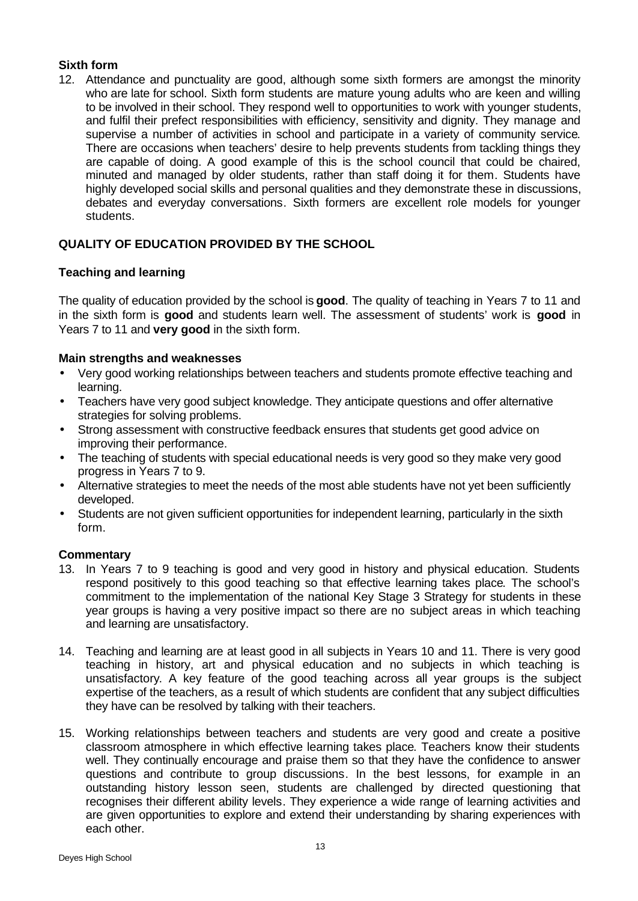### Sixth form

12. Attendance and punctuality are good, although some sixth formers are amongst the minority who are late for school. Sixth form students are mature young adults who are keen and willing to be involved in their school. They respond well to opportunities to work with younger students, and fulfil their prefect responsibilities with efficiency, sensitivity and dignity. They manage and supervise a number of activities in school and participate in a variety of community service. There are occasions when teachers' desire to help prevents students from tackling things they are capable of doing. A good example of this is the school council that could be chaired, minuted and managed by older students, rather than staff doing it for them. Students have highly developed social skills and personal qualities and they demonstrate these in discussions, debates and everyday conversations. Sixth formers are excellent role models for younger students.

## QUALITY OF EDUCATION PROVIDED BY THE SCHOOL

### Teaching and learning

The quality of education provided by the school is **good**. The quality of teaching in Years 7 to 11 and in the sixth form is **good** and students learn well. The assessment of students' work is **good** in Years 7 to 11 and **very good** in the sixth form.

#### Main strengths and weaknesses

- Very good working relationships between teachers and students promote effective teaching and learning.
- Teachers have very good subject knowledge. They anticipate questions and offer alternative strategies for solving problems.
- Strong assessment with constructive feedback ensures that students get good advice on improving their performance.
- The teaching of students with special educational needs is very good so they make very good progress in Years 7 to 9.
- Alternative strategies to meet the needs of the most able students have not yet been sufficiently developed.
- Students are not given sufficient opportunities for independent learning, particularly in the sixth form.

#### Commentary

13. In Years 7 to 9 teaching is good and very good in history and physical education. Students respond positively to this good teaching so that effective learning takes place. The school's commitment to the implementation of the national Key Stage 3 Strategy for students in these year groups is having a very positive impact so there are no subject areas in which teaching and learning are unsatisfactory.

14. Teaching and learning are at least good in all subjects in Years 10 and 11. There is very good teaching in history, art and physical education and no subjects in which teaching is unsatisfactory. A key feature of the good teaching across all year groups is the subject expertise of the teachers, as a result of which students are confident that any subject difficulties they have can be resolved by talking with their teachers.

15. Working relationships between teachers and students are very good and create a positive classroom atmosphere in which effective learning takes place. Teachers know their students well. They continually encourage and praise them so that they have the confidence to answer questions and contribute to group discussions. In the best lessons, for example in an outstanding history lesson seen, students are challenged by directed questioning that recognises their different ability levels. They experience a wide range of learning activities and are given opportunities to explore and extend their understanding by sharing experiences with each other.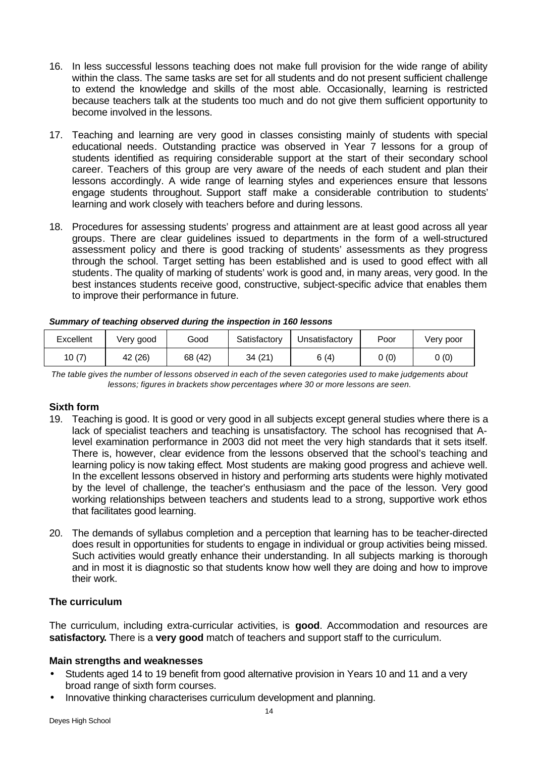16. In less successful lessons teaching does not make full provision for the wide range of ability within the class. The same tasks are set for all students and do not present sufficient challenge to extend the knowledge and skills of the most able. Occasionally, learning is restricted because teachers talk at the students too much and do not give them sufficient opportunity to become involved in the lessons.

17. Teaching and learning are very good in classes consisting mainly of students with special educational needs. Outstanding practice was observed in Year 7 lessons for a group of students identified as requiring considerable support at the start of their secondary school career. Teachers of this group are very aware of the needs of each student and plan their lessons accordingly. A wide range of learning styles and experiences ensure that lessons engage students throughout. Support staff make a considerable contribution to students' learning and work closely with teachers before and during lessons.

18. Procedures for assessing students' progress and attainment are at least good across all year groups. There are clear guidelines issued to departments in the form of a well-structured assessment policy and there is good tracking of students' assessments as they progress through the school. Target setting has been established and is used to good effect with all students. The quality of marking of students' work is good and, in many areas, very good. In the best instances students receive good, constructive, subject-specific advice that enables them to improve their performance in future.

***Summary of teaching observed during the inspection in 160 lessons***

| Excellent | Very good | Good | Satisfactory | Unsatisfactory | Poor | Very poor |
|---|---|---|---|---|---|---|
| 10 (7) | 42 (26) | 68 (42) | 34 (21) | 6 (4) | 0 (0) | 0 (0) |

*The table gives the number of lessons observed in each of the seven categories used to make judgements about lessons; figures in brackets show percentages where 30 or more lessons are seen.*

**Sixth form**

19. Teaching is good. It is good or very good in all subjects except general studies where there is a lack of specialist teachers and teaching is unsatisfactory. The school has recognised that A-level examination performance in 2003 did not meet the very high standards that it sets itself. There is, however, clear evidence from the lessons observed that the school's teaching and learning policy is now taking effect. Most students are making good progress and achieve well. In the excellent lessons observed in history and performing arts students were highly motivated by the level of challenge, the teacher's enthusiasm and the pace of the lesson. Very good working relationships between teachers and students lead to a strong, supportive work ethos that facilitates good learning.

20. The demands of syllabus completion and a perception that learning has to be teacher-directed does result in opportunities for students to engage in individual or group activities being missed. Such activities would greatly enhance their understanding. In all subjects marking is thorough and in most it is diagnostic so that students know how well they are doing and how to improve their work.

## The curriculum

The curriculum, including extra-curricular activities, is **good**. Accommodation and resources are **satisfactory.** There is a **very good** match of teachers and support staff to the curriculum.

**Main strengths and weaknesses**

- Students aged 14 to 19 benefit from good alternative provision in Years 10 and 11 and a very broad range of sixth form courses.
- Innovative thinking characterises curriculum development and planning.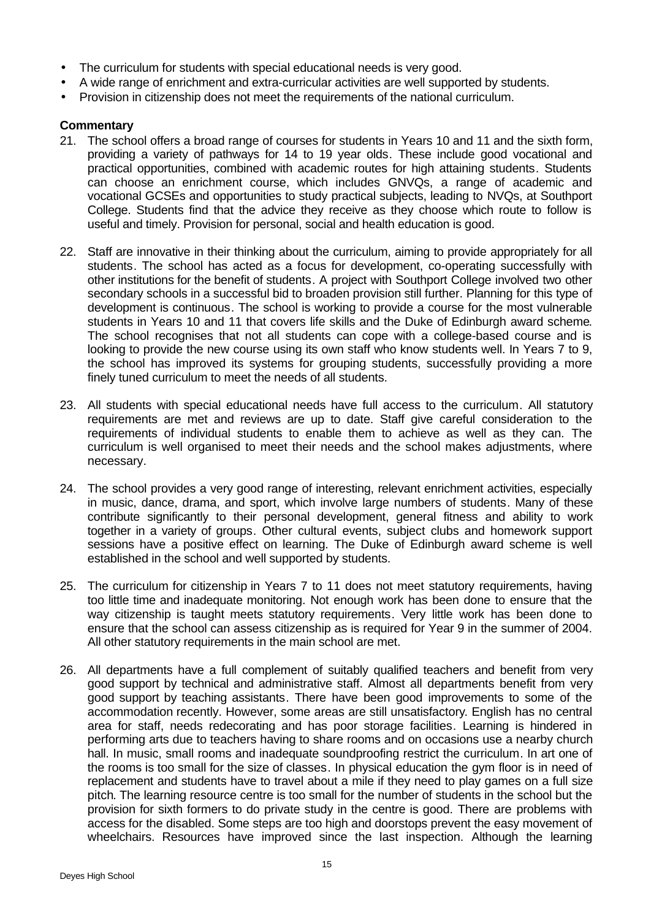- The curriculum for students with special educational needs is very good.
- A wide range of enrichment and extra-curricular activities are well supported by students.
- Provision in citizenship does not meet the requirements of the national curriculum.

**Commentary**

21. The school offers a broad range of courses for students in Years 10 and 11 and the sixth form, providing a variety of pathways for 14 to 19 year olds. These include good vocational and practical opportunities, combined with academic routes for high attaining students. Students can choose an enrichment course, which includes GNVQs, a range of academic and vocational GCSEs and opportunities to study practical subjects, leading to NVQs, at Southport College. Students find that the advice they receive as they choose which route to follow is useful and timely. Provision for personal, social and health education is good.

22. Staff are innovative in their thinking about the curriculum, aiming to provide appropriately for all students. The school has acted as a focus for development, co-operating successfully with other institutions for the benefit of students. A project with Southport College involved two other secondary schools in a successful bid to broaden provision still further. Planning for this type of development is continuous. The school is working to provide a course for the most vulnerable students in Years 10 and 11 that covers life skills and the Duke of Edinburgh award scheme. The school recognises that not all students can cope with a college-based course and is looking to provide the new course using its own staff who know students well. In Years 7 to 9, the school has improved its systems for grouping students, successfully providing a more finely tuned curriculum to meet the needs of all students.

23. All students with special educational needs have full access to the curriculum. All statutory requirements are met and reviews are up to date. Staff give careful consideration to the requirements of individual students to enable them to achieve as well as they can. The curriculum is well organised to meet their needs and the school makes adjustments, where necessary.

24. The school provides a very good range of interesting, relevant enrichment activities, especially in music, dance, drama, and sport, which involve large numbers of students. Many of these contribute significantly to their personal development, general fitness and ability to work together in a variety of groups. Other cultural events, subject clubs and homework support sessions have a positive effect on learning. The Duke of Edinburgh award scheme is well established in the school and well supported by students.

25. The curriculum for citizenship in Years 7 to 11 does not meet statutory requirements, having too little time and inadequate monitoring. Not enough work has been done to ensure that the way citizenship is taught meets statutory requirements. Very little work has been done to ensure that the school can assess citizenship as is required for Year 9 in the summer of 2004. All other statutory requirements in the main school are met.

26. All departments have a full complement of suitably qualified teachers and benefit from very good support by technical and administrative staff. Almost all departments benefit from very good support by teaching assistants. There have been good improvements to some of the accommodation recently. However, some areas are still unsatisfactory. English has no central area for staff, needs redecorating and has poor storage facilities. Learning is hindered in performing arts due to teachers having to share rooms and on occasions use a nearby church hall. In music, small rooms and inadequate soundproofing restrict the curriculum. In art one of the rooms is too small for the size of classes. In physical education the gym floor is in need of replacement and students have to travel about a mile if they need to play games on a full size pitch. The learning resource centre is too small for the number of students in the school but the provision for sixth formers to do private study in the centre is good. There are problems with access for the disabled. Some steps are too high and doorstops prevent the easy movement of wheelchairs. Resources have improved since the last inspection. Although the learning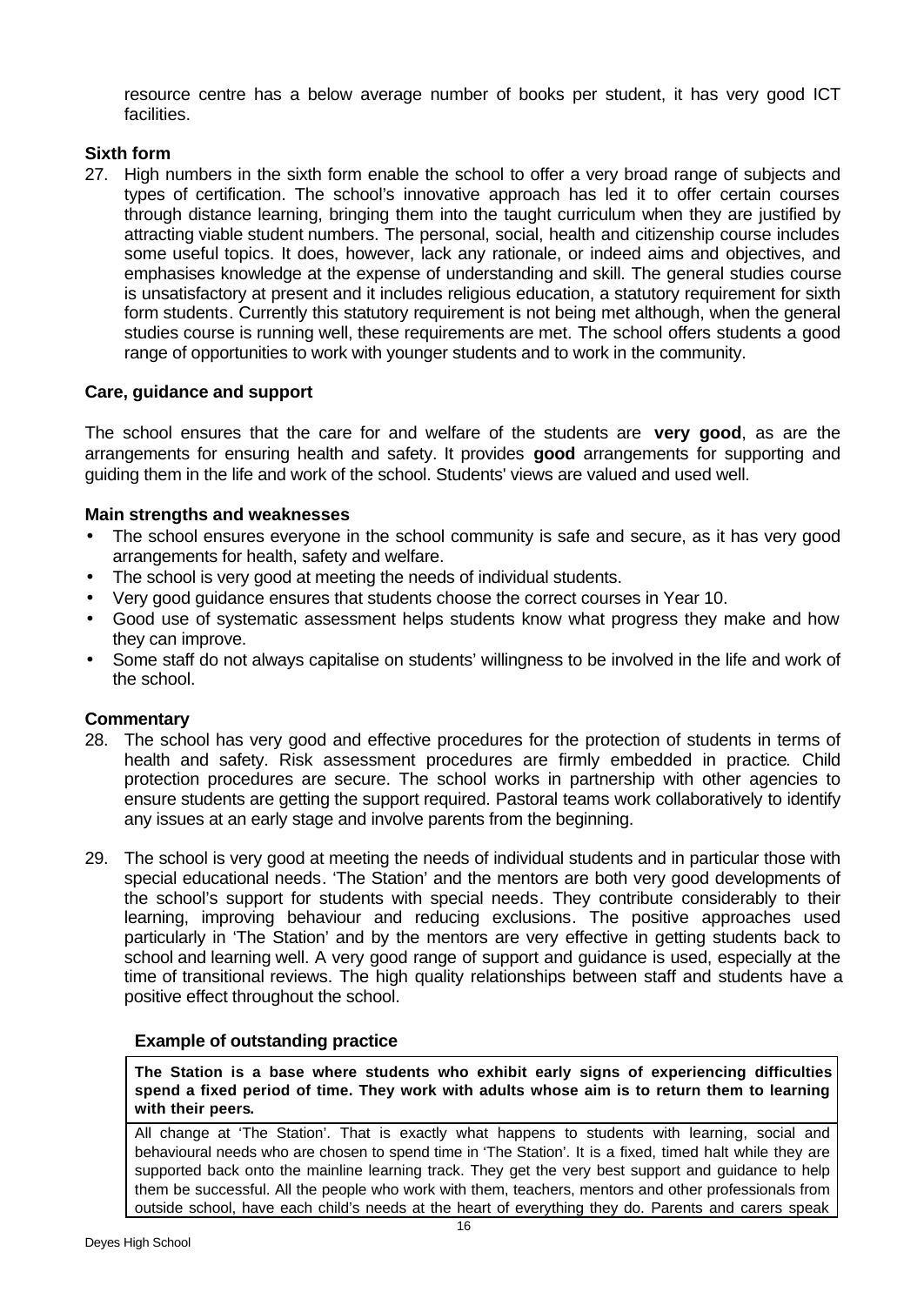resource centre has a below average number of books per student, it has very good ICT facilities.

**Sixth form**

27. High numbers in the sixth form enable the school to offer a very broad range of subjects and types of certification. The school's innovative approach has led it to offer certain courses through distance learning, bringing them into the taught curriculum when they are justified by attracting viable student numbers. The personal, social, health and citizenship course includes some useful topics. It does, however, lack any rationale, or indeed aims and objectives, and emphasises knowledge at the expense of understanding and skill. The general studies course is unsatisfactory at present and it includes religious education, a statutory requirement for sixth form students. Currently this statutory requirement is not being met although, when the general studies course is running well, these requirements are met. The school offers students a good range of opportunities to work with younger students and to work in the community.

### Care, guidance and support

The school ensures that the care for and welfare of the students are **very good**, as are the arrangements for ensuring health and safety. It provides **good** arrangements for supporting and guiding them in the life and work of the school. Students' views are valued and used well.

**Main strengths and weaknesses**

- The school ensures everyone in the school community is safe and secure, as it has very good arrangements for health, safety and welfare.
- The school is very good at meeting the needs of individual students.
- Very good guidance ensures that students choose the correct courses in Year 10.
- Good use of systematic assessment helps students know what progress they make and how they can improve.
- Some staff do not always capitalise on students' willingness to be involved in the life and work of the school.

**Commentary**

28. The school has very good and effective procedures for the protection of students in terms of health and safety. Risk assessment procedures are firmly embedded in practice. Child protection procedures are secure. The school works in partnership with other agencies to ensure students are getting the support required. Pastoral teams work collaboratively to identify any issues at an early stage and involve parents from the beginning.

29. The school is very good at meeting the needs of individual students and in particular those with special educational needs. 'The Station' and the mentors are both very good developments of the school's support for students with special needs. They contribute considerably to their learning, improving behaviour and reducing exclusions. The positive approaches used particularly in 'The Station' and by the mentors are very effective in getting students back to school and learning well. A very good range of support and guidance is used, especially at the time of transitional reviews. The high quality relationships between staff and students have a positive effect throughout the school.

**Example of outstanding practice**

**The Station is a base where students who exhibit early signs of experiencing difficulties spend a fixed period of time. They work with adults whose aim is to return them to learning with their peers.**

All change at 'The Station'. That is exactly what happens to students with learning, social and behavioural needs who are chosen to spend time in 'The Station'. It is a fixed, timed halt while they are supported back onto the mainline learning track. They get the very best support and guidance to help them be successful. All the people who work with them, teachers, mentors and other professionals from outside school, have each child's needs at the heart of everything they do. Parents and carers speak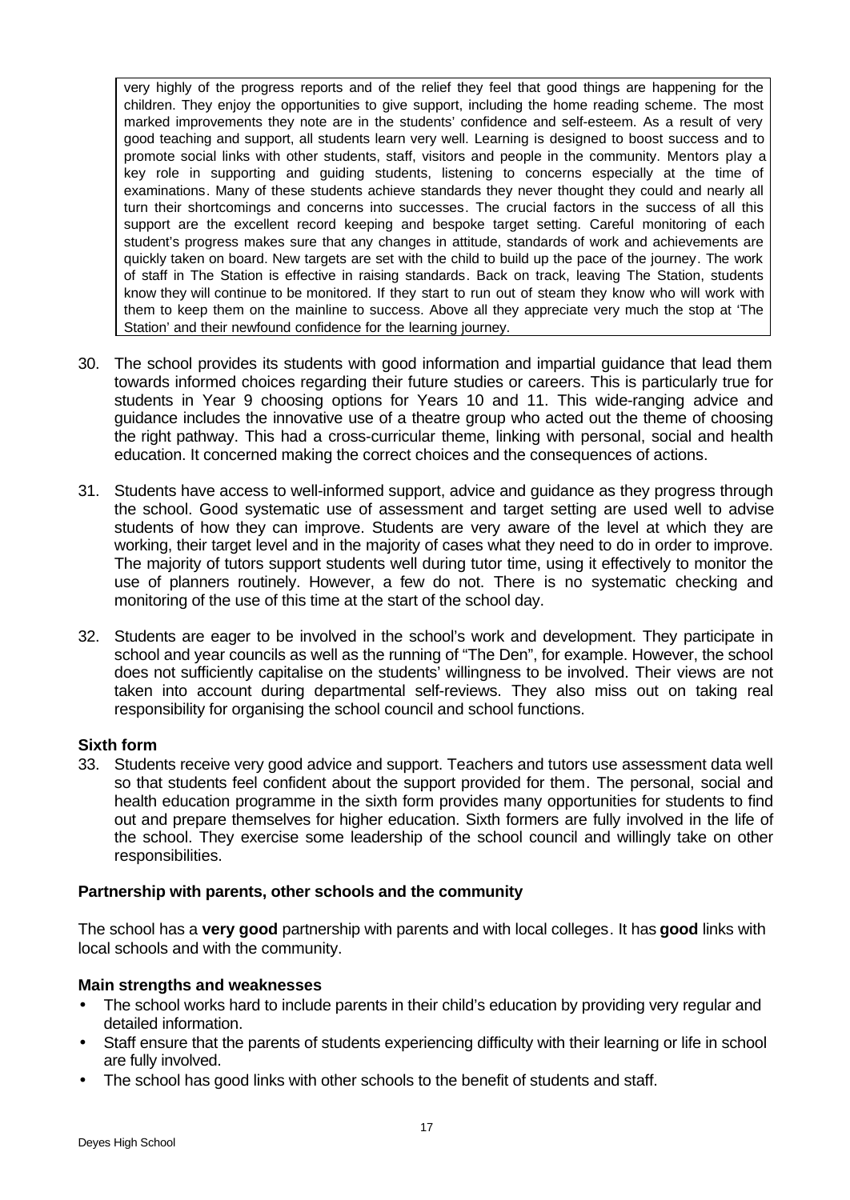very highly of the progress reports and of the relief they feel that good things are happening for the children. They enjoy the opportunities to give support, including the home reading scheme. The most marked improvements they note are in the students' confidence and self-esteem. As a result of very good teaching and support, all students learn very well. Learning is designed to boost success and to promote social links with other students, staff, visitors and people in the community. Mentors play a key role in supporting and guiding students, listening to concerns especially at the time of examinations. Many of these students achieve standards they never thought they could and nearly all turn their shortcomings and concerns into successes. The crucial factors in the success of all this support are the excellent record keeping and bespoke target setting. Careful monitoring of each student's progress makes sure that any changes in attitude, standards of work and achievements are quickly taken on board. New targets are set with the child to build up the pace of the journey. The work of staff in The Station is effective in raising standards. Back on track, leaving The Station, students know they will continue to be monitored. If they start to run out of steam they know who will work with them to keep them on the mainline to success. Above all they appreciate very much the stop at 'The Station' and their newfound confidence for the learning journey.

30. The school provides its students with good information and impartial guidance that lead them towards informed choices regarding their future studies or careers. This is particularly true for students in Year 9 choosing options for Years 10 and 11. This wide-ranging advice and guidance includes the innovative use of a theatre group who acted out the theme of choosing the right pathway. This had a cross-curricular theme, linking with personal, social and health education. It concerned making the correct choices and the consequences of actions.

31. Students have access to well-informed support, advice and guidance as they progress through the school. Good systematic use of assessment and target setting are used well to advise students of how they can improve. Students are very aware of the level at which they are working, their target level and in the majority of cases what they need to do in order to improve. The majority of tutors support students well during tutor time, using it effectively to monitor the use of planners routinely. However, a few do not. There is no systematic checking and monitoring of the use of this time at the start of the school day.

32. Students are eager to be involved in the school's work and development. They participate in school and year councils as well as the running of "The Den", for example. However, the school does not sufficiently capitalise on the students' willingness to be involved. Their views are not taken into account during departmental self-reviews. They also miss out on taking real responsibility for organising the school council and school functions.

### Sixth form

33. Students receive very good advice and support. Teachers and tutors use assessment data well so that students feel confident about the support provided for them. The personal, social and health education programme in the sixth form provides many opportunities for students to find out and prepare themselves for higher education. Sixth formers are fully involved in the life of the school. They exercise some leadership of the school council and willingly take on other responsibilities.

### Partnership with parents, other schools and the community

The school has a **very good** partnership with parents and with local colleges. It has **good** links with local schools and with the community.

### Main strengths and weaknesses

- The school works hard to include parents in their child's education by providing very regular and detailed information.
- Staff ensure that the parents of students experiencing difficulty with their learning or life in school are fully involved.
- The school has good links with other schools to the benefit of students and staff.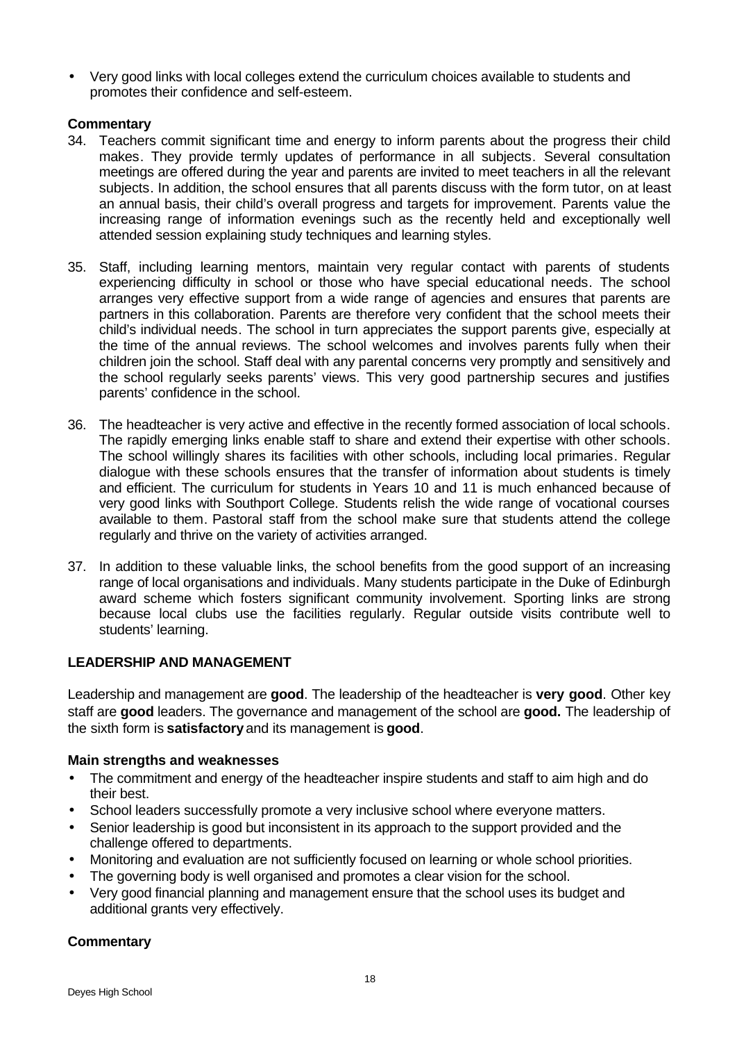- Very good links with local colleges extend the curriculum choices available to students and promotes their confidence and self-esteem.

### Commentary

34. Teachers commit significant time and energy to inform parents about the progress their child makes. They provide termly updates of performance in all subjects. Several consultation meetings are offered during the year and parents are invited to meet teachers in all the relevant subjects. In addition, the school ensures that all parents discuss with the form tutor, on at least an annual basis, their child's overall progress and targets for improvement. Parents value the increasing range of information evenings such as the recently held and exceptionally well attended session explaining study techniques and learning styles.

35. Staff, including learning mentors, maintain very regular contact with parents of students experiencing difficulty in school or those who have special educational needs. The school arranges very effective support from a wide range of agencies and ensures that parents are partners in this collaboration. Parents are therefore very confident that the school meets their child's individual needs. The school in turn appreciates the support parents give, especially at the time of the annual reviews. The school welcomes and involves parents fully when their children join the school. Staff deal with any parental concerns very promptly and sensitively and the school regularly seeks parents' views. This very good partnership secures and justifies parents' confidence in the school.

36. The headteacher is very active and effective in the recently formed association of local schools. The rapidly emerging links enable staff to share and extend their expertise with other schools. The school willingly shares its facilities with other schools, including local primaries. Regular dialogue with these schools ensures that the transfer of information about students is timely and efficient. The curriculum for students in Years 10 and 11 is much enhanced because of very good links with Southport College. Students relish the wide range of vocational courses available to them. Pastoral staff from the school make sure that students attend the college regularly and thrive on the variety of activities arranged.

37. In addition to these valuable links, the school benefits from the good support of an increasing range of local organisations and individuals. Many students participate in the Duke of Edinburgh award scheme which fosters significant community involvement. Sporting links are strong because local clubs use the facilities regularly. Regular outside visits contribute well to students' learning.

## LEADERSHIP AND MANAGEMENT

Leadership and management are **good**. The leadership of the headteacher is **very good**. Other key staff are **good** leaders. The governance and management of the school are **good.** The leadership of the sixth form is **satisfactory** and its management is **good**.

### Main strengths and weaknesses

- The commitment and energy of the headteacher inspire students and staff to aim high and do their best.
- School leaders successfully promote a very inclusive school where everyone matters.
- Senior leadership is good but inconsistent in its approach to the support provided and the challenge offered to departments.
- Monitoring and evaluation are not sufficiently focused on learning or whole school priorities.
- The governing body is well organised and promotes a clear vision for the school.
- Very good financial planning and management ensure that the school uses its budget and additional grants very effectively.

### Commentary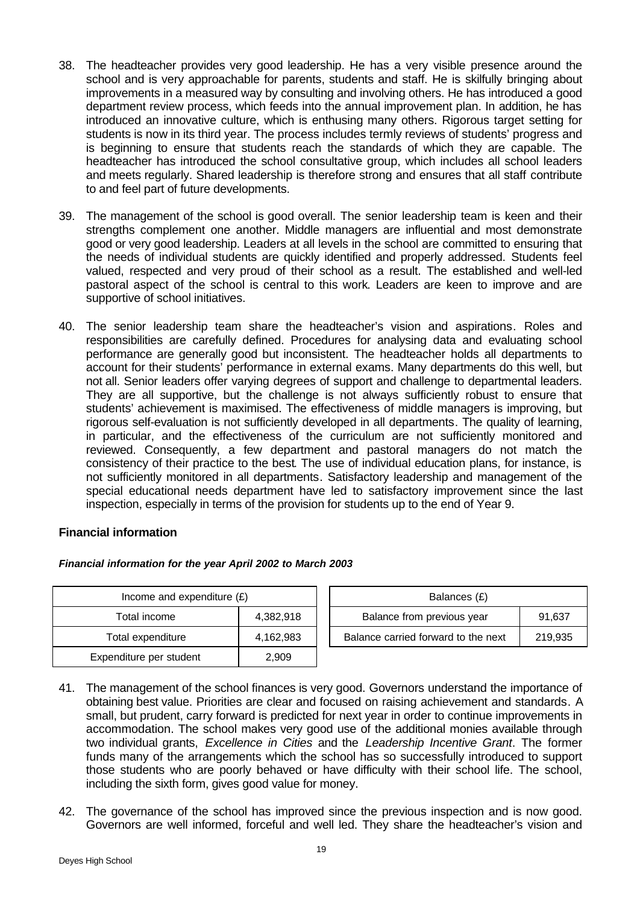38. The headteacher provides very good leadership. He has a very visible presence around the school and is very approachable for parents, students and staff. He is skilfully bringing about improvements in a measured way by consulting and involving others. He has introduced a good department review process, which feeds into the annual improvement plan. In addition, he has introduced an innovative culture, which is enthusing many others. Rigorous target setting for students is now in its third year. The process includes termly reviews of students' progress and is beginning to ensure that students reach the standards of which they are capable. The headteacher has introduced the school consultative group, which includes all school leaders and meets regularly. Shared leadership is therefore strong and ensures that all staff contribute to and feel part of future developments.

39. The management of the school is good overall. The senior leadership team is keen and their strengths complement one another. Middle managers are influential and most demonstrate good or very good leadership. Leaders at all levels in the school are committed to ensuring that the needs of individual students are quickly identified and properly addressed. Students feel valued, respected and very proud of their school as a result. The established and well-led pastoral aspect of the school is central to this work. Leaders are keen to improve and are supportive of school initiatives.

40. The senior leadership team share the headteacher's vision and aspirations. Roles and responsibilities are carefully defined. Procedures for analysing data and evaluating school performance are generally good but inconsistent. The headteacher holds all departments to account for their students' performance in external exams. Many departments do this well, but not all. Senior leaders offer varying degrees of support and challenge to departmental leaders. They are all supportive, but the challenge is not always sufficiently robust to ensure that students' achievement is maximised. The effectiveness of middle managers is improving, but rigorous self-evaluation is not sufficiently developed in all departments. The quality of learning, in particular, and the effectiveness of the curriculum are not sufficiently monitored and reviewed. Consequently, a few department and pastoral managers do not match the consistency of their practice to the best. The use of individual education plans, for instance, is not sufficiently monitored in all departments. Satisfactory leadership and management of the special educational needs department have led to satisfactory improvement since the last inspection, especially in terms of the provision for students up to the end of Year 9.

**Financial information**

***Financial information for the year April 2002 to March 2003***

| Income and expenditure (£) | |
|---|---|
| Total income | 4,382,918 |
| Total expenditure | 4,162,983 |
| Expenditure per student | 2,909 |

| Balances (£) | |
|---|---|
| Balance from previous year | 91,637 |
| Balance carried forward to the next | 219,935 |

41. The management of the school finances is very good. Governors understand the importance of obtaining best value. Priorities are clear and focused on raising achievement and standards. A small, but prudent, carry forward is predicted for next year in order to continue improvements in accommodation. The school makes very good use of the additional monies available through two individual grants, *Excellence in Cities* and the *Leadership Incentive Grant*. The former funds many of the arrangements which the school has so successfully introduced to support those students who are poorly behaved or have difficulty with their school life. The school, including the sixth form, gives good value for money.

42. The governance of the school has improved since the previous inspection and is now good. Governors are well informed, forceful and well led. They share the headteacher's vision and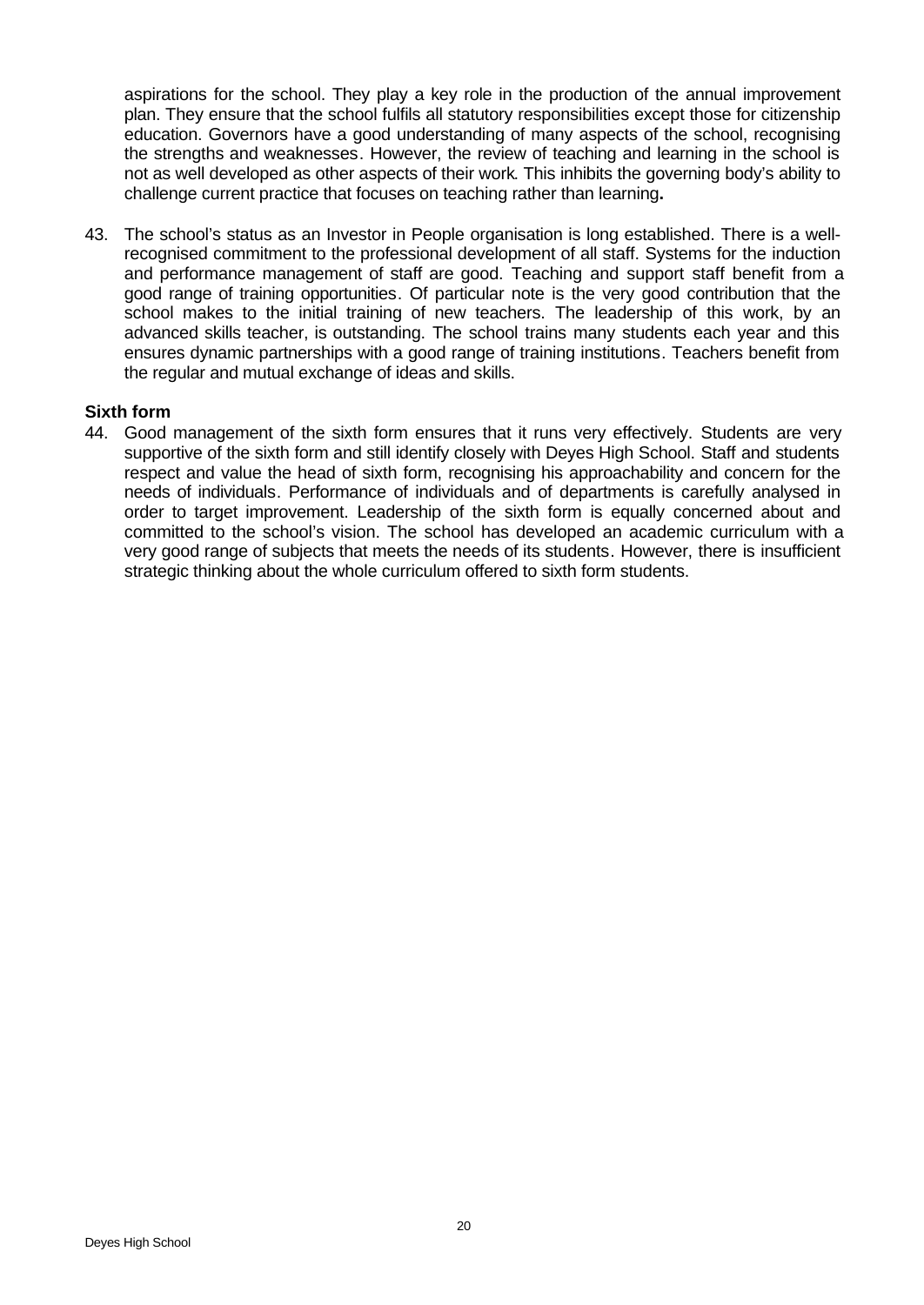aspirations for the school. They play a key role in the production of the annual improvement plan. They ensure that the school fulfils all statutory responsibilities except those for citizenship education. Governors have a good understanding of many aspects of the school, recognising the strengths and weaknesses. However, the review of teaching and learning in the school is not as well developed as other aspects of their work. This inhibits the governing body's ability to challenge current practice that focuses on teaching rather than learning**.**

43. The school's status as an Investor in People organisation is long established. There is a well-recognised commitment to the professional development of all staff. Systems for the induction and performance management of staff are good. Teaching and support staff benefit from a good range of training opportunities. Of particular note is the very good contribution that the school makes to the initial training of new teachers. The leadership of this work, by an advanced skills teacher, is outstanding. The school trains many students each year and this ensures dynamic partnerships with a good range of training institutions. Teachers benefit from the regular and mutual exchange of ideas and skills.

**Sixth form**

44. Good management of the sixth form ensures that it runs very effectively. Students are very supportive of the sixth form and still identify closely with Deyes High School. Staff and students respect and value the head of sixth form, recognising his approachability and concern for the needs of individuals. Performance of individuals and of departments is carefully analysed in order to target improvement. Leadership of the sixth form is equally concerned about and committed to the school's vision. The school has developed an academic curriculum with a very good range of subjects that meets the needs of its students. However, there is insufficient strategic thinking about the whole curriculum offered to sixth form students.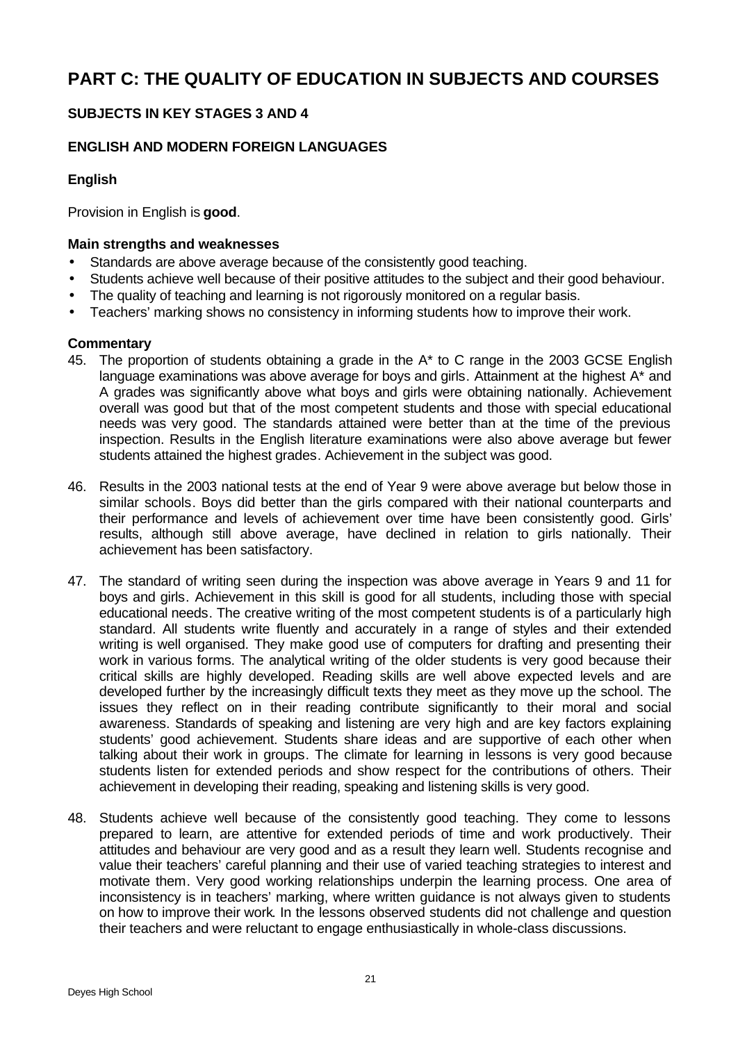# PART C: THE QUALITY OF EDUCATION IN SUBJECTS AND COURSES

## SUBJECTS IN KEY STAGES 3 AND 4

### ENGLISH AND MODERN FOREIGN LANGUAGES

#### English

Provision in English is **good**.

**Main strengths and weaknesses**

- Standards are above average because of the consistently good teaching.
- Students achieve well because of their positive attitudes to the subject and their good behaviour.
- The quality of teaching and learning is not rigorously monitored on a regular basis.
- Teachers' marking shows no consistency in informing students how to improve their work.

**Commentary**

45. The proportion of students obtaining a grade in the A* to C range in the 2003 GCSE English language examinations was above average for boys and girls. Attainment at the highest A* and A grades was significantly above what boys and girls were obtaining nationally. Achievement overall was good but that of the most competent students and those with special educational needs was very good. The standards attained were better than at the time of the previous inspection. Results in the English literature examinations were also above average but fewer students attained the highest grades. Achievement in the subject was good.

46. Results in the 2003 national tests at the end of Year 9 were above average but below those in similar schools. Boys did better than the girls compared with their national counterparts and their performance and levels of achievement over time have been consistently good. Girls' results, although still above average, have declined in relation to girls nationally. Their achievement has been satisfactory.

47. The standard of writing seen during the inspection was above average in Years 9 and 11 for boys and girls. Achievement in this skill is good for all students, including those with special educational needs. The creative writing of the most competent students is of a particularly high standard. All students write fluently and accurately in a range of styles and their extended writing is well organised. They make good use of computers for drafting and presenting their work in various forms. The analytical writing of the older students is very good because their critical skills are highly developed. Reading skills are well above expected levels and are developed further by the increasingly difficult texts they meet as they move up the school. The issues they reflect on in their reading contribute significantly to their moral and social awareness. Standards of speaking and listening are very high and are key factors explaining students' good achievement. Students share ideas and are supportive of each other when talking about their work in groups. The climate for learning in lessons is very good because students listen for extended periods and show respect for the contributions of others. Their achievement in developing their reading, speaking and listening skills is very good.

48. Students achieve well because of the consistently good teaching. They come to lessons prepared to learn, are attentive for extended periods of time and work productively. Their attitudes and behaviour are very good and as a result they learn well. Students recognise and value their teachers' careful planning and their use of varied teaching strategies to interest and motivate them. Very good working relationships underpin the learning process. One area of inconsistency is in teachers' marking, where written guidance is not always given to students on how to improve their work. In the lessons observed students did not challenge and question their teachers and were reluctant to engage enthusiastically in whole-class discussions.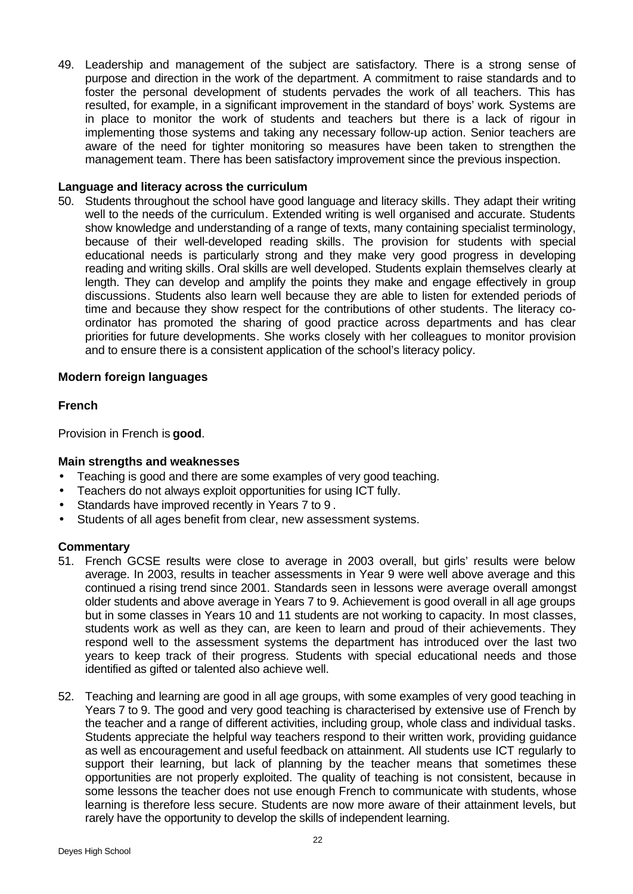49. Leadership and management of the subject are satisfactory. There is a strong sense of purpose and direction in the work of the department. A commitment to raise standards and to foster the personal development of students pervades the work of all teachers. This has resulted, for example, in a significant improvement in the standard of boys' work. Systems are in place to monitor the work of students and teachers but there is a lack of rigour in implementing those systems and taking any necessary follow-up action. Senior teachers are aware of the need for tighter monitoring so measures have been taken to strengthen the management team. There has been satisfactory improvement since the previous inspection.

**Language and literacy across the curriculum**

50. Students throughout the school have good language and literacy skills. They adapt their writing well to the needs of the curriculum. Extended writing is well organised and accurate. Students show knowledge and understanding of a range of texts, many containing specialist terminology, because of their well-developed reading skills. The provision for students with special educational needs is particularly strong and they make very good progress in developing reading and writing skills. Oral skills are well developed. Students explain themselves clearly at length. They can develop and amplify the points they make and engage effectively in group discussions. Students also learn well because they are able to listen for extended periods of time and because they show respect for the contributions of other students. The literacy co-ordinator has promoted the sharing of good practice across departments and has clear priorities for future developments. She works closely with her colleagues to monitor provision and to ensure there is a consistent application of the school's literacy policy.

**Modern foreign languages**

**French**

Provision in French is **good**.

**Main strengths and weaknesses**

- Teaching is good and there are some examples of very good teaching.
- Teachers do not always exploit opportunities for using ICT fully.
- Standards have improved recently in Years 7 to 9.
- Students of all ages benefit from clear, new assessment systems.

**Commentary**

51. French GCSE results were close to average in 2003 overall, but girls' results were below average. In 2003, results in teacher assessments in Year 9 were well above average and this continued a rising trend since 2001. Standards seen in lessons were average overall amongst older students and above average in Years 7 to 9. Achievement is good overall in all age groups but in some classes in Years 10 and 11 students are not working to capacity. In most classes, students work as well as they can, are keen to learn and proud of their achievements. They respond well to the assessment systems the department has introduced over the last two years to keep track of their progress. Students with special educational needs and those identified as gifted or talented also achieve well.

52. Teaching and learning are good in all age groups, with some examples of very good teaching in Years 7 to 9. The good and very good teaching is characterised by extensive use of French by the teacher and a range of different activities, including group, whole class and individual tasks. Students appreciate the helpful way teachers respond to their written work, providing guidance as well as encouragement and useful feedback on attainment. All students use ICT regularly to support their learning, but lack of planning by the teacher means that sometimes these opportunities are not properly exploited. The quality of teaching is not consistent, because in some lessons the teacher does not use enough French to communicate with students, whose learning is therefore less secure. Students are now more aware of their attainment levels, but rarely have the opportunity to develop the skills of independent learning.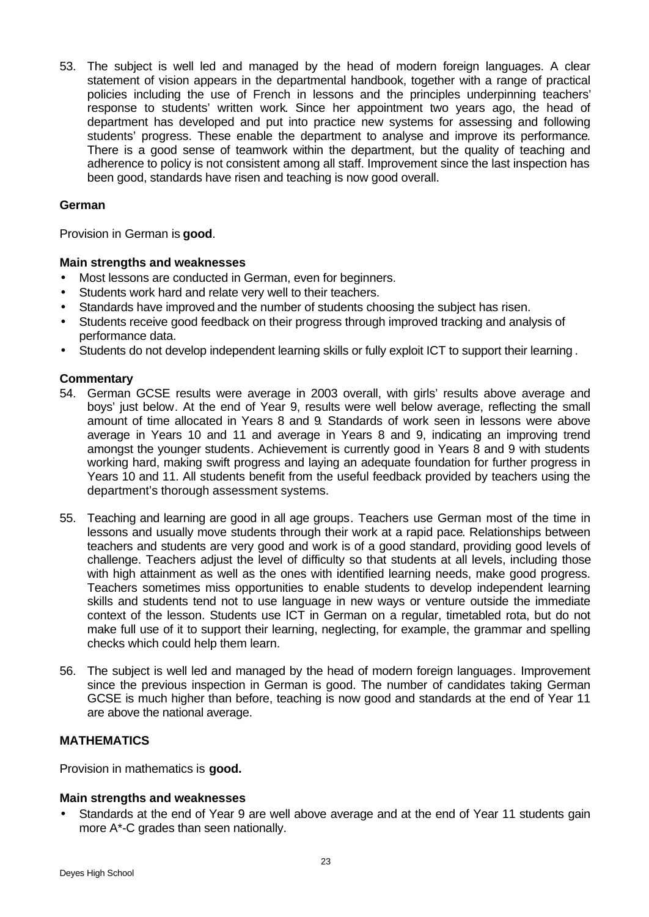53. The subject is well led and managed by the head of modern foreign languages. A clear statement of vision appears in the departmental handbook, together with a range of practical policies including the use of French in lessons and the principles underpinning teachers' response to students' written work. Since her appointment two years ago, the head of department has developed and put into practice new systems for assessing and following students' progress. These enable the department to analyse and improve its performance. There is a good sense of teamwork within the department, but the quality of teaching and adherence to policy is not consistent among all staff. Improvement since the last inspection has been good, standards have risen and teaching is now good overall.

### German

Provision in German is **good**.

#### Main strengths and weaknesses

- Most lessons are conducted in German, even for beginners.
- Students work hard and relate very well to their teachers.
- Standards have improved and the number of students choosing the subject has risen.
- Students receive good feedback on their progress through improved tracking and analysis of performance data.
- Students do not develop independent learning skills or fully exploit ICT to support their learning.

#### Commentary

54. German GCSE results were average in 2003 overall, with girls' results above average and boys' just below. At the end of Year 9, results were well below average, reflecting the small amount of time allocated in Years 8 and 9. Standards of work seen in lessons were above average in Years 10 and 11 and average in Years 8 and 9, indicating an improving trend amongst the younger students. Achievement is currently good in Years 8 and 9 with students working hard, making swift progress and laying an adequate foundation for further progress in Years 10 and 11. All students benefit from the useful feedback provided by teachers using the department's thorough assessment systems.

55. Teaching and learning are good in all age groups. Teachers use German most of the time in lessons and usually move students through their work at a rapid pace. Relationships between teachers and students are very good and work is of a good standard, providing good levels of challenge. Teachers adjust the level of difficulty so that students at all levels, including those with high attainment as well as the ones with identified learning needs, make good progress. Teachers sometimes miss opportunities to enable students to develop independent learning skills and students tend not to use language in new ways or venture outside the immediate context of the lesson. Students use ICT in German on a regular, timetabled rota, but do not make full use of it to support their learning, neglecting, for example, the grammar and spelling checks which could help them learn.

56. The subject is well led and managed by the head of modern foreign languages. Improvement since the previous inspection in German is good. The number of candidates taking German GCSE is much higher than before, teaching is now good and standards at the end of Year 11 are above the national average.

## MATHEMATICS

Provision in mathematics is **good.**

#### Main strengths and weaknesses

- Standards at the end of Year 9 are well above average and at the end of Year 11 students gain more A*-C grades than seen nationally.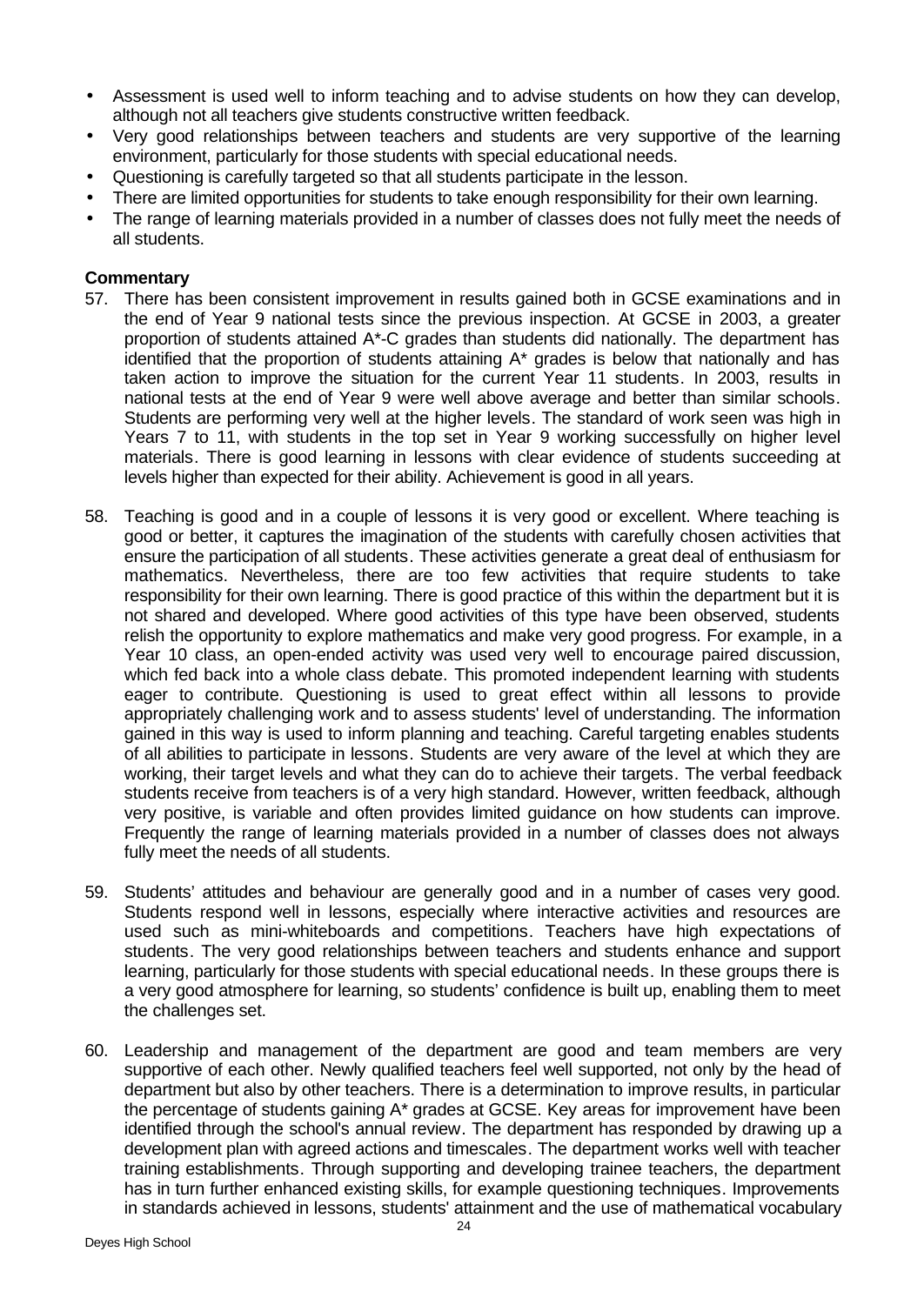- Assessment is used well to inform teaching and to advise students on how they can develop, although not all teachers give students constructive written feedback.
- Very good relationships between teachers and students are very supportive of the learning environment, particularly for those students with special educational needs.
- Questioning is carefully targeted so that all students participate in the lesson.
- There are limited opportunities for students to take enough responsibility for their own learning.
- The range of learning materials provided in a number of classes does not fully meet the needs of all students.

**Commentary**

57. There has been consistent improvement in results gained both in GCSE examinations and in the end of Year 9 national tests since the previous inspection. At GCSE in 2003, a greater proportion of students attained A*-C grades than students did nationally. The department has identified that the proportion of students attaining A* grades is below that nationally and has taken action to improve the situation for the current Year 11 students. In 2003, results in national tests at the end of Year 9 were well above average and better than similar schools. Students are performing very well at the higher levels. The standard of work seen was high in Years 7 to 11, with students in the top set in Year 9 working successfully on higher level materials. There is good learning in lessons with clear evidence of students succeeding at levels higher than expected for their ability. Achievement is good in all years.

58. Teaching is good and in a couple of lessons it is very good or excellent. Where teaching is good or better, it captures the imagination of the students with carefully chosen activities that ensure the participation of all students. These activities generate a great deal of enthusiasm for mathematics. Nevertheless, there are too few activities that require students to take responsibility for their own learning. There is good practice of this within the department but it is not shared and developed. Where good activities of this type have been observed, students relish the opportunity to explore mathematics and make very good progress. For example, in a Year 10 class, an open-ended activity was used very well to encourage paired discussion, which fed back into a whole class debate. This promoted independent learning with students eager to contribute. Questioning is used to great effect within all lessons to provide appropriately challenging work and to assess students' level of understanding. The information gained in this way is used to inform planning and teaching. Careful targeting enables students of all abilities to participate in lessons. Students are very aware of the level at which they are working, their target levels and what they can do to achieve their targets. The verbal feedback students receive from teachers is of a very high standard. However, written feedback, although very positive, is variable and often provides limited guidance on how students can improve. Frequently the range of learning materials provided in a number of classes does not always fully meet the needs of all students.

59. Students' attitudes and behaviour are generally good and in a number of cases very good. Students respond well in lessons, especially where interactive activities and resources are used such as mini-whiteboards and competitions. Teachers have high expectations of students. The very good relationships between teachers and students enhance and support learning, particularly for those students with special educational needs. In these groups there is a very good atmosphere for learning, so students' confidence is built up, enabling them to meet the challenges set.

60. Leadership and management of the department are good and team members are very supportive of each other. Newly qualified teachers feel well supported, not only by the head of department but also by other teachers. There is a determination to improve results, in particular the percentage of students gaining A* grades at GCSE. Key areas for improvement have been identified through the school's annual review. The department has responded by drawing up a development plan with agreed actions and timescales. The department works well with teacher training establishments. Through supporting and developing trainee teachers, the department has in turn further enhanced existing skills, for example questioning techniques. Improvements in standards achieved in lessons, students' attainment and the use of mathematical vocabulary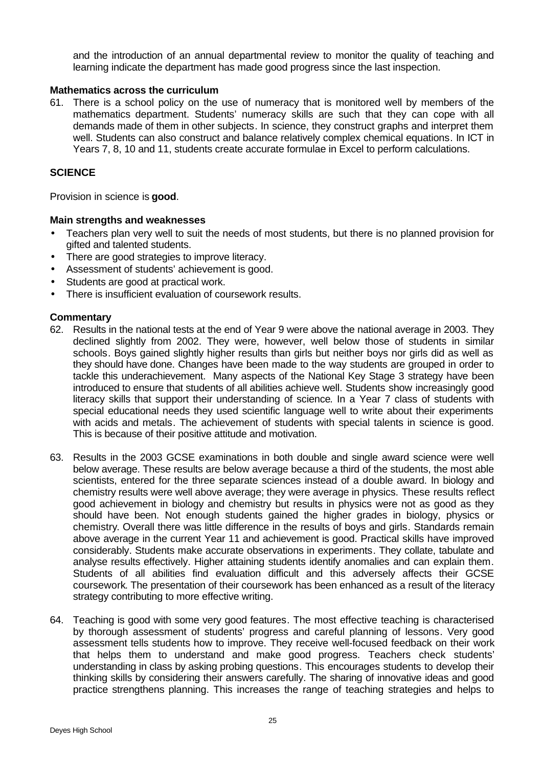and the introduction of an annual departmental review to monitor the quality of teaching and learning indicate the department has made good progress since the last inspection.

### Mathematics across the curriculum

61. There is a school policy on the use of numeracy that is monitored well by members of the mathematics department. Students' numeracy skills are such that they can cope with all demands made of them in other subjects. In science, they construct graphs and interpret them well. Students can also construct and balance relatively complex chemical equations. In ICT in Years 7, 8, 10 and 11, students create accurate formulae in Excel to perform calculations.

## SCIENCE

Provision in science is **good**.

### Main strengths and weaknesses

- Teachers plan very well to suit the needs of most students, but there is no planned provision for gifted and talented students.
- There are good strategies to improve literacy.
- Assessment of students' achievement is good.
- Students are good at practical work.
- There is insufficient evaluation of coursework results.

### Commentary

62. Results in the national tests at the end of Year 9 were above the national average in 2003. They declined slightly from 2002. They were, however, well below those of students in similar schools. Boys gained slightly higher results than girls but neither boys nor girls did as well as they should have done. Changes have been made to the way students are grouped in order to tackle this underachievement. Many aspects of the National Key Stage 3 strategy have been introduced to ensure that students of all abilities achieve well. Students show increasingly good literacy skills that support their understanding of science. In a Year 7 class of students with special educational needs they used scientific language well to write about their experiments with acids and metals. The achievement of students with special talents in science is good. This is because of their positive attitude and motivation.

63. Results in the 2003 GCSE examinations in both double and single award science were well below average. These results are below average because a third of the students, the most able scientists, entered for the three separate sciences instead of a double award. In biology and chemistry results were well above average; they were average in physics. These results reflect good achievement in biology and chemistry but results in physics were not as good as they should have been. Not enough students gained the higher grades in biology, physics or chemistry. Overall there was little difference in the results of boys and girls. Standards remain above average in the current Year 11 and achievement is good. Practical skills have improved considerably. Students make accurate observations in experiments. They collate, tabulate and analyse results effectively. Higher attaining students identify anomalies and can explain them. Students of all abilities find evaluation difficult and this adversely affects their GCSE coursework. The presentation of their coursework has been enhanced as a result of the literacy strategy contributing to more effective writing.

64. Teaching is good with some very good features. The most effective teaching is characterised by thorough assessment of students' progress and careful planning of lessons. Very good assessment tells students how to improve. They receive well-focused feedback on their work that helps them to understand and make good progress. Teachers check students' understanding in class by asking probing questions. This encourages students to develop their thinking skills by considering their answers carefully. The sharing of innovative ideas and good practice strengthens planning. This increases the range of teaching strategies and helps to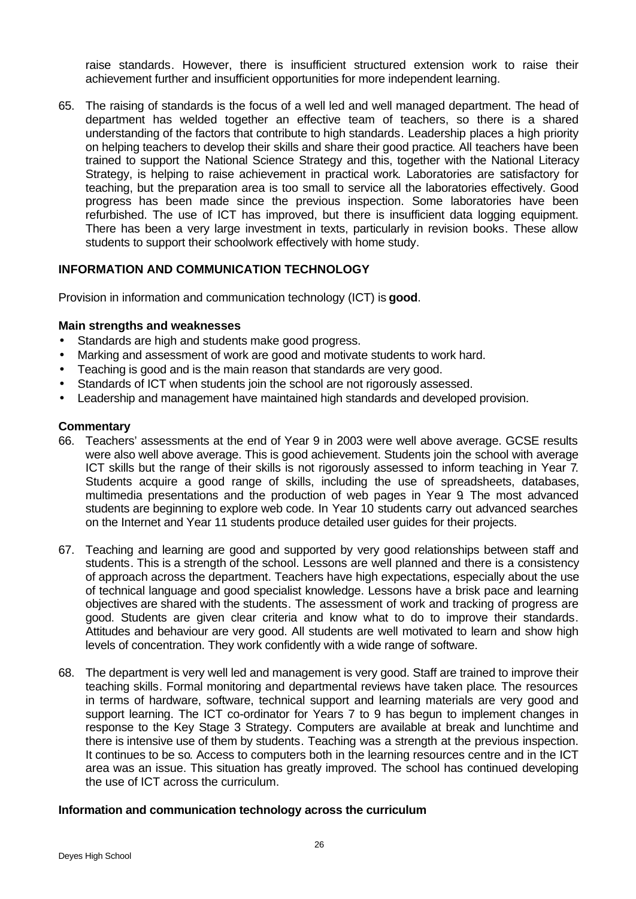raise standards. However, there is insufficient structured extension work to raise their achievement further and insufficient opportunities for more independent learning.

65. The raising of standards is the focus of a well led and well managed department. The head of department has welded together an effective team of teachers, so there is a shared understanding of the factors that contribute to high standards. Leadership places a high priority on helping teachers to develop their skills and share their good practice. All teachers have been trained to support the National Science Strategy and this, together with the National Literacy Strategy, is helping to raise achievement in practical work. Laboratories are satisfactory for teaching, but the preparation area is too small to service all the laboratories effectively. Good progress has been made since the previous inspection. Some laboratories have been refurbished. The use of ICT has improved, but there is insufficient data logging equipment. There has been a very large investment in texts, particularly in revision books. These allow students to support their schoolwork effectively with home study.

### INFORMATION AND COMMUNICATION TECHNOLOGY

Provision in information and communication technology (ICT) is **good**.

#### Main strengths and weaknesses

- Standards are high and students make good progress.
- Marking and assessment of work are good and motivate students to work hard.
- Teaching is good and is the main reason that standards are very good.
- Standards of ICT when students join the school are not rigorously assessed.
- Leadership and management have maintained high standards and developed provision.

#### Commentary

66. Teachers' assessments at the end of Year 9 in 2003 were well above average. GCSE results were also well above average. This is good achievement. Students join the school with average ICT skills but the range of their skills is not rigorously assessed to inform teaching in Year 7. Students acquire a good range of skills, including the use of spreadsheets, databases, multimedia presentations and the production of web pages in Year 9. The most advanced students are beginning to explore web code. In Year 10 students carry out advanced searches on the Internet and Year 11 students produce detailed user guides for their projects.

67. Teaching and learning are good and supported by very good relationships between staff and students. This is a strength of the school. Lessons are well planned and there is a consistency of approach across the department. Teachers have high expectations, especially about the use of technical language and good specialist knowledge. Lessons have a brisk pace and learning objectives are shared with the students. The assessment of work and tracking of progress are good. Students are given clear criteria and know what to do to improve their standards. Attitudes and behaviour are very good. All students are well motivated to learn and show high levels of concentration. They work confidently with a wide range of software.

68. The department is very well led and management is very good. Staff are trained to improve their teaching skills. Formal monitoring and departmental reviews have taken place. The resources in terms of hardware, software, technical support and learning materials are very good and support learning. The ICT co-ordinator for Years 7 to 9 has begun to implement changes in response to the Key Stage 3 Strategy. Computers are available at break and lunchtime and there is intensive use of them by students. Teaching was a strength at the previous inspection. It continues to be so. Access to computers both in the learning resources centre and in the ICT area was an issue. This situation has greatly improved. The school has continued developing the use of ICT across the curriculum.

#### Information and communication technology across the curriculum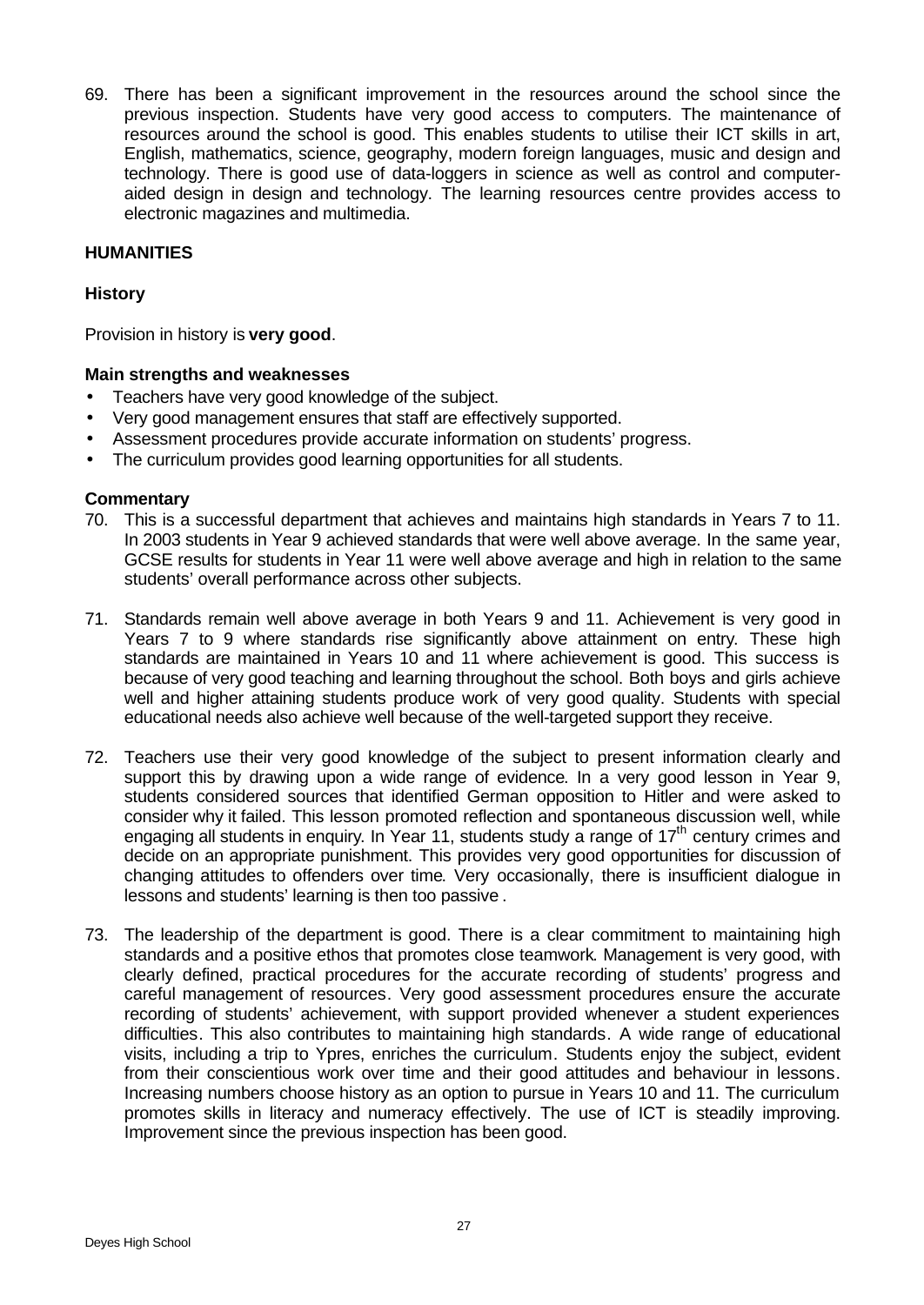69. There has been a significant improvement in the resources around the school since the previous inspection. Students have very good access to computers. The maintenance of resources around the school is good. This enables students to utilise their ICT skills in art, English, mathematics, science, geography, modern foreign languages, music and design and technology. There is good use of data-loggers in science as well as control and computer-aided design in design and technology. The learning resources centre provides access to electronic magazines and multimedia.

## HUMANITIES

### History

Provision in history is **very good**.

#### Main strengths and weaknesses

- Teachers have very good knowledge of the subject.
- Very good management ensures that staff are effectively supported.
- Assessment procedures provide accurate information on students' progress.
- The curriculum provides good learning opportunities for all students.

#### Commentary

70. This is a successful department that achieves and maintains high standards in Years 7 to 11. In 2003 students in Year 9 achieved standards that were well above average. In the same year, GCSE results for students in Year 11 were well above average and high in relation to the same students' overall performance across other subjects.

71. Standards remain well above average in both Years 9 and 11. Achievement is very good in Years 7 to 9 where standards rise significantly above attainment on entry. These high standards are maintained in Years 10 and 11 where achievement is good. This success is because of very good teaching and learning throughout the school. Both boys and girls achieve well and higher attaining students produce work of very good quality. Students with special educational needs also achieve well because of the well-targeted support they receive.

72. Teachers use their very good knowledge of the subject to present information clearly and support this by drawing upon a wide range of evidence. In a very good lesson in Year 9, students considered sources that identified German opposition to Hitler and were asked to consider why it failed. This lesson promoted reflection and spontaneous discussion well, while engaging all students in enquiry. In Year 11, students study a range of 17th century crimes and decide on an appropriate punishment. This provides very good opportunities for discussion of changing attitudes to offenders over time. Very occasionally, there is insufficient dialogue in lessons and students' learning is then too passive.

73. The leadership of the department is good. There is a clear commitment to maintaining high standards and a positive ethos that promotes close teamwork. Management is very good, with clearly defined, practical procedures for the accurate recording of students' progress and careful management of resources. Very good assessment procedures ensure the accurate recording of students' achievement, with support provided whenever a student experiences difficulties. This also contributes to maintaining high standards. A wide range of educational visits, including a trip to Ypres, enriches the curriculum. Students enjoy the subject, evident from their conscientious work over time and their good attitudes and behaviour in lessons. Increasing numbers choose history as an option to pursue in Years 10 and 11. The curriculum promotes skills in literacy and numeracy effectively. The use of ICT is steadily improving. Improvement since the previous inspection has been good.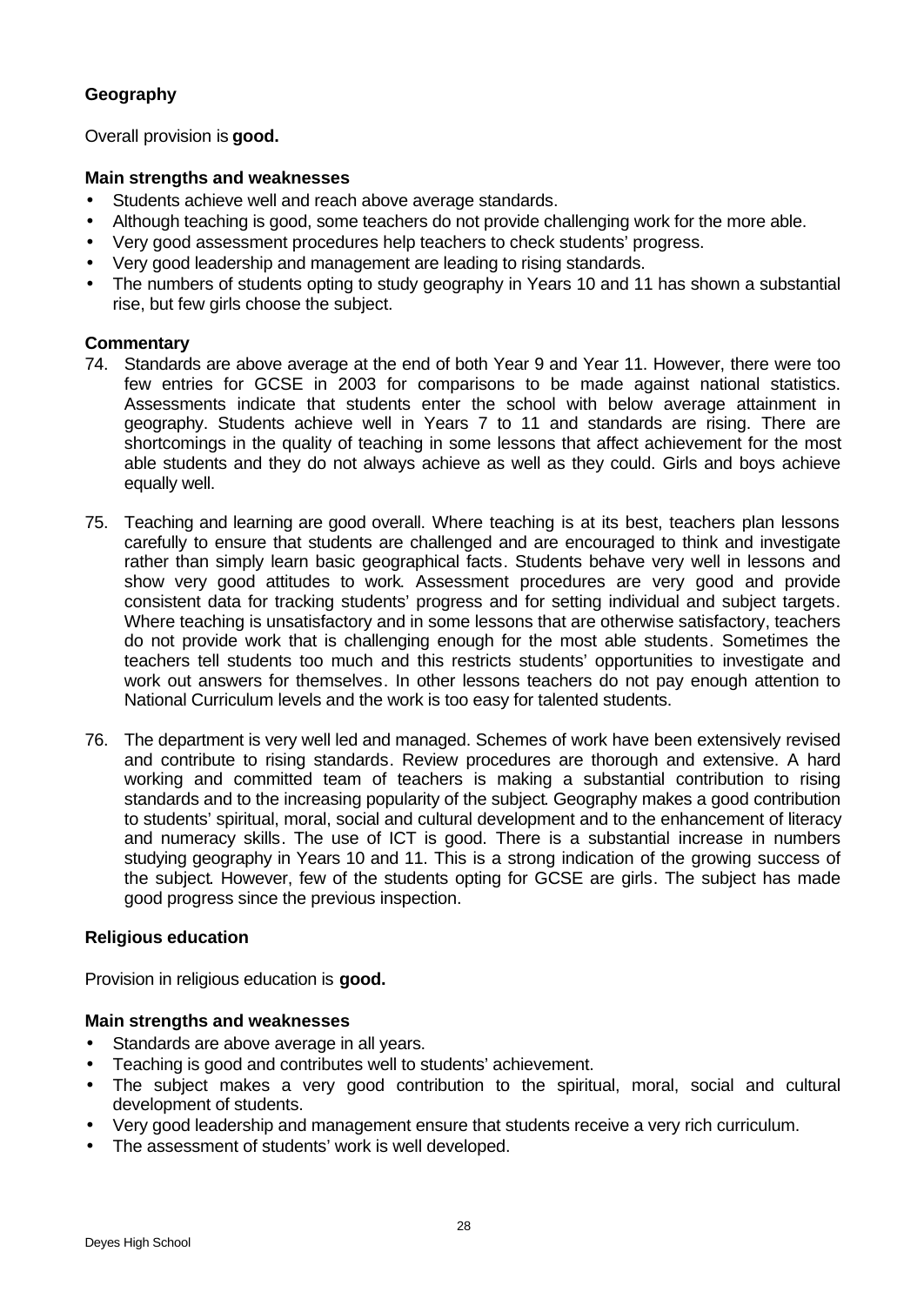### Geography

Overall provision is **good.**

#### Main strengths and weaknesses

- Students achieve well and reach above average standards.
- Although teaching is good, some teachers do not provide challenging work for the more able.
- Very good assessment procedures help teachers to check students' progress.
- Very good leadership and management are leading to rising standards.
- The numbers of students opting to study geography in Years 10 and 11 has shown a substantial rise, but few girls choose the subject.

#### Commentary

74. Standards are above average at the end of both Year 9 and Year 11. However, there were too few entries for GCSE in 2003 for comparisons to be made against national statistics. Assessments indicate that students enter the school with below average attainment in geography. Students achieve well in Years 7 to 11 and standards are rising. There are shortcomings in the quality of teaching in some lessons that affect achievement for the most able students and they do not always achieve as well as they could. Girls and boys achieve equally well.

75. Teaching and learning are good overall. Where teaching is at its best, teachers plan lessons carefully to ensure that students are challenged and are encouraged to think and investigate rather than simply learn basic geographical facts. Students behave very well in lessons and show very good attitudes to work. Assessment procedures are very good and provide consistent data for tracking students' progress and for setting individual and subject targets. Where teaching is unsatisfactory and in some lessons that are otherwise satisfactory, teachers do not provide work that is challenging enough for the most able students. Sometimes the teachers tell students too much and this restricts students' opportunities to investigate and work out answers for themselves. In other lessons teachers do not pay enough attention to National Curriculum levels and the work is too easy for talented students.

76. The department is very well led and managed. Schemes of work have been extensively revised and contribute to rising standards. Review procedures are thorough and extensive. A hard working and committed team of teachers is making a substantial contribution to rising standards and to the increasing popularity of the subject. Geography makes a good contribution to students' spiritual, moral, social and cultural development and to the enhancement of literacy and numeracy skills. The use of ICT is good. There is a substantial increase in numbers studying geography in Years 10 and 11. This is a strong indication of the growing success of the subject. However, few of the students opting for GCSE are girls. The subject has made good progress since the previous inspection.

### Religious education

Provision in religious education is **good.**

#### Main strengths and weaknesses

- Standards are above average in all years.
- Teaching is good and contributes well to students' achievement.
- The subject makes a very good contribution to the spiritual, moral, social and cultural development of students.
- Very good leadership and management ensure that students receive a very rich curriculum.
- The assessment of students' work is well developed.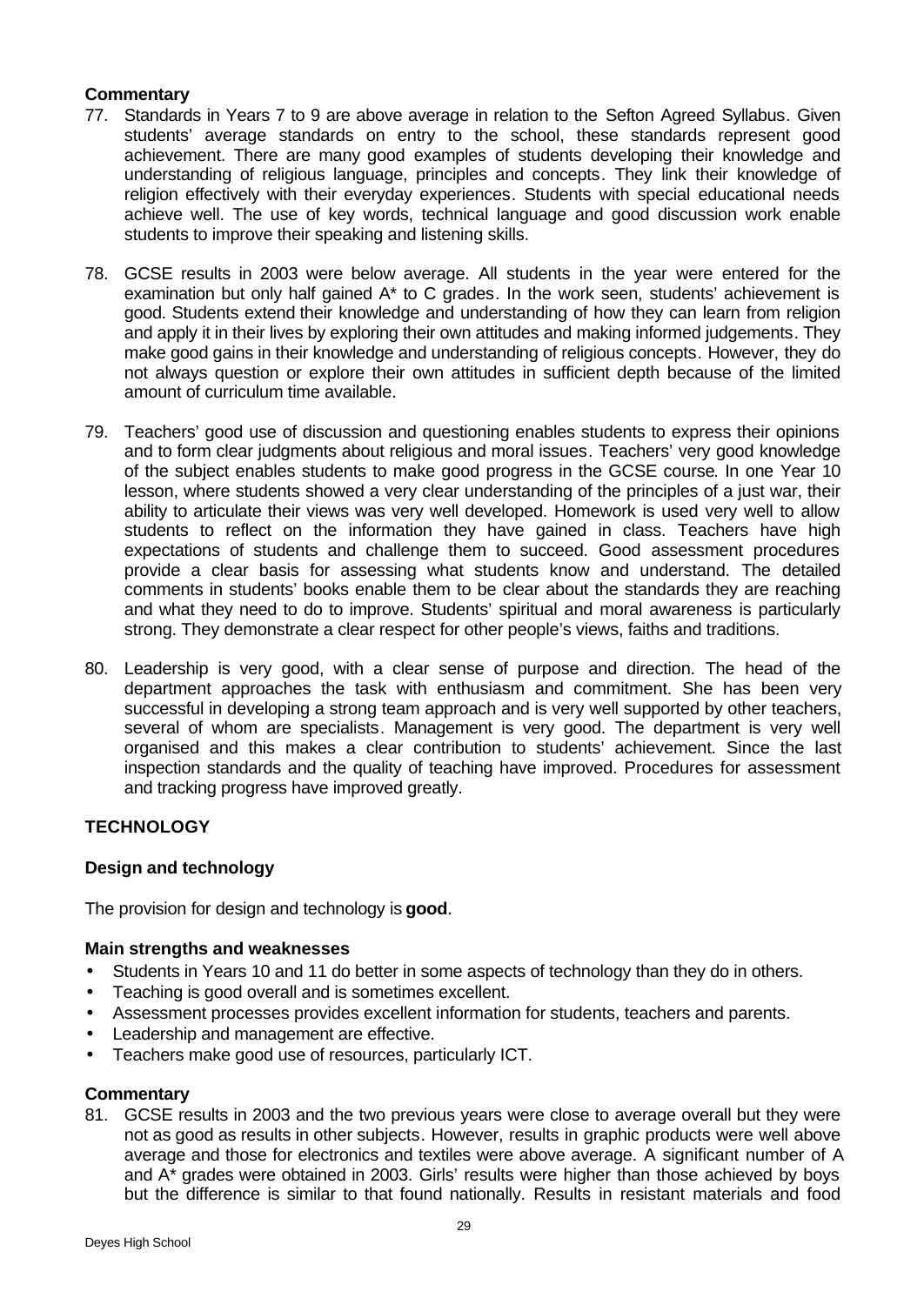### Commentary

77. Standards in Years 7 to 9 are above average in relation to the Sefton Agreed Syllabus. Given students' average standards on entry to the school, these standards represent good achievement. There are many good examples of students developing their knowledge and understanding of religious language, principles and concepts. They link their knowledge of religion effectively with their everyday experiences. Students with special educational needs achieve well. The use of key words, technical language and good discussion work enable students to improve their speaking and listening skills.

78. GCSE results in 2003 were below average. All students in the year were entered for the examination but only half gained A* to C grades. In the work seen, students' achievement is good. Students extend their knowledge and understanding of how they can learn from religion and apply it in their lives by exploring their own attitudes and making informed judgements. They make good gains in their knowledge and understanding of religious concepts. However, they do not always question or explore their own attitudes in sufficient depth because of the limited amount of curriculum time available.

79. Teachers' good use of discussion and questioning enables students to express their opinions and to form clear judgments about religious and moral issues. Teachers' very good knowledge of the subject enables students to make good progress in the GCSE course. In one Year 10 lesson, where students showed a very clear understanding of the principles of a just war, their ability to articulate their views was very well developed. Homework is used very well to allow students to reflect on the information they have gained in class. Teachers have high expectations of students and challenge them to succeed. Good assessment procedures provide a clear basis for assessing what students know and understand. The detailed comments in students' books enable them to be clear about the standards they are reaching and what they need to do to improve. Students' spiritual and moral awareness is particularly strong. They demonstrate a clear respect for other people's views, faiths and traditions.

80. Leadership is very good, with a clear sense of purpose and direction. The head of the department approaches the task with enthusiasm and commitment. She has been very successful in developing a strong team approach and is very well supported by other teachers, several of whom are specialists. Management is very good. The department is very well organised and this makes a clear contribution to students' achievement. Since the last inspection standards and the quality of teaching have improved. Procedures for assessment and tracking progress have improved greatly.

## TECHNOLOGY

### Design and technology

The provision for design and technology is **good**.

### Main strengths and weaknesses

- Students in Years 10 and 11 do better in some aspects of technology than they do in others.
- Teaching is good overall and is sometimes excellent.
- Assessment processes provides excellent information for students, teachers and parents.
- Leadership and management are effective.
- Teachers make good use of resources, particularly ICT.

### Commentary

81. GCSE results in 2003 and the two previous years were close to average overall but they were not as good as results in other subjects. However, results in graphic products were well above average and those for electronics and textiles were above average. A significant number of A and A* grades were obtained in 2003. Girls' results were higher than those achieved by boys but the difference is similar to that found nationally. Results in resistant materials and food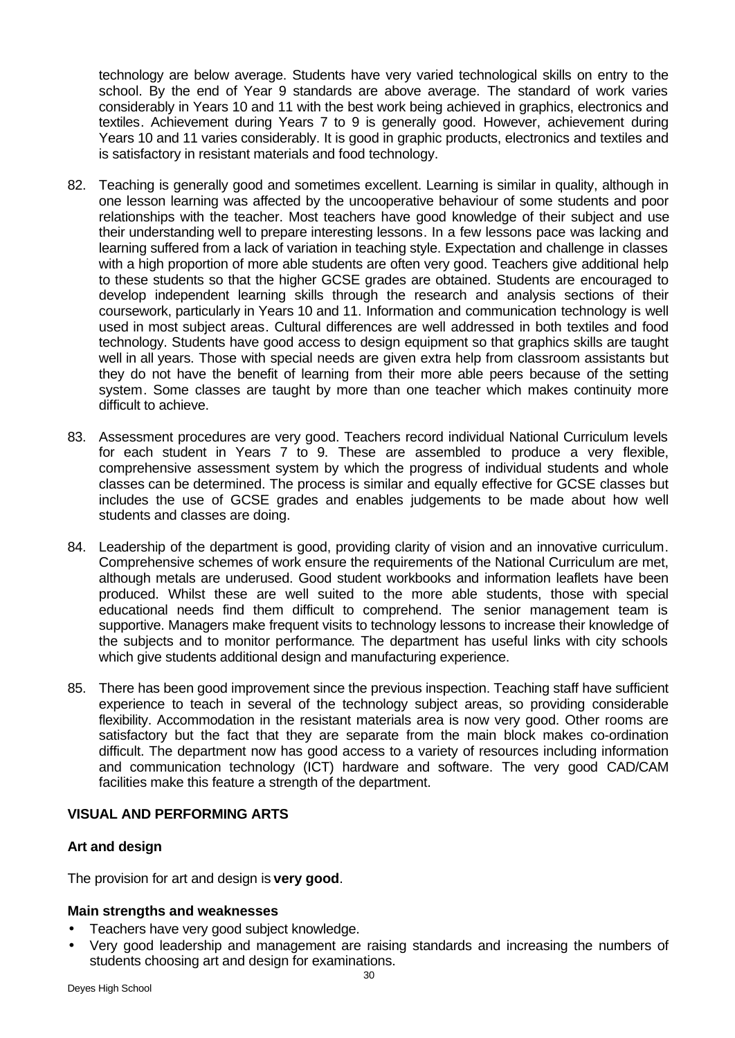technology are below average. Students have very varied technological skills on entry to the school. By the end of Year 9 standards are above average. The standard of work varies considerably in Years 10 and 11 with the best work being achieved in graphics, electronics and textiles. Achievement during Years 7 to 9 is generally good. However, achievement during Years 10 and 11 varies considerably. It is good in graphic products, electronics and textiles and is satisfactory in resistant materials and food technology.

82. Teaching is generally good and sometimes excellent. Learning is similar in quality, although in one lesson learning was affected by the uncooperative behaviour of some students and poor relationships with the teacher. Most teachers have good knowledge of their subject and use their understanding well to prepare interesting lessons. In a few lessons pace was lacking and learning suffered from a lack of variation in teaching style. Expectation and challenge in classes with a high proportion of more able students are often very good. Teachers give additional help to these students so that the higher GCSE grades are obtained. Students are encouraged to develop independent learning skills through the research and analysis sections of their coursework, particularly in Years 10 and 11. Information and communication technology is well used in most subject areas. Cultural differences are well addressed in both textiles and food technology. Students have good access to design equipment so that graphics skills are taught well in all years. Those with special needs are given extra help from classroom assistants but they do not have the benefit of learning from their more able peers because of the setting system. Some classes are taught by more than one teacher which makes continuity more difficult to achieve.

83. Assessment procedures are very good. Teachers record individual National Curriculum levels for each student in Years 7 to 9. These are assembled to produce a very flexible, comprehensive assessment system by which the progress of individual students and whole classes can be determined. The process is similar and equally effective for GCSE classes but includes the use of GCSE grades and enables judgements to be made about how well students and classes are doing.

84. Leadership of the department is good, providing clarity of vision and an innovative curriculum. Comprehensive schemes of work ensure the requirements of the National Curriculum are met, although metals are underused. Good student workbooks and information leaflets have been produced. Whilst these are well suited to the more able students, those with special educational needs find them difficult to comprehend. The senior management team is supportive. Managers make frequent visits to technology lessons to increase their knowledge of the subjects and to monitor performance. The department has useful links with city schools which give students additional design and manufacturing experience.

85. There has been good improvement since the previous inspection. Teaching staff have sufficient experience to teach in several of the technology subject areas, so providing considerable flexibility. Accommodation in the resistant materials area is now very good. Other rooms are satisfactory but the fact that they are separate from the main block makes co-ordination difficult. The department now has good access to a variety of resources including information and communication technology (ICT) hardware and software. The very good CAD/CAM facilities make this feature a strength of the department.

## VISUAL AND PERFORMING ARTS

### Art and design

The provision for art and design is **very good**.

#### Main strengths and weaknesses

- Teachers have very good subject knowledge.
- Very good leadership and management are raising standards and increasing the numbers of students choosing art and design for examinations.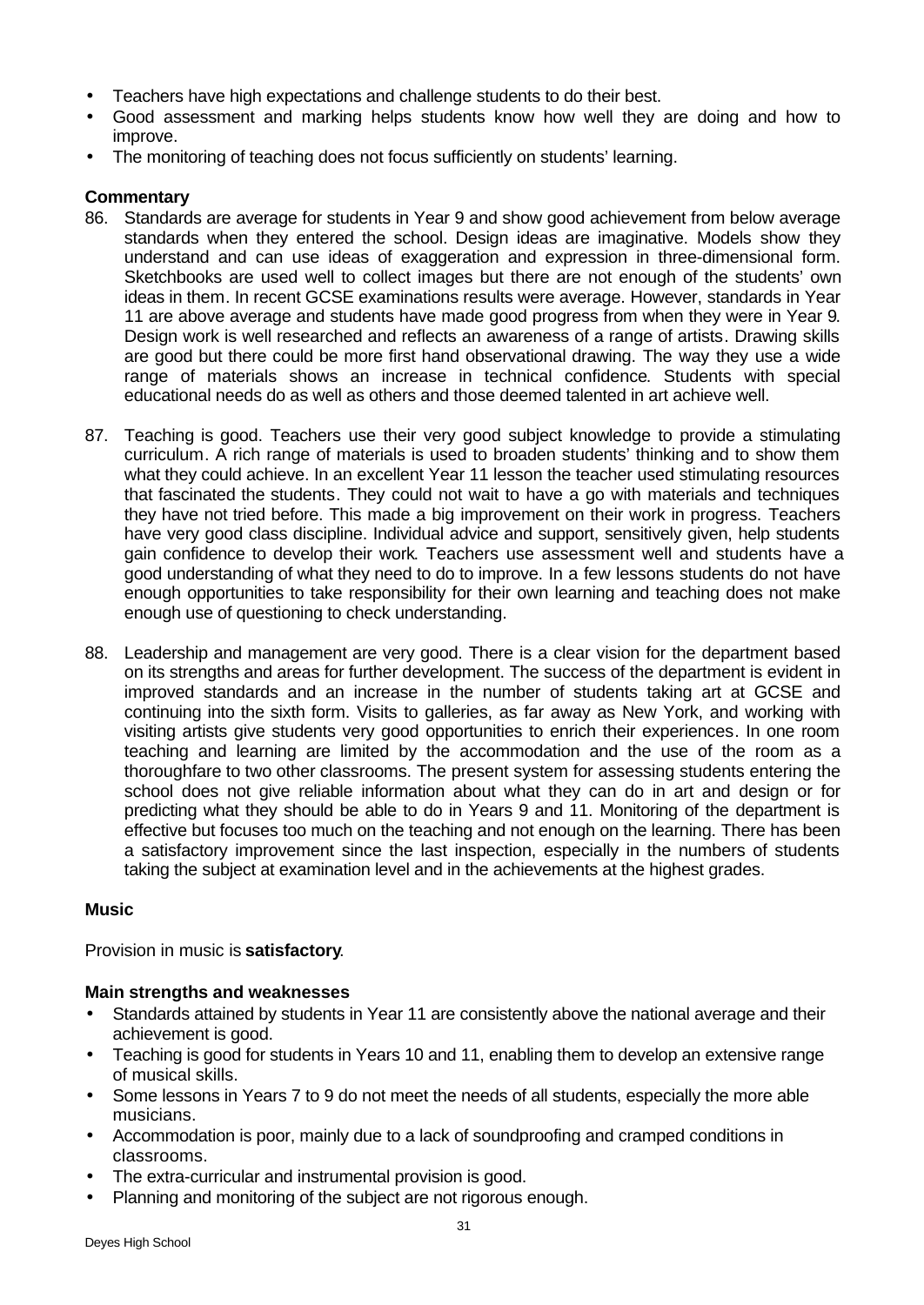- Teachers have high expectations and challenge students to do their best.
- Good assessment and marking helps students know how well they are doing and how to improve.
- The monitoring of teaching does not focus sufficiently on students' learning.

**Commentary**

86. Standards are average for students in Year 9 and show good achievement from below average standards when they entered the school. Design ideas are imaginative. Models show they understand and can use ideas of exaggeration and expression in three-dimensional form. Sketchbooks are used well to collect images but there are not enough of the students' own ideas in them. In recent GCSE examinations results were average. However, standards in Year 11 are above average and students have made good progress from when they were in Year 9. Design work is well researched and reflects an awareness of a range of artists. Drawing skills are good but there could be more first hand observational drawing. The way they use a wide range of materials shows an increase in technical confidence. Students with special educational needs do as well as others and those deemed talented in art achieve well.

87. Teaching is good. Teachers use their very good subject knowledge to provide a stimulating curriculum. A rich range of materials is used to broaden students' thinking and to show them what they could achieve. In an excellent Year 11 lesson the teacher used stimulating resources that fascinated the students. They could not wait to have a go with materials and techniques they have not tried before. This made a big improvement on their work in progress. Teachers have very good class discipline. Individual advice and support, sensitively given, help students gain confidence to develop their work. Teachers use assessment well and students have a good understanding of what they need to do to improve. In a few lessons students do not have enough opportunities to take responsibility for their own learning and teaching does not make enough use of questioning to check understanding.

88. Leadership and management are very good. There is a clear vision for the department based on its strengths and areas for further development. The success of the department is evident in improved standards and an increase in the number of students taking art at GCSE and continuing into the sixth form. Visits to galleries, as far away as New York, and working with visiting artists give students very good opportunities to enrich their experiences. In one room teaching and learning are limited by the accommodation and the use of the room as a thoroughfare to two other classrooms. The present system for assessing students entering the school does not give reliable information about what they can do in art and design or for predicting what they should be able to do in Years 9 and 11. Monitoring of the department is effective but focuses too much on the teaching and not enough on the learning. There has been a satisfactory improvement since the last inspection, especially in the numbers of students taking the subject at examination level and in the achievements at the highest grades.

### Music

Provision in music is **satisfactory**.

**Main strengths and weaknesses**

- Standards attained by students in Year 11 are consistently above the national average and their achievement is good.
- Teaching is good for students in Years 10 and 11, enabling them to develop an extensive range of musical skills.
- Some lessons in Years 7 to 9 do not meet the needs of all students, especially the more able musicians.
- Accommodation is poor, mainly due to a lack of soundproofing and cramped conditions in classrooms.
- The extra-curricular and instrumental provision is good.
- Planning and monitoring of the subject are not rigorous enough.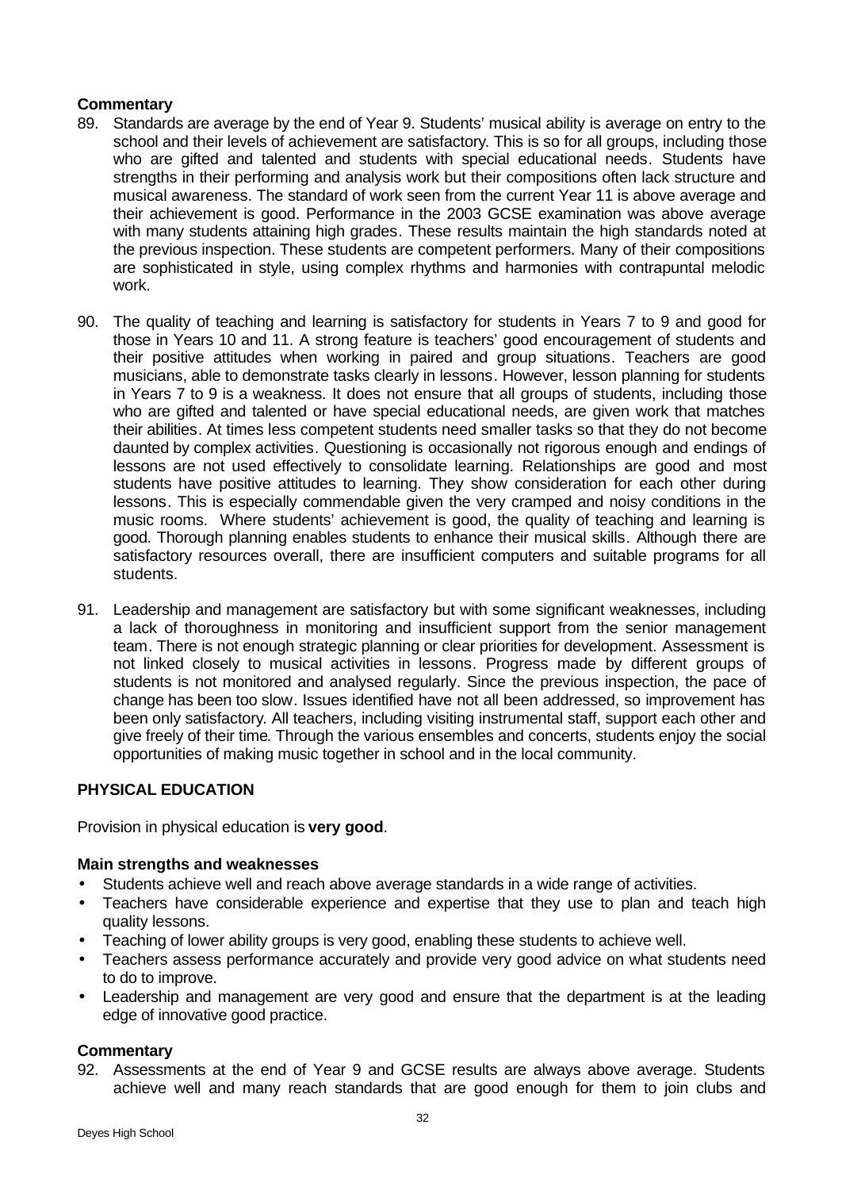**Commentary**

89. Standards are average by the end of Year 9. Students' musical ability is average on entry to the school and their levels of achievement are satisfactory. This is so for all groups, including those who are gifted and talented and students with special educational needs. Students have strengths in their performing and analysis work but their compositions often lack structure and musical awareness. The standard of work seen from the current Year 11 is above average and their achievement is good. Performance in the 2003 GCSE examination was above average with many students attaining high grades. These results maintain the high standards noted at the previous inspection. These students are competent performers. Many of their compositions are sophisticated in style, using complex rhythms and harmonies with contrapuntal melodic work.

90. The quality of teaching and learning is satisfactory for students in Years 7 to 9 and good for those in Years 10 and 11. A strong feature is teachers' good encouragement of students and their positive attitudes when working in paired and group situations. Teachers are good musicians, able to demonstrate tasks clearly in lessons. However, lesson planning for students in Years 7 to 9 is a weakness. It does not ensure that all groups of students, including those who are gifted and talented or have special educational needs, are given work that matches their abilities. At times less competent students need smaller tasks so that they do not become daunted by complex activities. Questioning is occasionally not rigorous enough and endings of lessons are not used effectively to consolidate learning. Relationships are good and most students have positive attitudes to learning. They show consideration for each other during lessons. This is especially commendable given the very cramped and noisy conditions in the music rooms. Where students' achievement is good, the quality of teaching and learning is good. Thorough planning enables students to enhance their musical skills. Although there are satisfactory resources overall, there are insufficient computers and suitable programs for all students.

91. Leadership and management are satisfactory but with some significant weaknesses, including a lack of thoroughness in monitoring and insufficient support from the senior management team. There is not enough strategic planning or clear priorities for development. Assessment is not linked closely to musical activities in lessons. Progress made by different groups of students is not monitored and analysed regularly. Since the previous inspection, the pace of change has been too slow. Issues identified have not all been addressed, so improvement has been only satisfactory. All teachers, including visiting instrumental staff, support each other and give freely of their time. Through the various ensembles and concerts, students enjoy the social opportunities of making music together in school and in the local community.

## PHYSICAL EDUCATION

Provision in physical education is **very good**.

**Main strengths and weaknesses**

- Students achieve well and reach above average standards in a wide range of activities.
- Teachers have considerable experience and expertise that they use to plan and teach high quality lessons.
- Teaching of lower ability groups is very good, enabling these students to achieve well.
- Teachers assess performance accurately and provide very good advice on what students need to do to improve.
- Leadership and management are very good and ensure that the department is at the leading edge of innovative good practice.

**Commentary**

92. Assessments at the end of Year 9 and GCSE results are always above average. Students achieve well and many reach standards that are good enough for them to join clubs and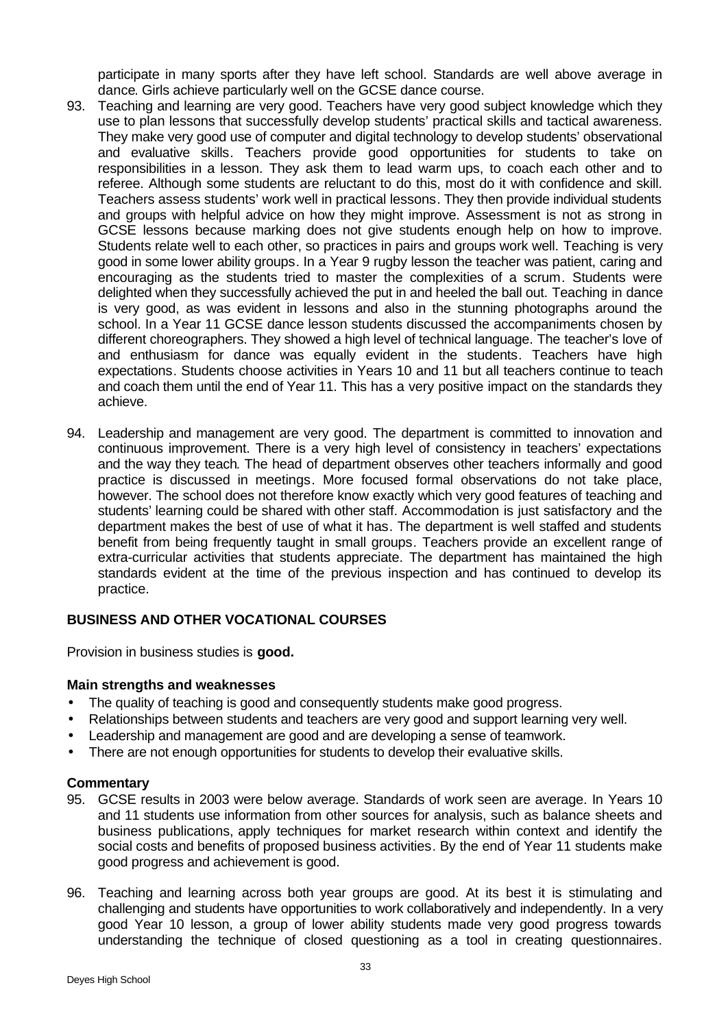participate in many sports after they have left school. Standards are well above average in dance. Girls achieve particularly well on the GCSE dance course.

93. Teaching and learning are very good. Teachers have very good subject knowledge which they use to plan lessons that successfully develop students' practical skills and tactical awareness. They make very good use of computer and digital technology to develop students' observational and evaluative skills. Teachers provide good opportunities for students to take on responsibilities in a lesson. They ask them to lead warm ups, to coach each other and to referee. Although some students are reluctant to do this, most do it with confidence and skill. Teachers assess students' work well in practical lessons. They then provide individual students and groups with helpful advice on how they might improve. Assessment is not as strong in GCSE lessons because marking does not give students enough help on how to improve. Students relate well to each other, so practices in pairs and groups work well. Teaching is very good in some lower ability groups. In a Year 9 rugby lesson the teacher was patient, caring and encouraging as the students tried to master the complexities of a scrum. Students were delighted when they successfully achieved the put in and heeled the ball out. Teaching in dance is very good, as was evident in lessons and also in the stunning photographs around the school. In a Year 11 GCSE dance lesson students discussed the accompaniments chosen by different choreographers. They showed a high level of technical language. The teacher's love of and enthusiasm for dance was equally evident in the students. Teachers have high expectations. Students choose activities in Years 10 and 11 but all teachers continue to teach and coach them until the end of Year 11. This has a very positive impact on the standards they achieve.

94. Leadership and management are very good. The department is committed to innovation and continuous improvement. There is a very high level of consistency in teachers' expectations and the way they teach. The head of department observes other teachers informally and good practice is discussed in meetings. More focused formal observations do not take place, however. The school does not therefore know exactly which very good features of teaching and students' learning could be shared with other staff. Accommodation is just satisfactory and the department makes the best of use of what it has. The department is well staffed and students benefit from being frequently taught in small groups. Teachers provide an excellent range of extra-curricular activities that students appreciate. The department has maintained the high standards evident at the time of the previous inspection and has continued to develop its practice.

## BUSINESS AND OTHER VOCATIONAL COURSES

Provision in business studies is **good.**

### Main strengths and weaknesses

- The quality of teaching is good and consequently students make good progress.
- Relationships between students and teachers are very good and support learning very well.
- Leadership and management are good and are developing a sense of teamwork.
- There are not enough opportunities for students to develop their evaluative skills.

### Commentary

95. GCSE results in 2003 were below average. Standards of work seen are average. In Years 10 and 11 students use information from other sources for analysis, such as balance sheets and business publications, apply techniques for market research within context and identify the social costs and benefits of proposed business activities. By the end of Year 11 students make good progress and achievement is good.

96. Teaching and learning across both year groups are good. At its best it is stimulating and challenging and students have opportunities to work collaboratively and independently. In a very good Year 10 lesson, a group of lower ability students made very good progress towards understanding the technique of closed questioning as a tool in creating questionnaires.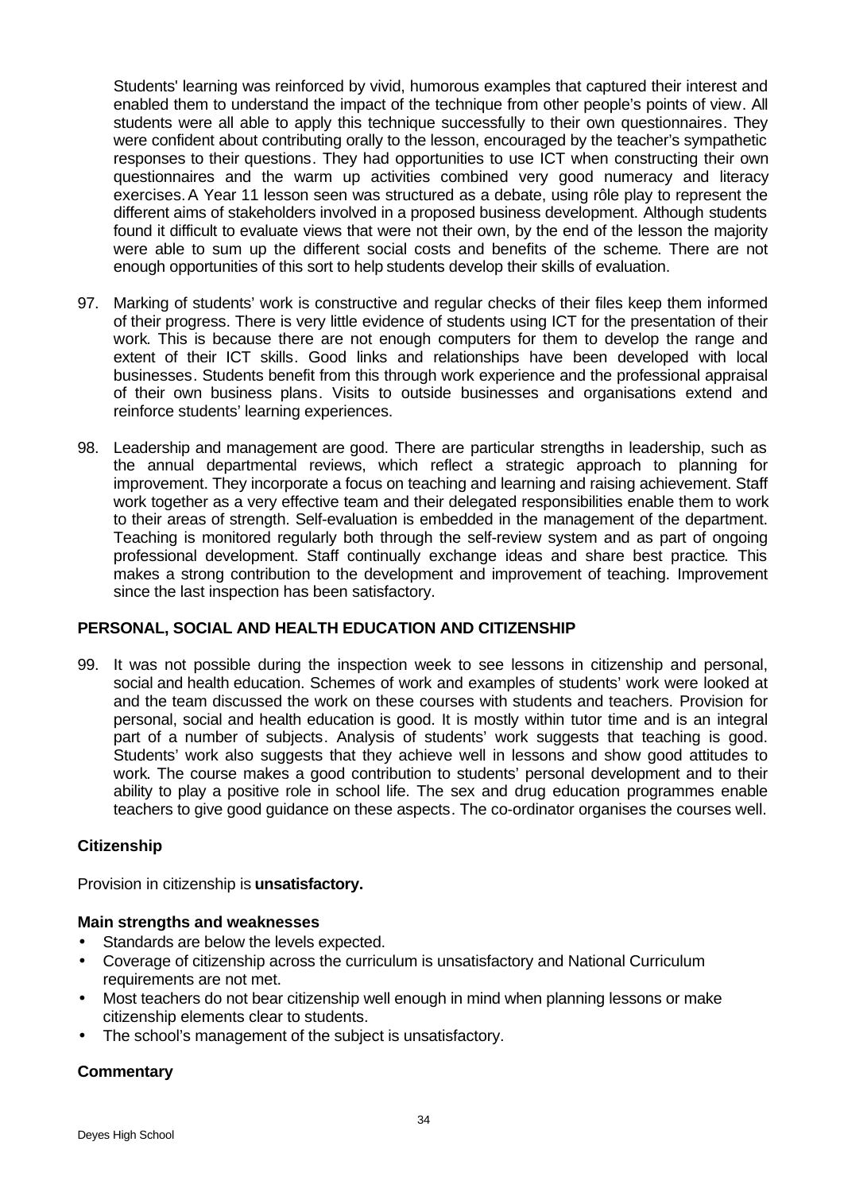Students' learning was reinforced by vivid, humorous examples that captured their interest and enabled them to understand the impact of the technique from other people's points of view. All students were all able to apply this technique successfully to their own questionnaires. They were confident about contributing orally to the lesson, encouraged by the teacher's sympathetic responses to their questions. They had opportunities to use ICT when constructing their own questionnaires and the warm up activities combined very good numeracy and literacy exercises. A Year 11 lesson seen was structured as a debate, using rôle play to represent the different aims of stakeholders involved in a proposed business development. Although students found it difficult to evaluate views that were not their own, by the end of the lesson the majority were able to sum up the different social costs and benefits of the scheme. There are not enough opportunities of this sort to help students develop their skills of evaluation.

97. Marking of students' work is constructive and regular checks of their files keep them informed of their progress. There is very little evidence of students using ICT for the presentation of their work. This is because there are not enough computers for them to develop the range and extent of their ICT skills. Good links and relationships have been developed with local businesses. Students benefit from this through work experience and the professional appraisal of their own business plans. Visits to outside businesses and organisations extend and reinforce students' learning experiences.

98. Leadership and management are good. There are particular strengths in leadership, such as the annual departmental reviews, which reflect a strategic approach to planning for improvement. They incorporate a focus on teaching and learning and raising achievement. Staff work together as a very effective team and their delegated responsibilities enable them to work to their areas of strength. Self-evaluation is embedded in the management of the department. Teaching is monitored regularly both through the self-review system and as part of ongoing professional development. Staff continually exchange ideas and share best practice. This makes a strong contribution to the development and improvement of teaching. Improvement since the last inspection has been satisfactory.

## PERSONAL, SOCIAL AND HEALTH EDUCATION AND CITIZENSHIP

99. It was not possible during the inspection week to see lessons in citizenship and personal, social and health education. Schemes of work and examples of students' work were looked at and the team discussed the work on these courses with students and teachers. Provision for personal, social and health education is good. It is mostly within tutor time and is an integral part of a number of subjects. Analysis of students' work suggests that teaching is good. Students' work also suggests that they achieve well in lessons and show good attitudes to work. The course makes a good contribution to students' personal development and to their ability to play a positive role in school life. The sex and drug education programmes enable teachers to give good guidance on these aspects. The co-ordinator organises the courses well.

### Citizenship

Provision in citizenship is **unsatisfactory.**

#### Main strengths and weaknesses

- Standards are below the levels expected.
- Coverage of citizenship across the curriculum is unsatisfactory and National Curriculum requirements are not met.
- Most teachers do not bear citizenship well enough in mind when planning lessons or make citizenship elements clear to students.
- The school's management of the subject is unsatisfactory.

#### Commentary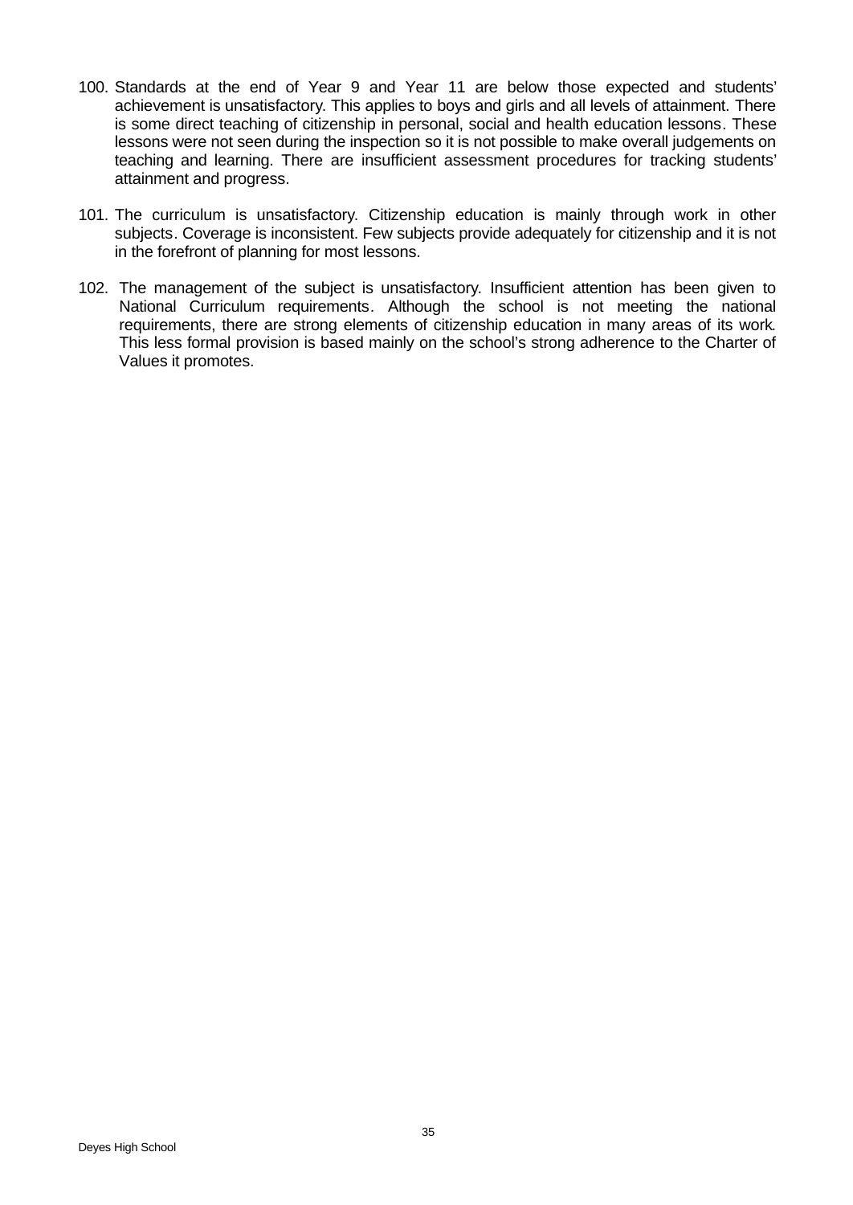100. Standards at the end of Year 9 and Year 11 are below those expected and students' achievement is unsatisfactory. This applies to boys and girls and all levels of attainment. There is some direct teaching of citizenship in personal, social and health education lessons. These lessons were not seen during the inspection so it is not possible to make overall judgements on teaching and learning. There are insufficient assessment procedures for tracking students' attainment and progress.

101. The curriculum is unsatisfactory. Citizenship education is mainly through work in other subjects. Coverage is inconsistent. Few subjects provide adequately for citizenship and it is not in the forefront of planning for most lessons.

102. The management of the subject is unsatisfactory. Insufficient attention has been given to National Curriculum requirements. Although the school is not meeting the national requirements, there are strong elements of citizenship education in many areas of its work. This less formal provision is based mainly on the school's strong adherence to the Charter of Values it promotes.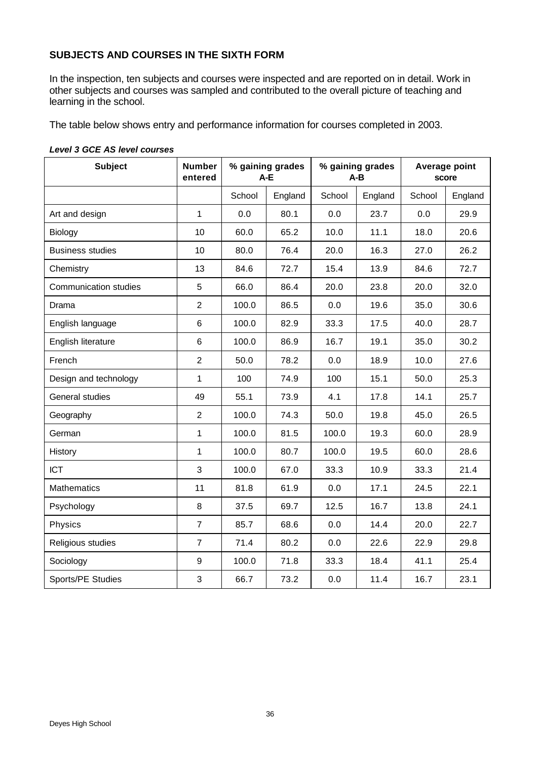## SUBJECTS AND COURSES IN THE SIXTH FORM

In the inspection, ten subjects and courses were inspected and are reported on in detail. Work in other subjects and courses was sampled and contributed to the overall picture of teaching and learning in the school.

The table below shows entry and performance information for courses completed in 2003.

***Level 3 GCE AS level courses***

| Subject | Number entered | % gaining grades A-E | | % gaining grades A-B | | Average point score | |
|---|---|---|---|---|---|---|---|
| | | School | England | School | England | School | England |
| Art and design | 1 | 0.0 | 80.1 | 0.0 | 23.7 | 0.0 | 29.9 |
| Biology | 10 | 60.0 | 65.2 | 10.0 | 11.1 | 18.0 | 20.6 |
| Business studies | 10 | 80.0 | 76.4 | 20.0 | 16.3 | 27.0 | 26.2 |
| Chemistry | 13 | 84.6 | 72.7 | 15.4 | 13.9 | 84.6 | 72.7 |
| Communication studies | 5 | 66.0 | 86.4 | 20.0 | 23.8 | 20.0 | 32.0 |
| Drama | 2 | 100.0 | 86.5 | 0.0 | 19.6 | 35.0 | 30.6 |
| English language | 6 | 100.0 | 82.9 | 33.3 | 17.5 | 40.0 | 28.7 |
| English literature | 6 | 100.0 | 86.9 | 16.7 | 19.1 | 35.0 | 30.2 |
| French | 2 | 50.0 | 78.2 | 0.0 | 18.9 | 10.0 | 27.6 |
| Design and technology | 1 | 100 | 74.9 | 100 | 15.1 | 50.0 | 25.3 |
| General studies | 49 | 55.1 | 73.9 | 4.1 | 17.8 | 14.1 | 25.7 |
| Geography | 2 | 100.0 | 74.3 | 50.0 | 19.8 | 45.0 | 26.5 |
| German | 1 | 100.0 | 81.5 | 100.0 | 19.3 | 60.0 | 28.9 |
| History | 1 | 100.0 | 80.7 | 100.0 | 19.5 | 60.0 | 28.6 |
| ICT | 3 | 100.0 | 67.0 | 33.3 | 10.9 | 33.3 | 21.4 |
| Mathematics | 11 | 81.8 | 61.9 | 0.0 | 17.1 | 24.5 | 22.1 |
| Psychology | 8 | 37.5 | 69.7 | 12.5 | 16.7 | 13.8 | 24.1 |
| Physics | 7 | 85.7 | 68.6 | 0.0 | 14.4 | 20.0 | 22.7 |
| Religious studies | 7 | 71.4 | 80.2 | 0.0 | 22.6 | 22.9 | 29.8 |
| Sociology | 9 | 100.0 | 71.8 | 33.3 | 18.4 | 41.1 | 25.4 |
| Sports/PE Studies | 3 | 66.7 | 73.2 | 0.0 | 11.4 | 16.7 | 23.1 |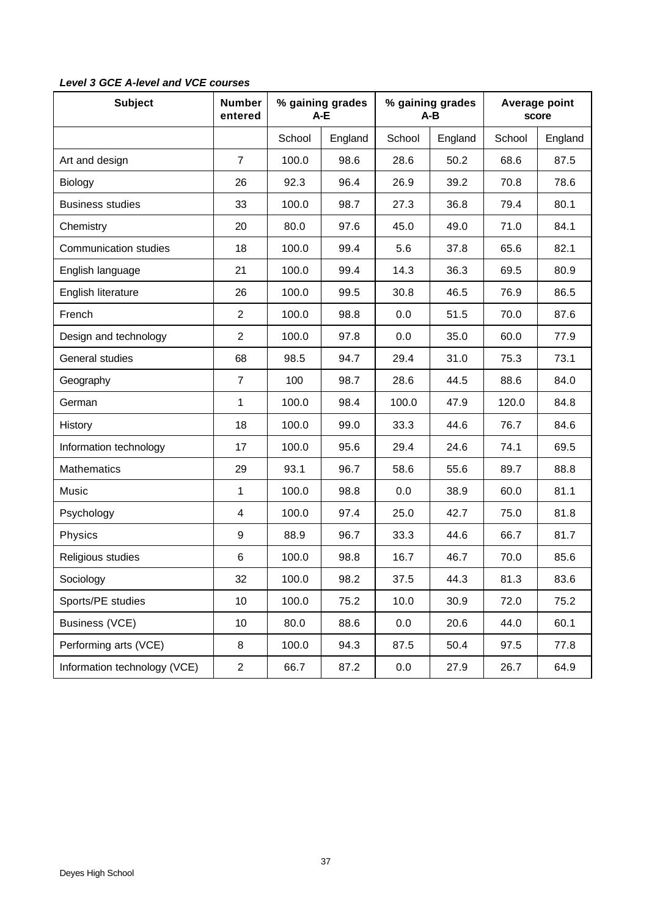***Level 3 GCE A-level and VCE courses***

| Subject | Number entered | % gaining grades A-E | | % gaining grades A-B | | Average point score | |
|---|---|---|---|---|---|---|---|
| | | School | England | School | England | School | England |
| Art and design | 7 | 100.0 | 98.6 | 28.6 | 50.2 | 68.6 | 87.5 |
| Biology | 26 | 92.3 | 96.4 | 26.9 | 39.2 | 70.8 | 78.6 |
| Business studies | 33 | 100.0 | 98.7 | 27.3 | 36.8 | 79.4 | 80.1 |
| Chemistry | 20 | 80.0 | 97.6 | 45.0 | 49.0 | 71.0 | 84.1 |
| Communication studies | 18 | 100.0 | 99.4 | 5.6 | 37.8 | 65.6 | 82.1 |
| English language | 21 | 100.0 | 99.4 | 14.3 | 36.3 | 69.5 | 80.9 |
| English literature | 26 | 100.0 | 99.5 | 30.8 | 46.5 | 76.9 | 86.5 |
| French | 2 | 100.0 | 98.8 | 0.0 | 51.5 | 70.0 | 87.6 |
| Design and technology | 2 | 100.0 | 97.8 | 0.0 | 35.0 | 60.0 | 77.9 |
| General studies | 68 | 98.5 | 94.7 | 29.4 | 31.0 | 75.3 | 73.1 |
| Geography | 7 | 100 | 98.7 | 28.6 | 44.5 | 88.6 | 84.0 |
| German | 1 | 100.0 | 98.4 | 100.0 | 47.9 | 120.0 | 84.8 |
| History | 18 | 100.0 | 99.0 | 33.3 | 44.6 | 76.7 | 84.6 |
| Information technology | 17 | 100.0 | 95.6 | 29.4 | 24.6 | 74.1 | 69.5 |
| Mathematics | 29 | 93.1 | 96.7 | 58.6 | 55.6 | 89.7 | 88.8 |
| Music | 1 | 100.0 | 98.8 | 0.0 | 38.9 | 60.0 | 81.1 |
| Psychology | 4 | 100.0 | 97.4 | 25.0 | 42.7 | 75.0 | 81.8 |
| Physics | 9 | 88.9 | 96.7 | 33.3 | 44.6 | 66.7 | 81.7 |
| Religious studies | 6 | 100.0 | 98.8 | 16.7 | 46.7 | 70.0 | 85.6 |
| Sociology | 32 | 100.0 | 98.2 | 37.5 | 44.3 | 81.3 | 83.6 |
| Sports/PE studies | 10 | 100.0 | 75.2 | 10.0 | 30.9 | 72.0 | 75.2 |
| Business (VCE) | 10 | 80.0 | 88.6 | 0.0 | 20.6 | 44.0 | 60.1 |
| Performing arts (VCE) | 8 | 100.0 | 94.3 | 87.5 | 50.4 | 97.5 | 77.8 |
| Information technology (VCE) | 2 | 66.7 | 87.2 | 0.0 | 27.9 | 26.7 | 64.9 |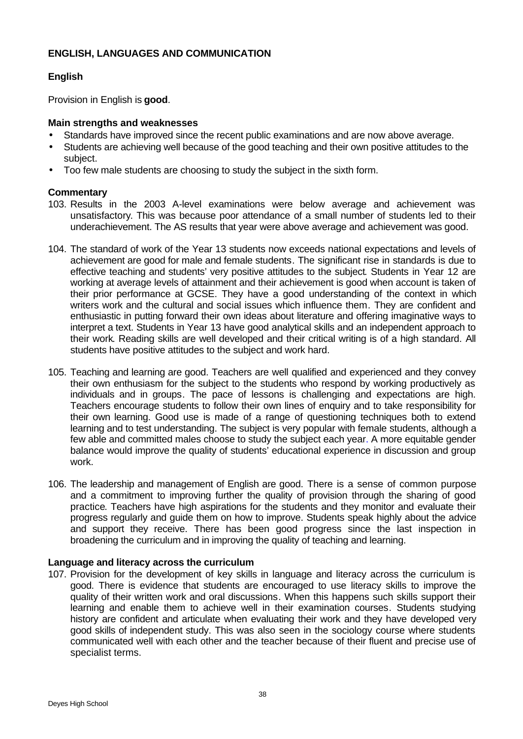**ENGLISH, LANGUAGES AND COMMUNICATION**

**English**

Provision in English is **good**.

**Main strengths and weaknesses**

- Standards have improved since the recent public examinations and are now above average.
- Students are achieving well because of the good teaching and their own positive attitudes to the subject.
- Too few male students are choosing to study the subject in the sixth form.

**Commentary**

103. Results in the 2003 A-level examinations were below average and achievement was unsatisfactory. This was because poor attendance of a small number of students led to their underachievement. The AS results that year were above average and achievement was good.

104. The standard of work of the Year 13 students now exceeds national expectations and levels of achievement are good for male and female students. The significant rise in standards is due to effective teaching and students' very positive attitudes to the subject. Students in Year 12 are working at average levels of attainment and their achievement is good when account is taken of their prior performance at GCSE. They have a good understanding of the context in which writers work and the cultural and social issues which influence them. They are confident and enthusiastic in putting forward their own ideas about literature and offering imaginative ways to interpret a text. Students in Year 13 have good analytical skills and an independent approach to their work. Reading skills are well developed and their critical writing is of a high standard. All students have positive attitudes to the subject and work hard.

105. Teaching and learning are good. Teachers are well qualified and experienced and they convey their own enthusiasm for the subject to the students who respond by working productively as individuals and in groups. The pace of lessons is challenging and expectations are high. Teachers encourage students to follow their own lines of enquiry and to take responsibility for their own learning. Good use is made of a range of questioning techniques both to extend learning and to test understanding. The subject is very popular with female students, although a few able and committed males choose to study the subject each year. A more equitable gender balance would improve the quality of students' educational experience in discussion and group work.

106. The leadership and management of English are good. There is a sense of common purpose and a commitment to improving further the quality of provision through the sharing of good practice. Teachers have high aspirations for the students and they monitor and evaluate their progress regularly and guide them on how to improve. Students speak highly about the advice and support they receive. There has been good progress since the last inspection in broadening the curriculum and in improving the quality of teaching and learning.

**Language and literacy across the curriculum**

107. Provision for the development of key skills in language and literacy across the curriculum is good. There is evidence that students are encouraged to use literacy skills to improve the quality of their written work and oral discussions. When this happens such skills support their learning and enable them to achieve well in their examination courses. Students studying history are confident and articulate when evaluating their work and they have developed very good skills of independent study. This was also seen in the sociology course where students communicated well with each other and the teacher because of their fluent and precise use of specialist terms.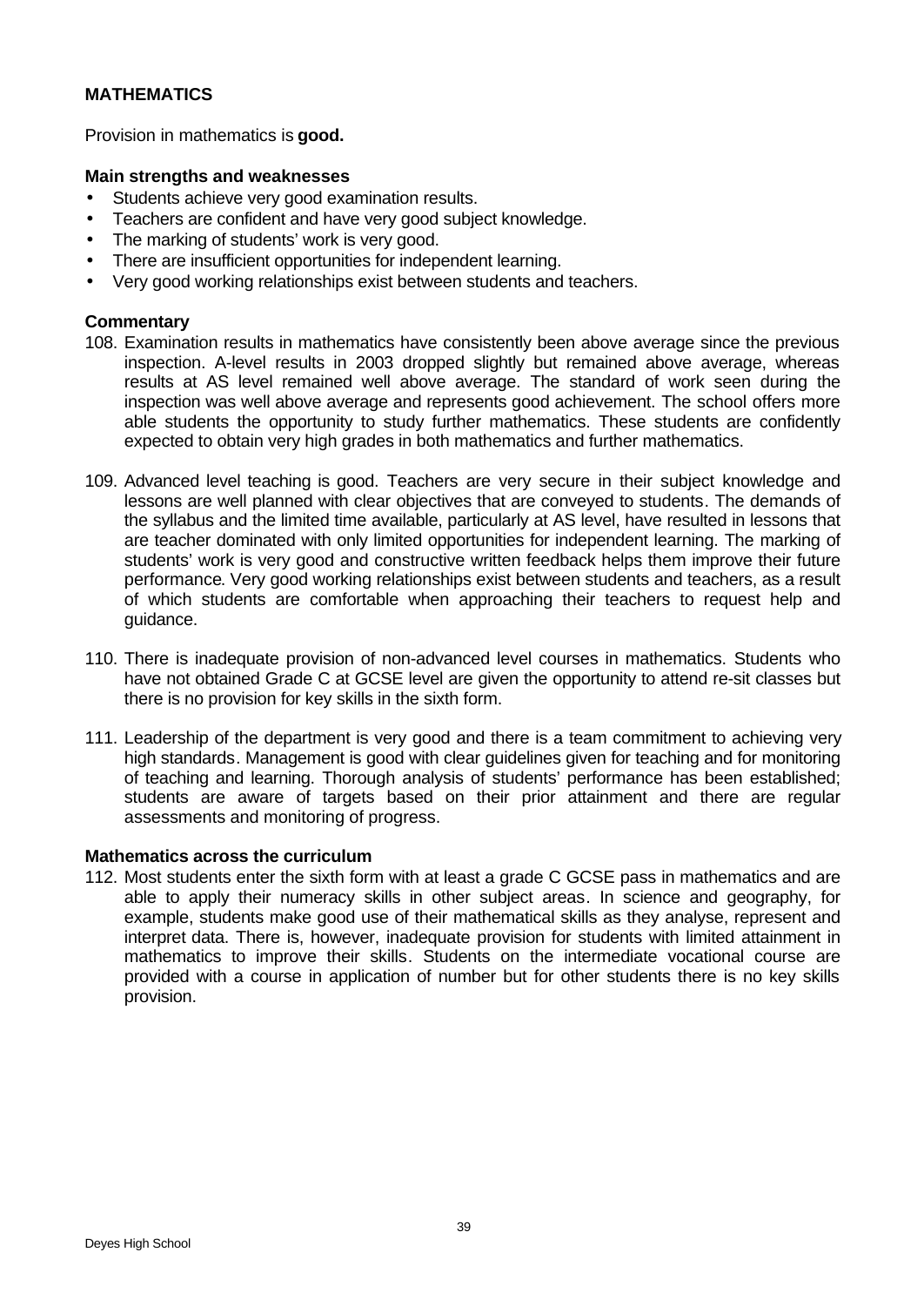## MATHEMATICS

Provision in mathematics is **good.**

### Main strengths and weaknesses

- Students achieve very good examination results.
- Teachers are confident and have very good subject knowledge.
- The marking of students' work is very good.
- There are insufficient opportunities for independent learning.
- Very good working relationships exist between students and teachers.

### Commentary

108. Examination results in mathematics have consistently been above average since the previous inspection. A-level results in 2003 dropped slightly but remained above average, whereas results at AS level remained well above average. The standard of work seen during the inspection was well above average and represents good achievement. The school offers more able students the opportunity to study further mathematics. These students are confidently expected to obtain very high grades in both mathematics and further mathematics.

109. Advanced level teaching is good. Teachers are very secure in their subject knowledge and lessons are well planned with clear objectives that are conveyed to students. The demands of the syllabus and the limited time available, particularly at AS level, have resulted in lessons that are teacher dominated with only limited opportunities for independent learning. The marking of students' work is very good and constructive written feedback helps them improve their future performance. Very good working relationships exist between students and teachers, as a result of which students are comfortable when approaching their teachers to request help and guidance.

110. There is inadequate provision of non-advanced level courses in mathematics. Students who have not obtained Grade C at GCSE level are given the opportunity to attend re-sit classes but there is no provision for key skills in the sixth form.

111. Leadership of the department is very good and there is a team commitment to achieving very high standards. Management is good with clear guidelines given for teaching and for monitoring of teaching and learning. Thorough analysis of students' performance has been established; students are aware of targets based on their prior attainment and there are regular assessments and monitoring of progress.

### Mathematics across the curriculum

112. Most students enter the sixth form with at least a grade C GCSE pass in mathematics and are able to apply their numeracy skills in other subject areas. In science and geography, for example, students make good use of their mathematical skills as they analyse, represent and interpret data. There is, however, inadequate provision for students with limited attainment in mathematics to improve their skills. Students on the intermediate vocational course are provided with a course in application of number but for other students there is no key skills provision.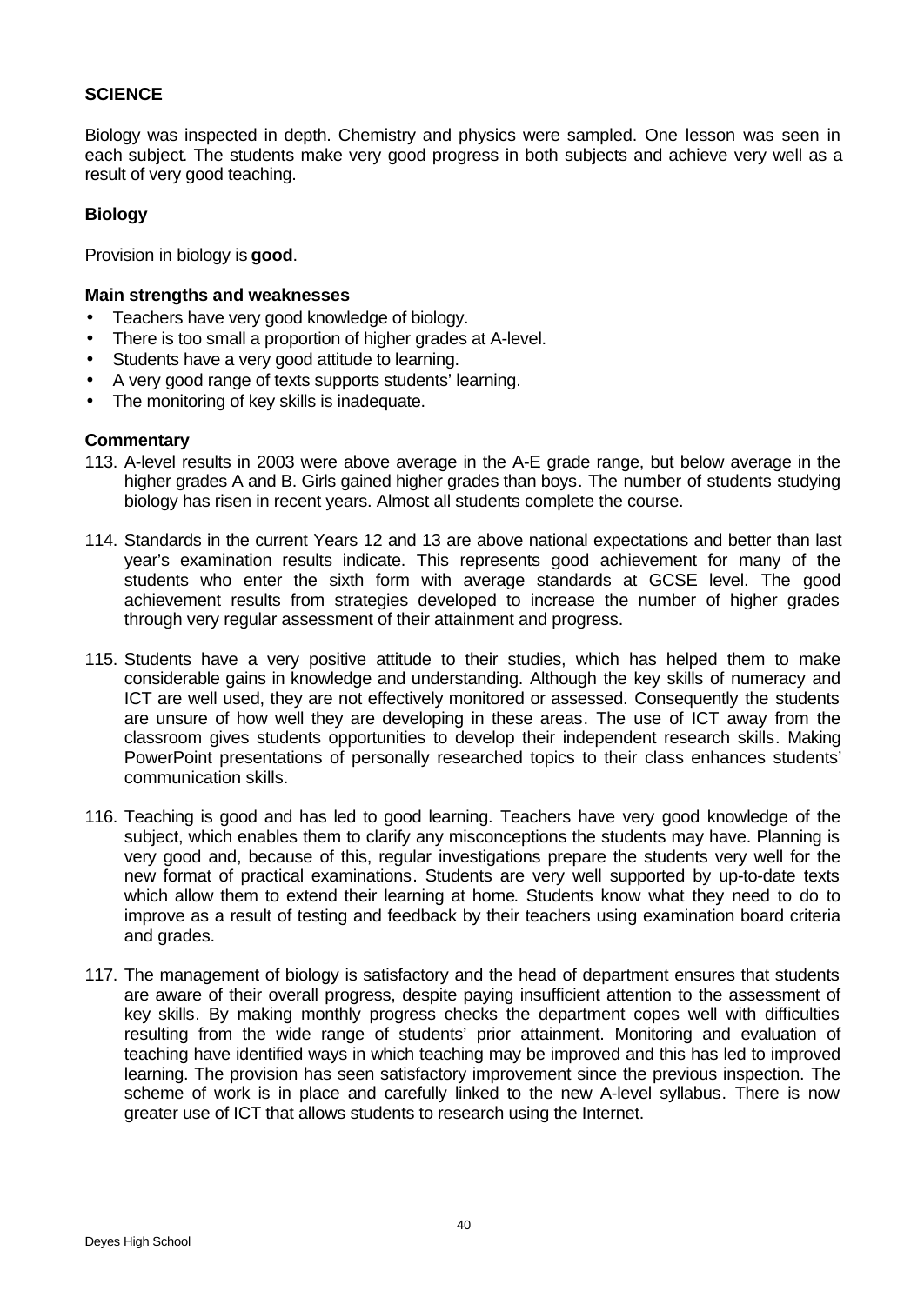## SCIENCE

Biology was inspected in depth. Chemistry and physics were sampled. One lesson was seen in each subject. The students make very good progress in both subjects and achieve very well as a result of very good teaching.

### Biology

Provision in biology is **good**.

#### Main strengths and weaknesses

- Teachers have very good knowledge of biology.
- There is too small a proportion of higher grades at A-level.
- Students have a very good attitude to learning.
- A very good range of texts supports students' learning.
- The monitoring of key skills is inadequate.

#### Commentary

113. A-level results in 2003 were above average in the A-E grade range, but below average in the higher grades A and B. Girls gained higher grades than boys. The number of students studying biology has risen in recent years. Almost all students complete the course.

114. Standards in the current Years 12 and 13 are above national expectations and better than last year's examination results indicate. This represents good achievement for many of the students who enter the sixth form with average standards at GCSE level. The good achievement results from strategies developed to increase the number of higher grades through very regular assessment of their attainment and progress.

115. Students have a very positive attitude to their studies, which has helped them to make considerable gains in knowledge and understanding. Although the key skills of numeracy and ICT are well used, they are not effectively monitored or assessed. Consequently the students are unsure of how well they are developing in these areas. The use of ICT away from the classroom gives students opportunities to develop their independent research skills. Making PowerPoint presentations of personally researched topics to their class enhances students' communication skills.

116. Teaching is good and has led to good learning. Teachers have very good knowledge of the subject, which enables them to clarify any misconceptions the students may have. Planning is very good and, because of this, regular investigations prepare the students very well for the new format of practical examinations. Students are very well supported by up-to-date texts which allow them to extend their learning at home. Students know what they need to do to improve as a result of testing and feedback by their teachers using examination board criteria and grades.

117. The management of biology is satisfactory and the head of department ensures that students are aware of their overall progress, despite paying insufficient attention to the assessment of key skills. By making monthly progress checks the department copes well with difficulties resulting from the wide range of students' prior attainment. Monitoring and evaluation of teaching have identified ways in which teaching may be improved and this has led to improved learning. The provision has seen satisfactory improvement since the previous inspection. The scheme of work is in place and carefully linked to the new A-level syllabus. There is now greater use of ICT that allows students to research using the Internet.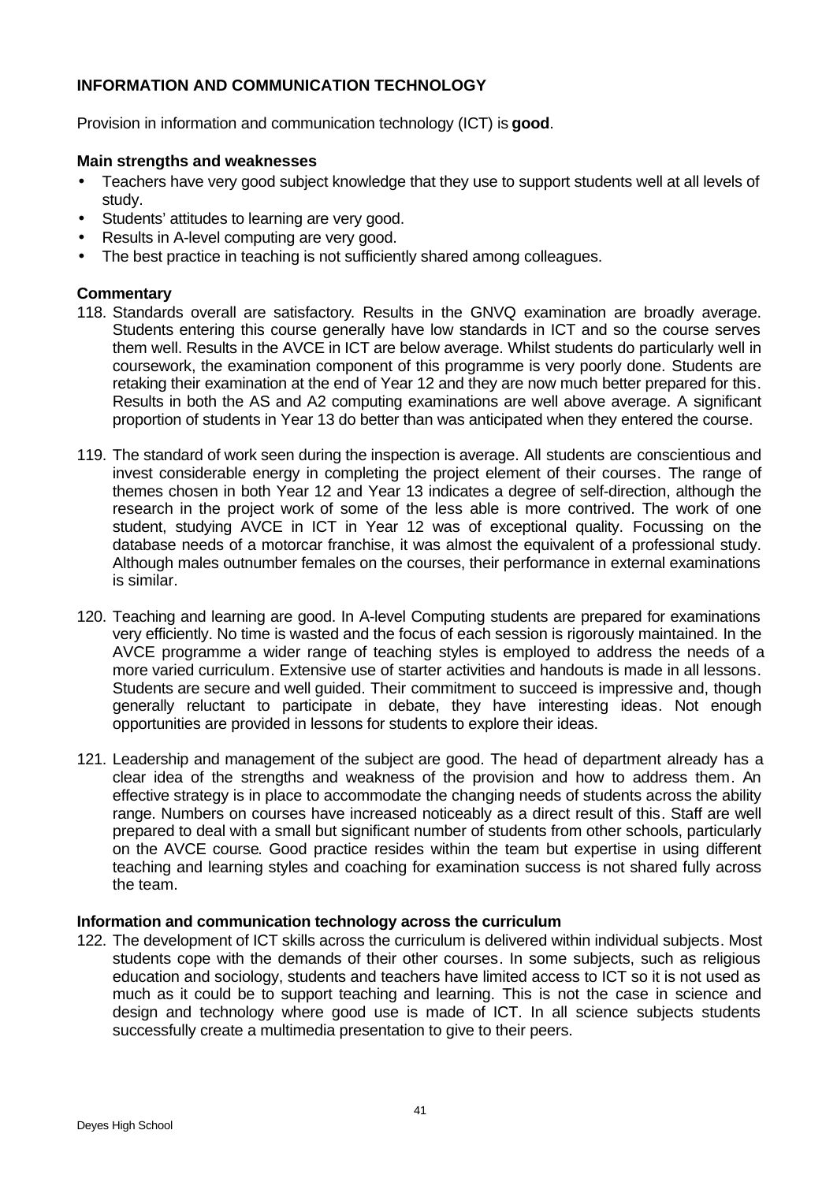## INFORMATION AND COMMUNICATION TECHNOLOGY

Provision in information and communication technology (ICT) is **good**.

### Main strengths and weaknesses

- Teachers have very good subject knowledge that they use to support students well at all levels of study.
- Students' attitudes to learning are very good.
- Results in A-level computing are very good.
- The best practice in teaching is not sufficiently shared among colleagues.

### Commentary

118. Standards overall are satisfactory. Results in the GNVQ examination are broadly average. Students entering this course generally have low standards in ICT and so the course serves them well. Results in the AVCE in ICT are below average. Whilst students do particularly well in coursework, the examination component of this programme is very poorly done. Students are retaking their examination at the end of Year 12 and they are now much better prepared for this. Results in both the AS and A2 computing examinations are well above average. A significant proportion of students in Year 13 do better than was anticipated when they entered the course.

119. The standard of work seen during the inspection is average. All students are conscientious and invest considerable energy in completing the project element of their courses. The range of themes chosen in both Year 12 and Year 13 indicates a degree of self-direction, although the research in the project work of some of the less able is more contrived. The work of one student, studying AVCE in ICT in Year 12 was of exceptional quality. Focussing on the database needs of a motorcar franchise, it was almost the equivalent of a professional study. Although males outnumber females on the courses, their performance in external examinations is similar.

120. Teaching and learning are good. In A-level Computing students are prepared for examinations very efficiently. No time is wasted and the focus of each session is rigorously maintained. In the AVCE programme a wider range of teaching styles is employed to address the needs of a more varied curriculum. Extensive use of starter activities and handouts is made in all lessons. Students are secure and well guided. Their commitment to succeed is impressive and, though generally reluctant to participate in debate, they have interesting ideas. Not enough opportunities are provided in lessons for students to explore their ideas.

121. Leadership and management of the subject are good. The head of department already has a clear idea of the strengths and weakness of the provision and how to address them. An effective strategy is in place to accommodate the changing needs of students across the ability range. Numbers on courses have increased noticeably as a direct result of this. Staff are well prepared to deal with a small but significant number of students from other schools, particularly on the AVCE course. Good practice resides within the team but expertise in using different teaching and learning styles and coaching for examination success is not shared fully across the team.

### Information and communication technology across the curriculum

122. The development of ICT skills across the curriculum is delivered within individual subjects. Most students cope with the demands of their other courses. In some subjects, such as religious education and sociology, students and teachers have limited access to ICT so it is not used as much as it could be to support teaching and learning. This is not the case in science and design and technology where good use is made of ICT. In all science subjects students successfully create a multimedia presentation to give to their peers.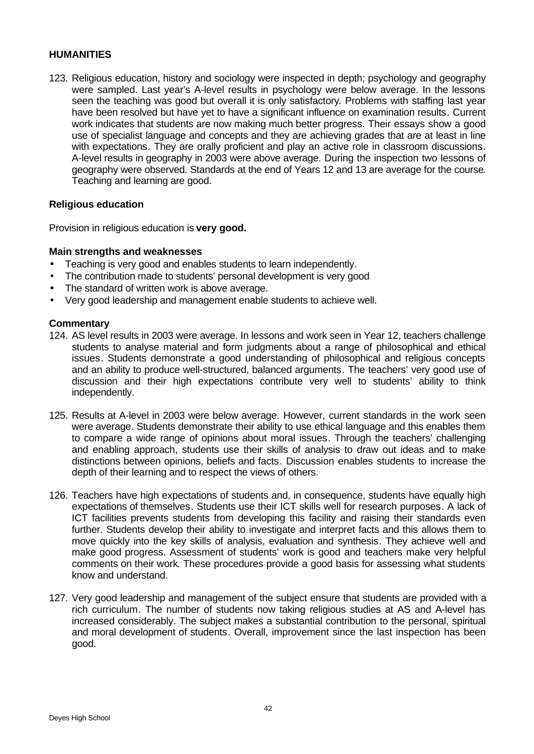## HUMANITIES

123. Religious education, history and sociology were inspected in depth; psychology and geography were sampled. Last year's A-level results in psychology were below average. In the lessons seen the teaching was good but overall it is only satisfactory. Problems with staffing last year have been resolved but have yet to have a significant influence on examination results. Current work indicates that students are now making much better progress. Their essays show a good use of specialist language and concepts and they are achieving grades that are at least in line with expectations. They are orally proficient and play an active role in classroom discussions. A-level results in geography in 2003 were above average. During the inspection two lessons of geography were observed. Standards at the end of Years 12 and 13 are average for the course. Teaching and learning are good.

### Religious education

Provision in religious education is **very good.**

#### Main strengths and weaknesses

- Teaching is very good and enables students to learn independently.
- The contribution made to students' personal development is very good
- The standard of written work is above average.
- Very good leadership and management enable students to achieve well.

#### Commentary

124. AS level results in 2003 were average. In lessons and work seen in Year 12, teachers challenge students to analyse material and form judgments about a range of philosophical and ethical issues. Students demonstrate a good understanding of philosophical and religious concepts and an ability to produce well-structured, balanced arguments. The teachers' very good use of discussion and their high expectations contribute very well to students' ability to think independently.

125. Results at A-level in 2003 were below average. However, current standards in the work seen were average. Students demonstrate their ability to use ethical language and this enables them to compare a wide range of opinions about moral issues. Through the teachers' challenging and enabling approach, students use their skills of analysis to draw out ideas and to make distinctions between opinions, beliefs and facts. Discussion enables students to increase the depth of their learning and to respect the views of others.

126. Teachers have high expectations of students and, in consequence, students have equally high expectations of themselves. Students use their ICT skills well for research purposes. A lack of ICT facilities prevents students from developing this facility and raising their standards even further. Students develop their ability to investigate and interpret facts and this allows them to move quickly into the key skills of analysis, evaluation and synthesis. They achieve well and make good progress. Assessment of students' work is good and teachers make very helpful comments on their work. These procedures provide a good basis for assessing what students know and understand.

127. Very good leadership and management of the subject ensure that students are provided with a rich curriculum. The number of students now taking religious studies at AS and A-level has increased considerably. The subject makes a substantial contribution to the personal, spiritual and moral development of students. Overall, improvement since the last inspection has been good.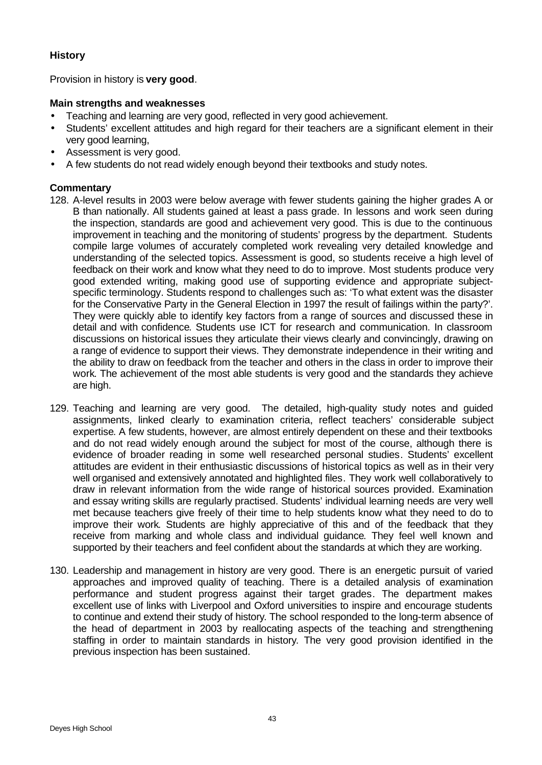**History**

Provision in history is **very good**.

**Main strengths and weaknesses**

- Teaching and learning are very good, reflected in very good achievement.
- Students' excellent attitudes and high regard for their teachers are a significant element in their very good learning,
- Assessment is very good.
- A few students do not read widely enough beyond their textbooks and study notes.

**Commentary**

128. A-level results in 2003 were below average with fewer students gaining the higher grades A or B than nationally. All students gained at least a pass grade. In lessons and work seen during the inspection, standards are good and achievement very good. This is due to the continuous improvement in teaching and the monitoring of students' progress by the department. Students compile large volumes of accurately completed work revealing very detailed knowledge and understanding of the selected topics. Assessment is good, so students receive a high level of feedback on their work and know what they need to do to improve. Most students produce very good extended writing, making good use of supporting evidence and appropriate subject-specific terminology. Students respond to challenges such as: 'To what extent was the disaster for the Conservative Party in the General Election in 1997 the result of failings within the party?'. They were quickly able to identify key factors from a range of sources and discussed these in detail and with confidence. Students use ICT for research and communication. In classroom discussions on historical issues they articulate their views clearly and convincingly, drawing on a range of evidence to support their views. They demonstrate independence in their writing and the ability to draw on feedback from the teacher and others in the class in order to improve their work. The achievement of the most able students is very good and the standards they achieve are high.

129. Teaching and learning are very good. The detailed, high-quality study notes and guided assignments, linked clearly to examination criteria, reflect teachers' considerable subject expertise. A few students, however, are almost entirely dependent on these and their textbooks and do not read widely enough around the subject for most of the course, although there is evidence of broader reading in some well researched personal studies. Students' excellent attitudes are evident in their enthusiastic discussions of historical topics as well as in their very well organised and extensively annotated and highlighted files. They work well collaboratively to draw in relevant information from the wide range of historical sources provided. Examination and essay writing skills are regularly practised. Students' individual learning needs are very well met because teachers give freely of their time to help students know what they need to do to improve their work. Students are highly appreciative of this and of the feedback that they receive from marking and whole class and individual guidance. They feel well known and supported by their teachers and feel confident about the standards at which they are working.

130. Leadership and management in history are very good. There is an energetic pursuit of varied approaches and improved quality of teaching. There is a detailed analysis of examination performance and student progress against their target grades. The department makes excellent use of links with Liverpool and Oxford universities to inspire and encourage students to continue and extend their study of history. The school responded to the long-term absence of the head of department in 2003 by reallocating aspects of the teaching and strengthening staffing in order to maintain standards in history. The very good provision identified in the previous inspection has been sustained.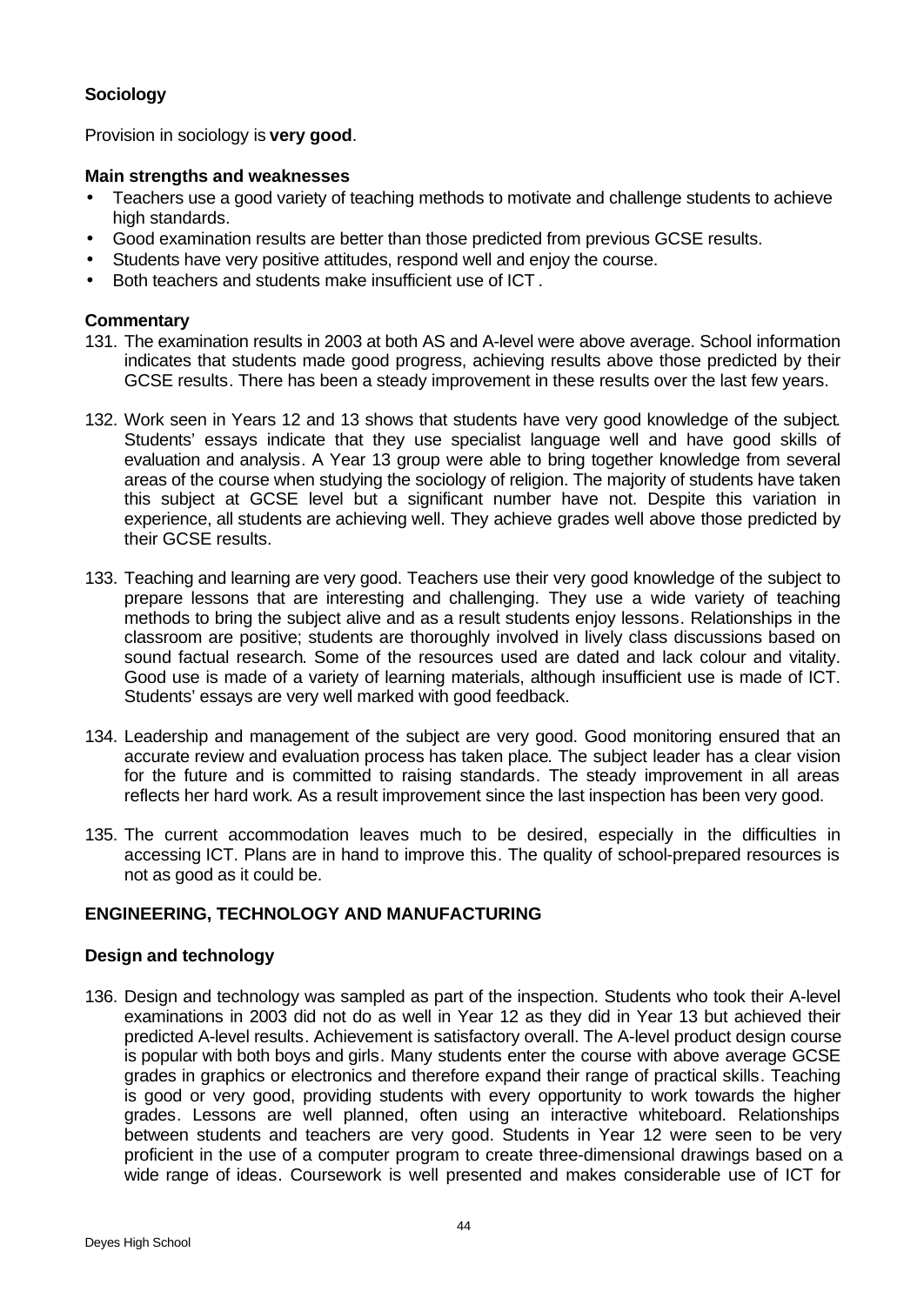### Sociology

Provision in sociology is **very good**.

#### Main strengths and weaknesses

- Teachers use a good variety of teaching methods to motivate and challenge students to achieve high standards.
- Good examination results are better than those predicted from previous GCSE results.
- Students have very positive attitudes, respond well and enjoy the course.
- Both teachers and students make insufficient use of ICT.

#### Commentary

131. The examination results in 2003 at both AS and A-level were above average. School information indicates that students made good progress, achieving results above those predicted by their GCSE results. There has been a steady improvement in these results over the last few years.

132. Work seen in Years 12 and 13 shows that students have very good knowledge of the subject. Students' essays indicate that they use specialist language well and have good skills of evaluation and analysis. A Year 13 group were able to bring together knowledge from several areas of the course when studying the sociology of religion. The majority of students have taken this subject at GCSE level but a significant number have not. Despite this variation in experience, all students are achieving well. They achieve grades well above those predicted by their GCSE results.

133. Teaching and learning are very good. Teachers use their very good knowledge of the subject to prepare lessons that are interesting and challenging. They use a wide variety of teaching methods to bring the subject alive and as a result students enjoy lessons. Relationships in the classroom are positive; students are thoroughly involved in lively class discussions based on sound factual research. Some of the resources used are dated and lack colour and vitality. Good use is made of a variety of learning materials, although insufficient use is made of ICT. Students' essays are very well marked with good feedback.

134. Leadership and management of the subject are very good. Good monitoring ensured that an accurate review and evaluation process has taken place. The subject leader has a clear vision for the future and is committed to raising standards. The steady improvement in all areas reflects her hard work. As a result improvement since the last inspection has been very good.

135. The current accommodation leaves much to be desired, especially in the difficulties in accessing ICT. Plans are in hand to improve this. The quality of school-prepared resources is not as good as it could be.

## ENGINEERING, TECHNOLOGY AND MANUFACTURING

### Design and technology

136. Design and technology was sampled as part of the inspection. Students who took their A-level examinations in 2003 did not do as well in Year 12 as they did in Year 13 but achieved their predicted A-level results. Achievement is satisfactory overall. The A-level product design course is popular with both boys and girls. Many students enter the course with above average GCSE grades in graphics or electronics and therefore expand their range of practical skills. Teaching is good or very good, providing students with every opportunity to work towards the higher grades. Lessons are well planned, often using an interactive whiteboard. Relationships between students and teachers are very good. Students in Year 12 were seen to be very proficient in the use of a computer program to create three-dimensional drawings based on a wide range of ideas. Coursework is well presented and makes considerable use of ICT for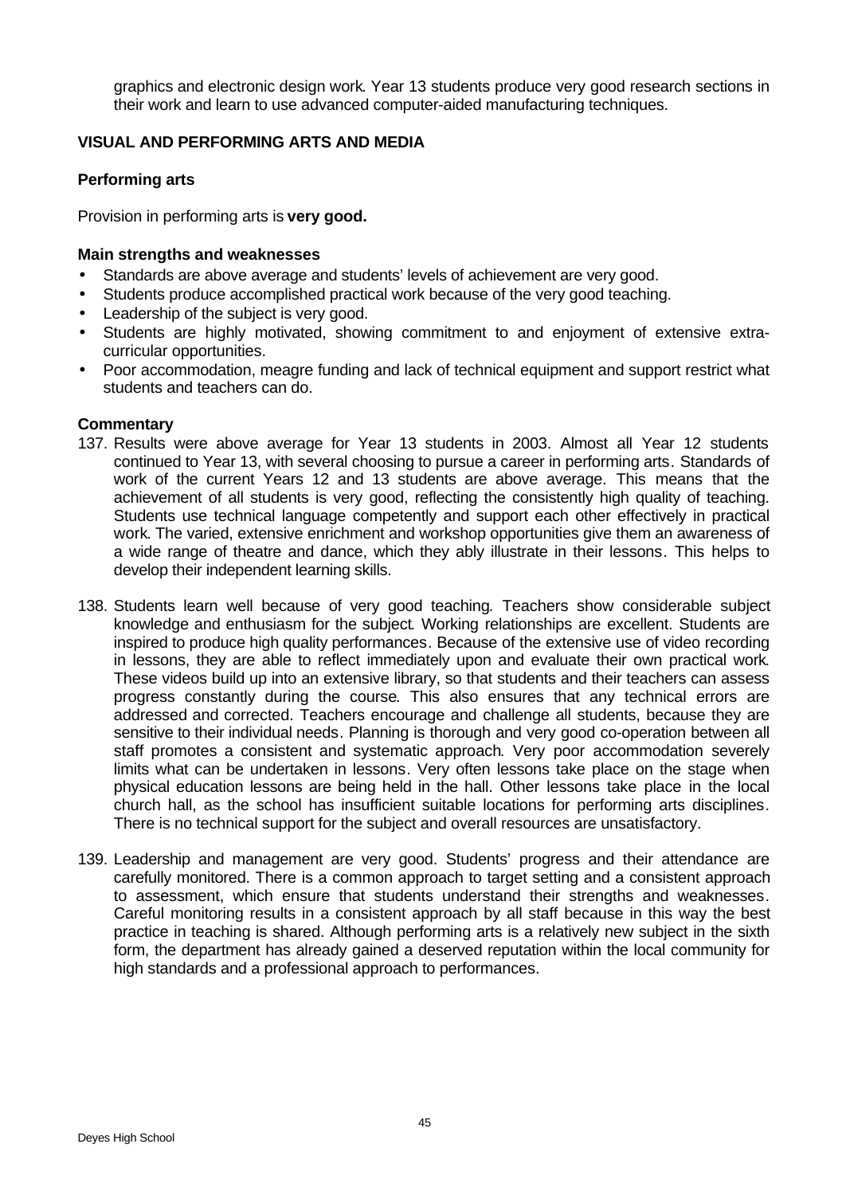graphics and electronic design work. Year 13 students produce very good research sections in their work and learn to use advanced computer-aided manufacturing techniques.

### VISUAL AND PERFORMING ARTS AND MEDIA

#### Performing arts

Provision in performing arts is **very good.**

#### Main strengths and weaknesses

- Standards are above average and students' levels of achievement are very good.
- Students produce accomplished practical work because of the very good teaching.
- Leadership of the subject is very good.
- Students are highly motivated, showing commitment to and enjoyment of extensive extra-curricular opportunities.
- Poor accommodation, meagre funding and lack of technical equipment and support restrict what students and teachers can do.

#### Commentary

137. Results were above average for Year 13 students in 2003. Almost all Year 12 students continued to Year 13, with several choosing to pursue a career in performing arts. Standards of work of the current Years 12 and 13 students are above average. This means that the achievement of all students is very good, reflecting the consistently high quality of teaching. Students use technical language competently and support each other effectively in practical work. The varied, extensive enrichment and workshop opportunities give them an awareness of a wide range of theatre and dance, which they ably illustrate in their lessons. This helps to develop their independent learning skills.

138. Students learn well because of very good teaching. Teachers show considerable subject knowledge and enthusiasm for the subject. Working relationships are excellent. Students are inspired to produce high quality performances. Because of the extensive use of video recording in lessons, they are able to reflect immediately upon and evaluate their own practical work. These videos build up into an extensive library, so that students and their teachers can assess progress constantly during the course. This also ensures that any technical errors are addressed and corrected. Teachers encourage and challenge all students, because they are sensitive to their individual needs. Planning is thorough and very good co-operation between all staff promotes a consistent and systematic approach. Very poor accommodation severely limits what can be undertaken in lessons. Very often lessons take place on the stage when physical education lessons are being held in the hall. Other lessons take place in the local church hall, as the school has insufficient suitable locations for performing arts disciplines. There is no technical support for the subject and overall resources are unsatisfactory.

139. Leadership and management are very good. Students' progress and their attendance are carefully monitored. There is a common approach to target setting and a consistent approach to assessment, which ensure that students understand their strengths and weaknesses. Careful monitoring results in a consistent approach by all staff because in this way the best practice in teaching is shared. Although performing arts is a relatively new subject in the sixth form, the department has already gained a deserved reputation within the local community for high standards and a professional approach to performances.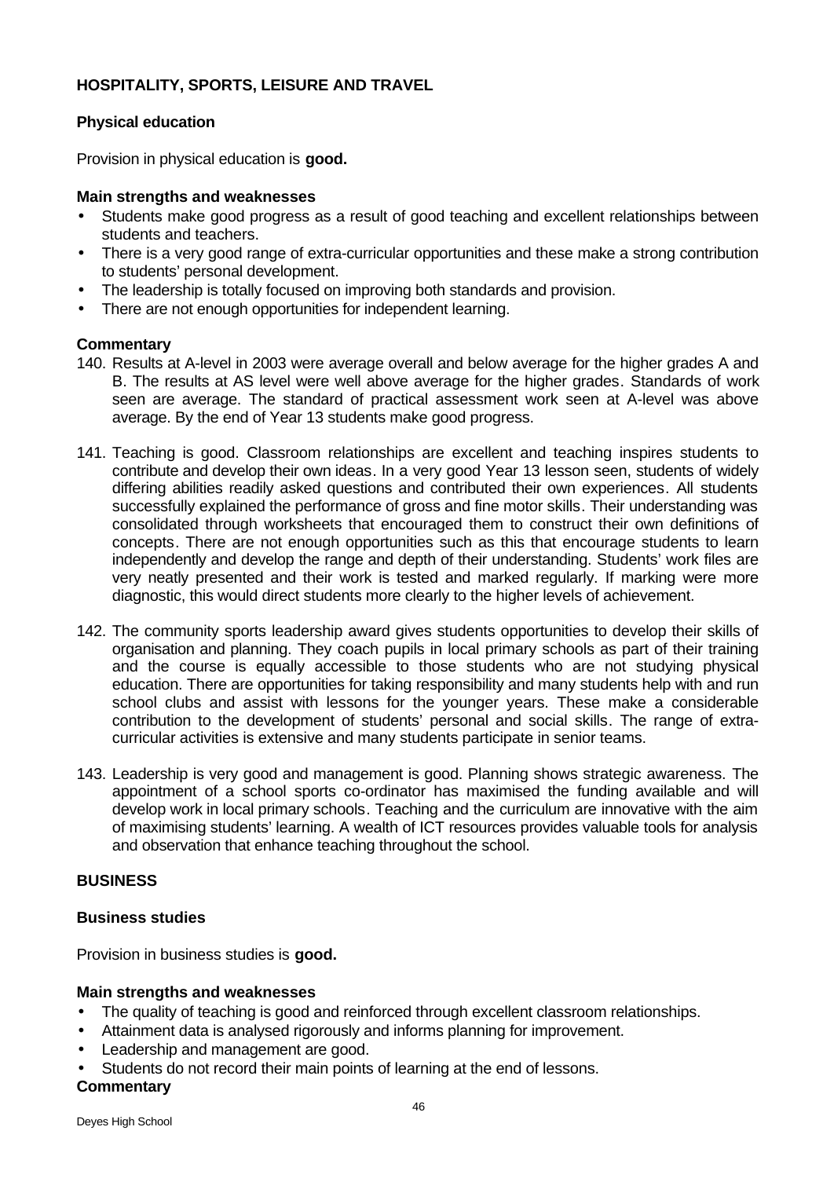## HOSPITALITY, SPORTS, LEISURE AND TRAVEL

### Physical education

Provision in physical education is **good.**

#### Main strengths and weaknesses

- Students make good progress as a result of good teaching and excellent relationships between students and teachers.
- There is a very good range of extra-curricular opportunities and these make a strong contribution to students' personal development.
- The leadership is totally focused on improving both standards and provision.
- There are not enough opportunities for independent learning.

#### Commentary

140. Results at A-level in 2003 were average overall and below average for the higher grades A and B. The results at AS level were well above average for the higher grades. Standards of work seen are average. The standard of practical assessment work seen at A-level was above average. By the end of Year 13 students make good progress.

141. Teaching is good. Classroom relationships are excellent and teaching inspires students to contribute and develop their own ideas. In a very good Year 13 lesson seen, students of widely differing abilities readily asked questions and contributed their own experiences. All students successfully explained the performance of gross and fine motor skills. Their understanding was consolidated through worksheets that encouraged them to construct their own definitions of concepts. There are not enough opportunities such as this that encourage students to learn independently and develop the range and depth of their understanding. Students' work files are very neatly presented and their work is tested and marked regularly. If marking were more diagnostic, this would direct students more clearly to the higher levels of achievement.

142. The community sports leadership award gives students opportunities to develop their skills of organisation and planning. They coach pupils in local primary schools as part of their training and the course is equally accessible to those students who are not studying physical education. There are opportunities for taking responsibility and many students help with and run school clubs and assist with lessons for the younger years. These make a considerable contribution to the development of students' personal and social skills. The range of extra-curricular activities is extensive and many students participate in senior teams.

143. Leadership is very good and management is good. Planning shows strategic awareness. The appointment of a school sports co-ordinator has maximised the funding available and will develop work in local primary schools. Teaching and the curriculum are innovative with the aim of maximising students' learning. A wealth of ICT resources provides valuable tools for analysis and observation that enhance teaching throughout the school.

## BUSINESS

### Business studies

Provision in business studies is **good.**

#### Main strengths and weaknesses

- The quality of teaching is good and reinforced through excellent classroom relationships.
- Attainment data is analysed rigorously and informs planning for improvement.
- Leadership and management are good.
- Students do not record their main points of learning at the end of lessons.

#### Commentary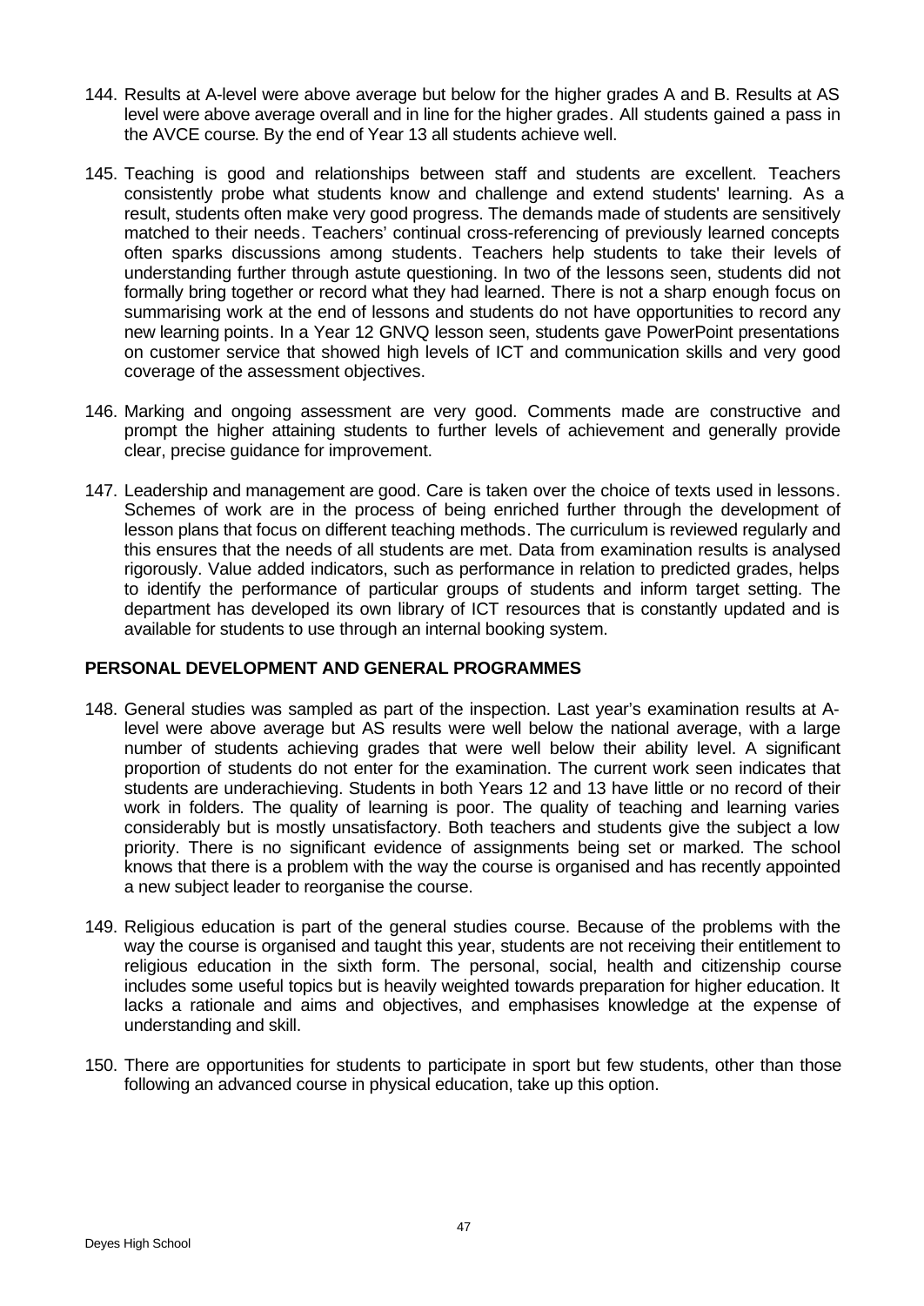144. Results at A-level were above average but below for the higher grades A and B. Results at AS level were above average overall and in line for the higher grades. All students gained a pass in the AVCE course. By the end of Year 13 all students achieve well.

145. Teaching is good and relationships between staff and students are excellent. Teachers consistently probe what students know and challenge and extend students' learning. As a result, students often make very good progress. The demands made of students are sensitively matched to their needs. Teachers' continual cross-referencing of previously learned concepts often sparks discussions among students. Teachers help students to take their levels of understanding further through astute questioning. In two of the lessons seen, students did not formally bring together or record what they had learned. There is not a sharp enough focus on summarising work at the end of lessons and students do not have opportunities to record any new learning points. In a Year 12 GNVQ lesson seen, students gave PowerPoint presentations on customer service that showed high levels of ICT and communication skills and very good coverage of the assessment objectives.

146. Marking and ongoing assessment are very good. Comments made are constructive and prompt the higher attaining students to further levels of achievement and generally provide clear, precise guidance for improvement.

147. Leadership and management are good. Care is taken over the choice of texts used in lessons. Schemes of work are in the process of being enriched further through the development of lesson plans that focus on different teaching methods. The curriculum is reviewed regularly and this ensures that the needs of all students are met. Data from examination results is analysed rigorously. Value added indicators, such as performance in relation to predicted grades, helps to identify the performance of particular groups of students and inform target setting. The department has developed its own library of ICT resources that is constantly updated and is available for students to use through an internal booking system.

## PERSONAL DEVELOPMENT AND GENERAL PROGRAMMES

148. General studies was sampled as part of the inspection. Last year's examination results at A-level were above average but AS results were well below the national average, with a large number of students achieving grades that were well below their ability level. A significant proportion of students do not enter for the examination. The current work seen indicates that students are underachieving. Students in both Years 12 and 13 have little or no record of their work in folders. The quality of learning is poor. The quality of teaching and learning varies considerably but is mostly unsatisfactory. Both teachers and students give the subject a low priority. There is no significant evidence of assignments being set or marked. The school knows that there is a problem with the way the course is organised and has recently appointed a new subject leader to reorganise the course.

149. Religious education is part of the general studies course. Because of the problems with the way the course is organised and taught this year, students are not receiving their entitlement to religious education in the sixth form. The personal, social, health and citizenship course includes some useful topics but is heavily weighted towards preparation for higher education. It lacks a rationale and aims and objectives, and emphasises knowledge at the expense of understanding and skill.

150. There are opportunities for students to participate in sport but few students, other than those following an advanced course in physical education, take up this option.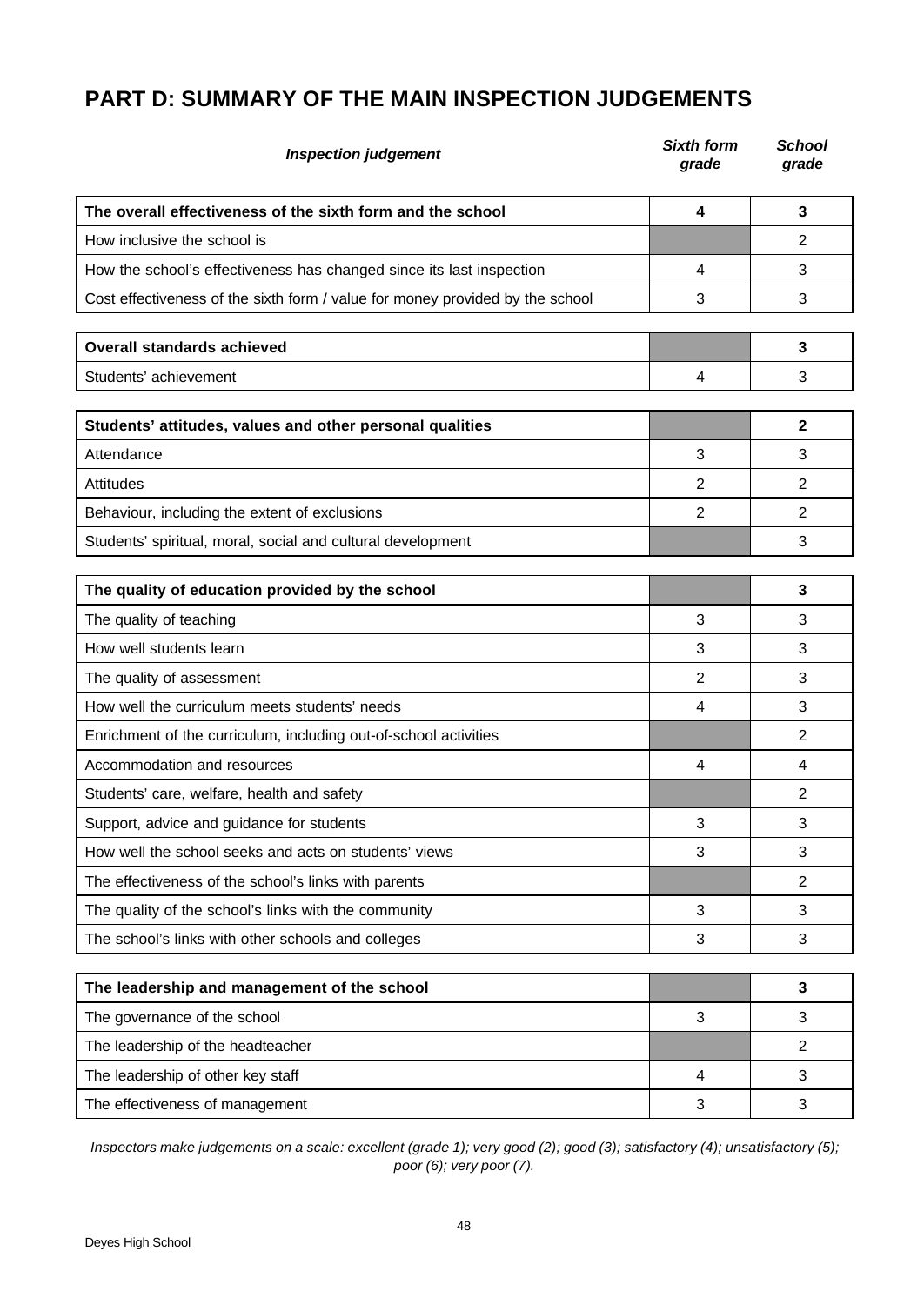# PART D: SUMMARY OF THE MAIN INSPECTION JUDGEMENTS

| *Inspection judgement* | *Sixth form grade* | *School grade* |
|---|---|---|
| **The overall effectiveness of the sixth form and the school** | **4** | **3** |
| How inclusive the school is | | 2 |
| How the school's effectiveness has changed since its last inspection | 4 | 3 |
| Cost effectiveness of the sixth form / value for money provided by the school | 3 | 3 |
| **Overall standards achieved** | | **3** |
| Students' achievement | 4 | 3 |
| **Students' attitudes, values and other personal qualities** | | **2** |
| Attendance | 3 | 3 |
| Attitudes | 2 | 2 |
| Behaviour, including the extent of exclusions | 2 | 2 |
| Students' spiritual, moral, social and cultural development | | 3 |
| **The quality of education provided by the school** | | **3** |
| The quality of teaching | 3 | 3 |
| How well students learn | 3 | 3 |
| The quality of assessment | 2 | 3 |
| How well the curriculum meets students' needs | 4 | 3 |
| Enrichment of the curriculum, including out-of-school activities | | 2 |
| Accommodation and resources | 4 | 4 |
| Students' care, welfare, health and safety | | 2 |
| Support, advice and guidance for students | 3 | 3 |
| How well the school seeks and acts on students' views | 3 | 3 |
| The effectiveness of the school's links with parents | | 2 |
| The quality of the school's links with the community | 3 | 3 |
| The school's links with other schools and colleges | 3 | 3 |
| **The leadership and management of the school** | | **3** |
| The governance of the school | 3 | 3 |
| The leadership of the headteacher | | 2 |
| The leadership of other key staff | 4 | 3 |
| The effectiveness of management | 3 | 3 |

*Inspectors make judgements on a scale: excellent (grade 1); very good (2); good (3); satisfactory (4); unsatisfactory (5); poor (6); very poor (7).*